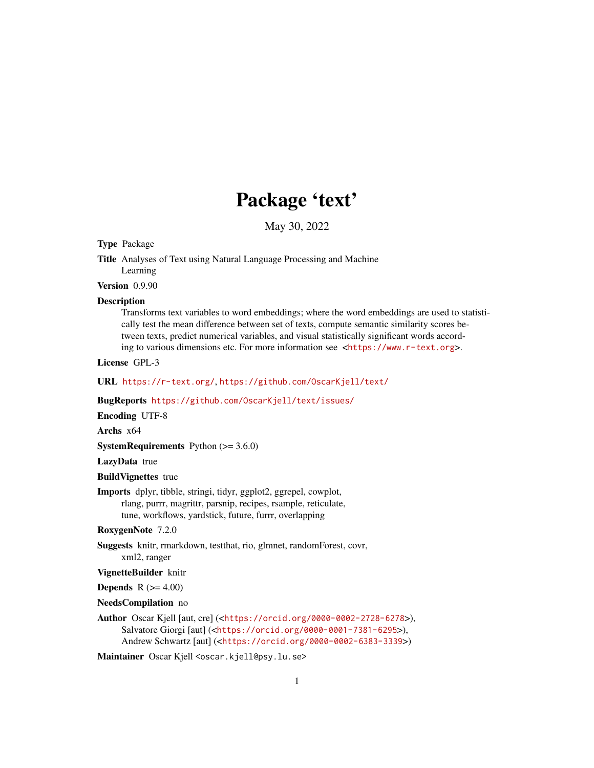# Package 'text'

May 30, 2022

**Type** Package

**Title** Analyses of Text using Natural Language Processing and Machine Learning

**Version** 0.9.90

**Description** Transforms text variables to word embeddings; where the word embeddings are used to statistically test the mean difference between set of texts, compute semantic similarity scores between texts, predict numerical variables, and visual statistically significant words according to various dimensions etc. For more information see <https://www.r-text.org>.

**License** GPL-3

**URL** https://r-text.org/, https://github.com/OscarKjell/text/

**BugReports** https://github.com/OscarKjell/text/issues/

**Encoding** UTF-8

**Archs** x64

**SystemRequirements** Python (>= 3.6.0)

**LazyData** true

**BuildVignettes** true

**Imports** dplyr, tibble, stringi, tidyr, ggplot2, ggrepel, cowplot, rlang, purrr, magrittr, parsnip, recipes, rsample, reticulate, tune, workflows, yardstick, future, furrr, overlapping

**RoxygenNote** 7.2.0

**Suggests** knitr, rmarkdown, testthat, rio, glmnet, randomForest, covr, xml2, ranger

**VignetteBuilder** knitr

**Depends** R (>= 4.00)

**NeedsCompilation** no

**Author** Oscar Kjell [aut, cre] (<https://orcid.org/0000-0002-2728-6278>), Salvatore Giorgi [aut] (<https://orcid.org/0000-0001-7381-6295>), Andrew Schwartz [aut] (<https://orcid.org/0000-0002-6383-3339>)

**Maintainer** Oscar Kjell <oscar.kjell@psy.lu.se>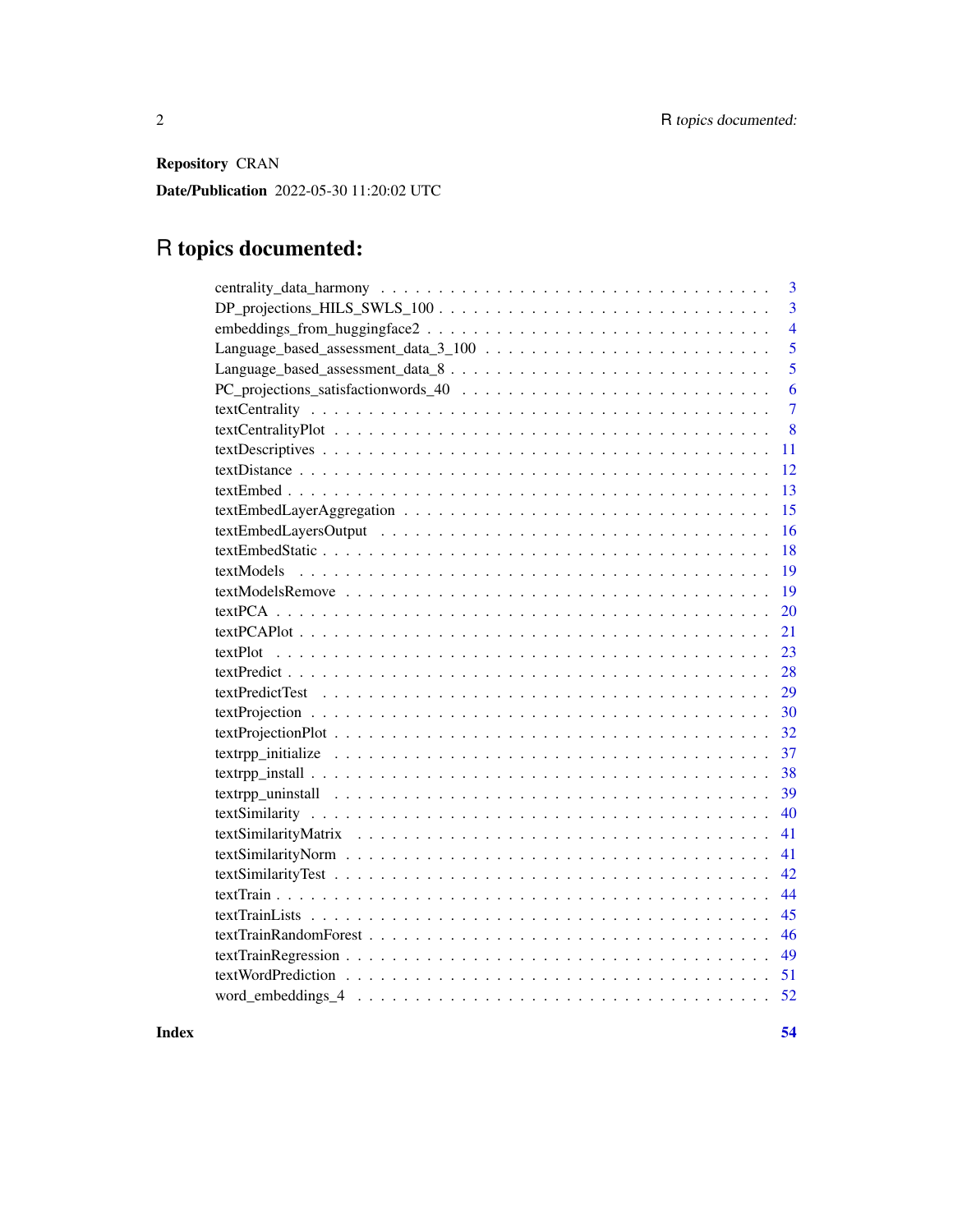**Repository** CRAN

**Date/Publication** 2022-05-30 11:20:02 UTC

# R topics documented:

| | |
|---|---|
| centrality_data_harmony | 3 |
| DP_projections_HILS_SWLS_100 | 3 |
| embeddings_from_huggingface2 | 4 |
| Language_based_assessment_data_3_100 | 5 |
| Language_based_assessment_data_8 | 5 |
| PC_projections_satisfactionwords_40 | 6 |
| textCentrality | 7 |
| textCentralityPlot | 8 |
| textDescriptives | 11 |
| textDistance | 12 |
| textEmbed | 13 |
| textEmbedLayerAggregation | 15 |
| textEmbedLayersOutput | 16 |
| textEmbedStatic | 18 |
| textModels | 19 |
| textModelsRemove | 19 |
| textPCA | 20 |
| textPCAPlot | 21 |
| textPlot | 23 |
| textPredict | 28 |
| textPredictTest | 29 |
| textProjection | 30 |
| textProjectionPlot | 32 |
| textrpp_initialize | 37 |
| textrpp_install | 38 |
| textrpp_uninstall | 39 |
| textSimilarity | 40 |
| textSimilarityMatrix | 41 |
| textSimilarityNorm | 41 |
| textSimilarityTest | 42 |
| textTrain | 44 |
| textTrainLists | 45 |
| textTrainRandomForest | 46 |
| textTrainRegression | 49 |
| textWordPrediction | 51 |
| word_embeddings_4 | 52 |

**Index** **54**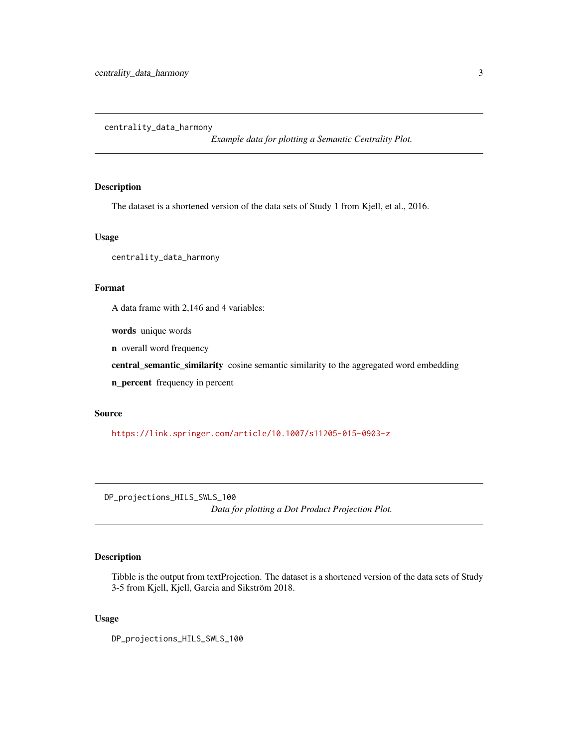## centrality_data_harmony

*Example data for plotting a Semantic Centrality Plot.*

### Description

The dataset is a shortened version of the data sets of Study 1 from Kjell, et al., 2016.

### Usage

```
centrality_data_harmony
```

### Format

A data frame with 2,146 and 4 variables:

**words** unique words

**n** overall word frequency

**central_semantic_similarity** cosine semantic similarity to the aggregated word embedding

**n_percent** frequency in percent

### Source

https://link.springer.com/article/10.1007/s11205-015-0903-z

## DP_projections_HILS_SWLS_100

*Data for plotting a Dot Product Projection Plot.*

### Description

Tibble is the output from textProjection. The dataset is a shortened version of the data sets of Study 3-5 from Kjell, Kjell, Garcia and Sikström 2018.

### Usage

```
DP_projections_HILS_SWLS_100
```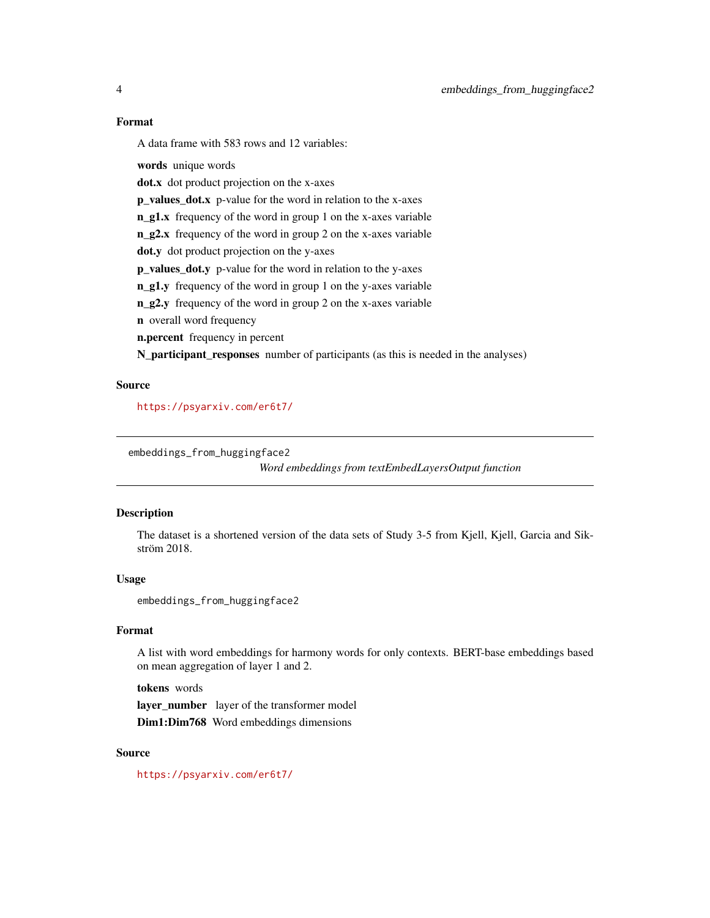### Format

A data frame with 583 rows and 12 variables:

**words** unique words

**dot.x** dot product projection on the x-axes

**p_values_dot.x** p-value for the word in relation to the x-axes

**n_g1.x** frequency of the word in group 1 on the x-axes variable

**n_g2.x** frequency of the word in group 2 on the x-axes variable

**dot.y** dot product projection on the y-axes

**p_values_dot.y** p-value for the word in relation to the y-axes

**n_g1.y** frequency of the word in group 1 on the y-axes variable

**n_g2.y** frequency of the word in group 2 on the x-axes variable

**n** overall word frequency

**n.percent** frequency in percent

**N_participant_responses** number of participants (as this is needed in the analyses)

### Source

https://psyarxiv.com/er6t7/

---

## embeddings_from_huggingface2 — *Word embeddings from textEmbedLayersOutput function*

### Description

The dataset is a shortened version of the data sets of Study 3-5 from Kjell, Kjell, Garcia and Sikström 2018.

### Usage

```
embeddings_from_huggingface2
```

### Format

A list with word embeddings for harmony words for only contexts. BERT-base embeddings based on mean aggregation of layer 1 and 2.

**tokens** words

**layer_number** layer of the transformer model

**Dim1:Dim768** Word embeddings dimensions

### Source

https://psyarxiv.com/er6t7/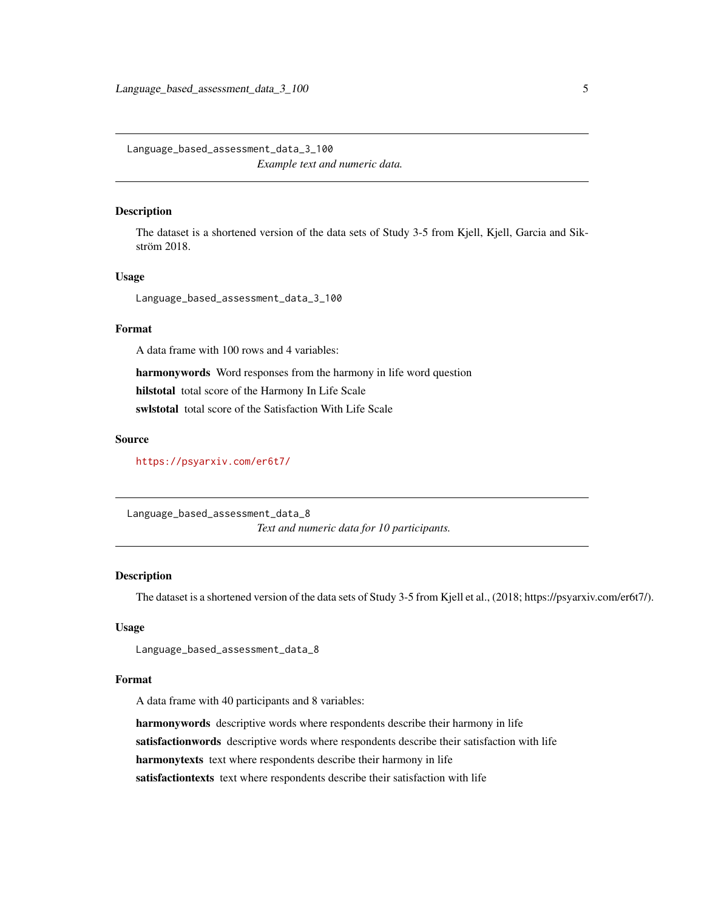## Language_based_assessment_data_3_100

*Example text and numeric data.*

### Description

The dataset is a shortened version of the data sets of Study 3-5 from Kjell, Kjell, Garcia and Sikström 2018.

### Usage

```
Language_based_assessment_data_3_100
```

### Format

A data frame with 100 rows and 4 variables:

**harmonywords** Word responses from the harmony in life word question

**hilstotal** total score of the Harmony In Life Scale

**swlstotal** total score of the Satisfaction With Life Scale

### Source

https://psyarxiv.com/er6t7/

## Language_based_assessment_data_8

*Text and numeric data for 10 participants.*

### Description

The dataset is a shortened version of the data sets of Study 3-5 from Kjell et al., (2018; https://psyarxiv.com/er6t7/).

### Usage

```
Language_based_assessment_data_8
```

### Format

A data frame with 40 participants and 8 variables:

**harmonywords** descriptive words where respondents describe their harmony in life

**satisfactionwords** descriptive words where respondents describe their satisfaction with life

**harmonytexts** text where respondents describe their harmony in life

**satisfactiontexts** text where respondents describe their satisfaction with life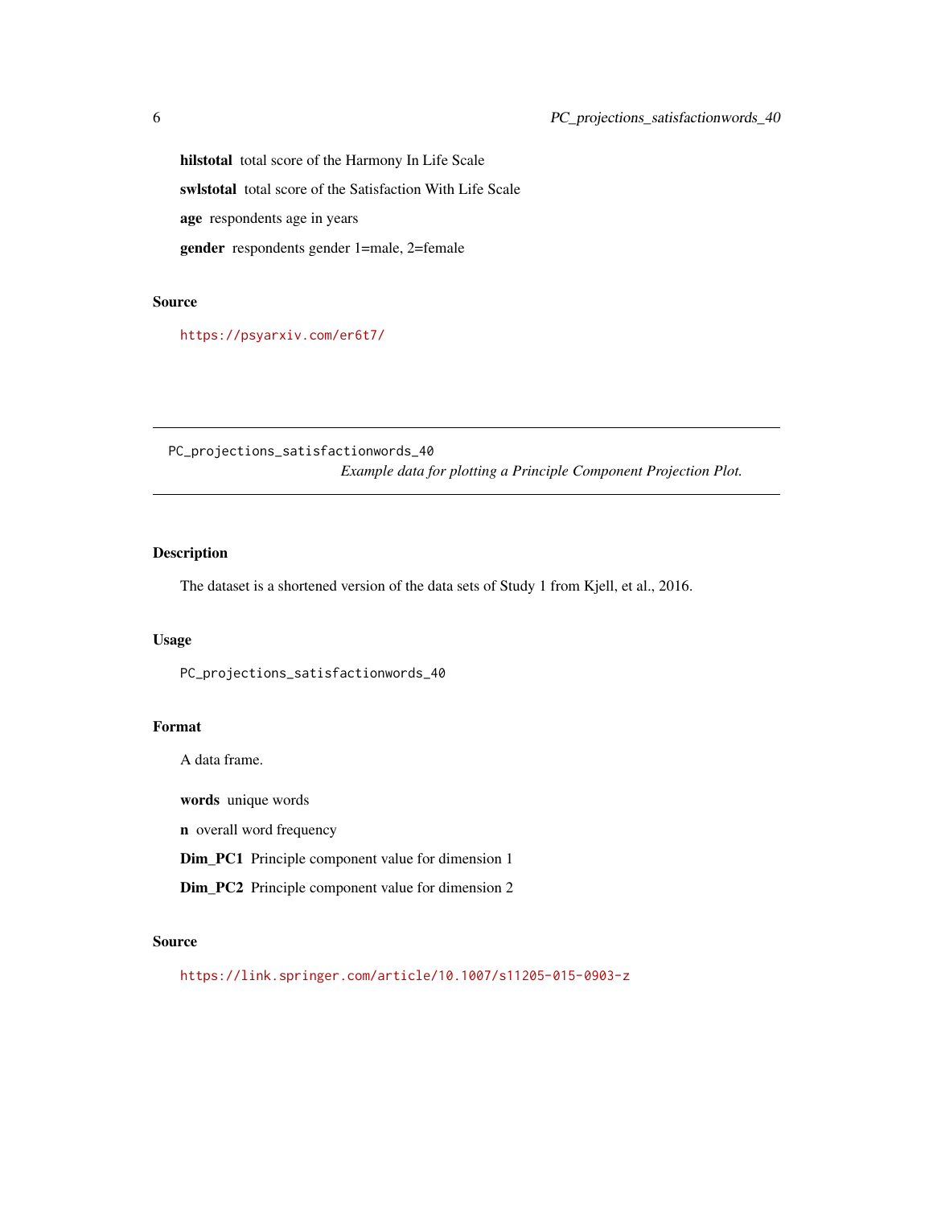**hilstotal** total score of the Harmony In Life Scale

**swlstotal** total score of the Satisfaction With Life Scale

**age** respondents age in years

**gender** respondents gender 1=male, 2=female

## Source

https://psyarxiv.com/er6t7/

---

PC_projections_satisfactionwords_40 *Example data for plotting a Principle Component Projection Plot.*

---

## Description

The dataset is a shortened version of the data sets of Study 1 from Kjell, et al., 2016.

## Usage

```
PC_projections_satisfactionwords_40
```

## Format

A data frame.

**words** unique words

**n** overall word frequency

**Dim_PC1** Principle component value for dimension 1

**Dim_PC2** Principle component value for dimension 2

## Source

https://link.springer.com/article/10.1007/s11205-015-0903-z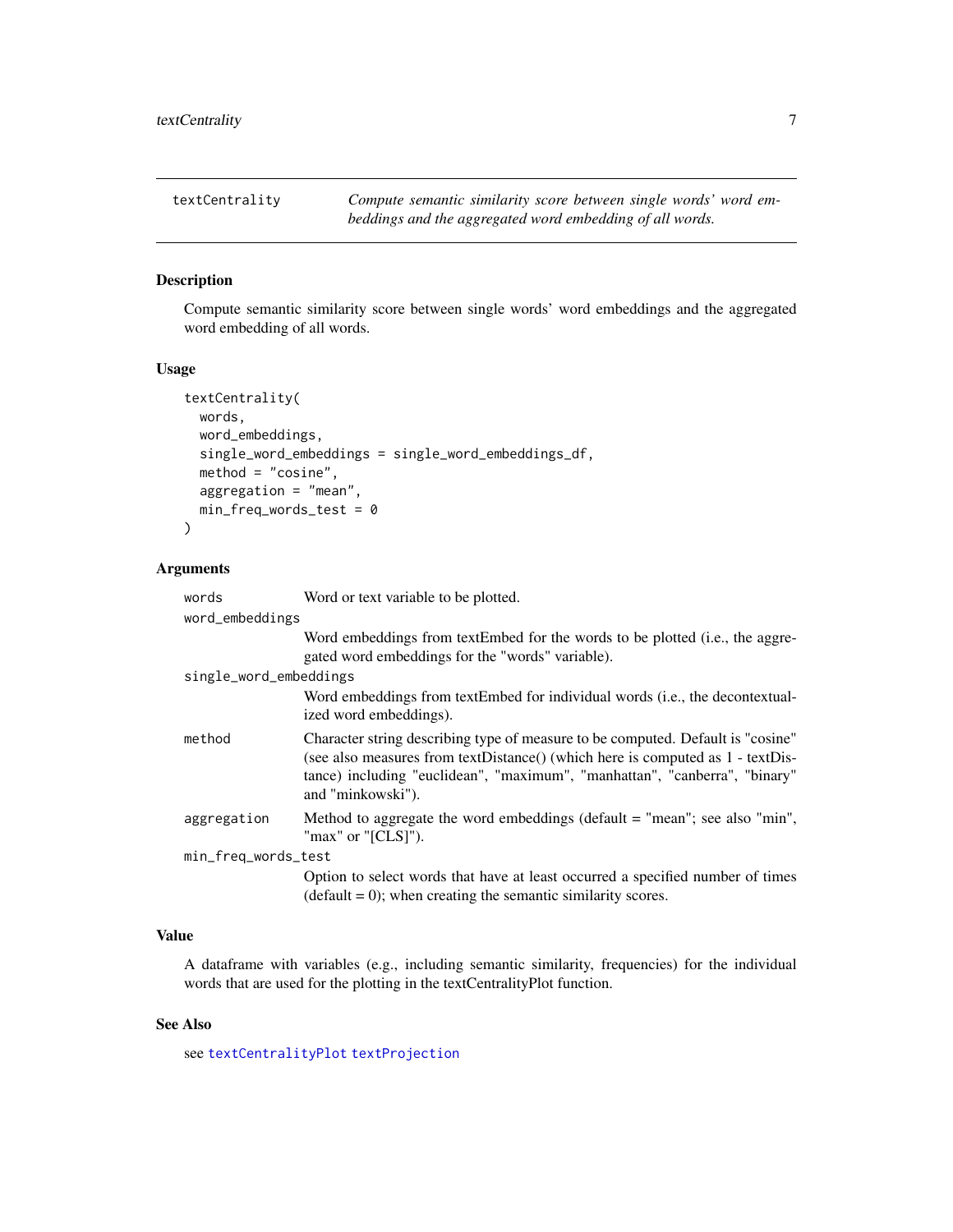textCentrality — *Compute semantic similarity score between single words' word embeddings and the aggregated word embedding of all words.*

## Description

Compute semantic similarity score between single words' word embeddings and the aggregated word embedding of all words.

## Usage

```
textCentrality(
  words,
  word_embeddings,
  single_word_embeddings = single_word_embeddings_df,
  method = "cosine",
  aggregation = "mean",
  min_freq_words_test = 0
)
```

## Arguments

| Argument | Description |
|---|---|
| `words` | Word or text variable to be plotted. |
| `word_embeddings` | Word embeddings from textEmbed for the words to be plotted (i.e., the aggregated word embeddings for the "words" variable). |
| `single_word_embeddings` | Word embeddings from textEmbed for individual words (i.e., the decontextualized word embeddings). |
| `method` | Character string describing type of measure to be computed. Default is "cosine" (see also measures from textDistance() (which here is computed as 1 - textDistance) including "euclidean", "maximum", "manhattan", "canberra", "binary" and "minkowski"). |
| `aggregation` | Method to aggregate the word embeddings (default = "mean"; see also "min", "max" or "[CLS]"). |
| `min_freq_words_test` | Option to select words that have at least occurred a specified number of times (default = 0); when creating the semantic similarity scores. |

## Value

A dataframe with variables (e.g., including semantic similarity, frequencies) for the individual words that are used for the plotting in the textCentralityPlot function.

## See Also

see `textCentralityPlot` `textProjection`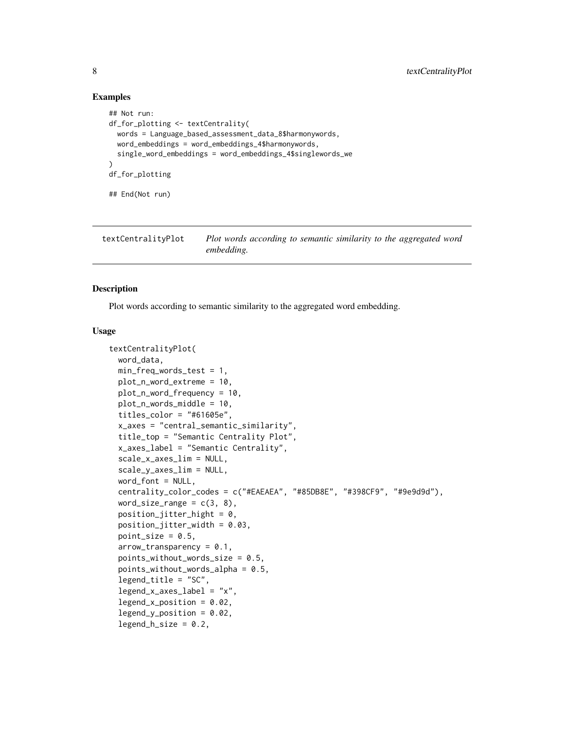## Examples

```
## Not run:
df_for_plotting <- textCentrality(
  words = Language_based_assessment_data_8$harmonywords,
  word_embeddings = word_embeddings_4$harmonywords,
  single_word_embeddings = word_embeddings_4$singlewords_we
)
df_for_plotting

## End(Not run)
```

---

`textCentralityPlot` *Plot words according to semantic similarity to the aggregated word embedding.*

---

### Description

Plot words according to semantic similarity to the aggregated word embedding.

### Usage

```
textCentralityPlot(
  word_data,
  min_freq_words_test = 1,
  plot_n_word_extreme = 10,
  plot_n_word_frequency = 10,
  plot_n_words_middle = 10,
  titles_color = "#61605e",
  x_axes = "central_semantic_similarity",
  title_top = "Semantic Centrality Plot",
  x_axes_label = "Semantic Centrality",
  scale_x_axes_lim = NULL,
  scale_y_axes_lim = NULL,
  word_font = NULL,
  centrality_color_codes = c("#EAEAEA", "#85DB8E", "#398CF9", "#9e9d9d"),
  word_size_range = c(3, 8),
  position_jitter_hight = 0,
  position_jitter_width = 0.03,
  point_size = 0.5,
  arrow_transparency = 0.1,
  points_without_words_size = 0.5,
  points_without_words_alpha = 0.5,
  legend_title = "SC",
  legend_x_axes_label = "x",
  legend_x_position = 0.02,
  legend_y_position = 0.02,
  legend_h_size = 0.2,
```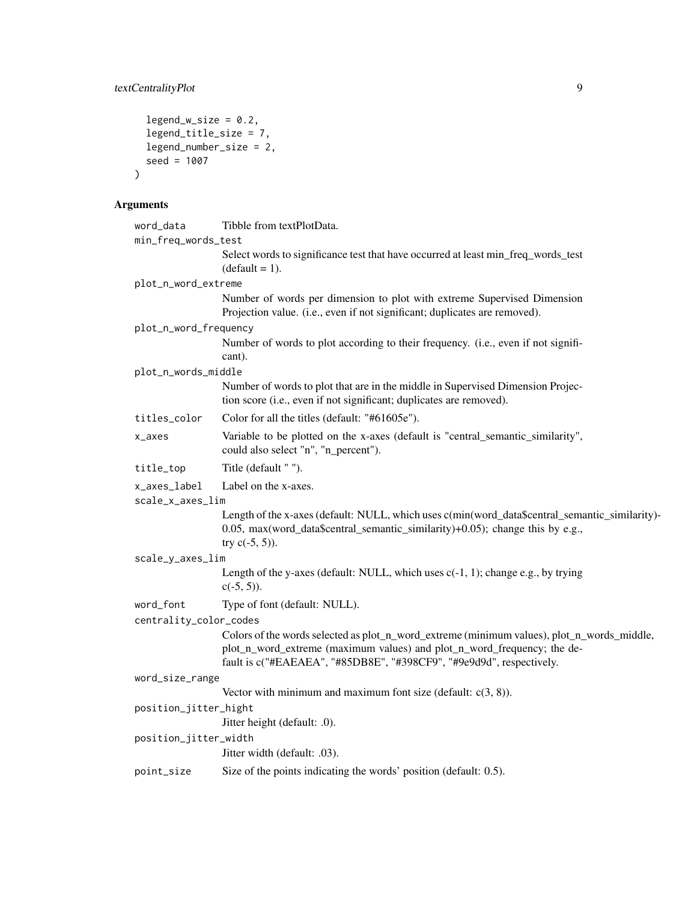```
  legend_w_size = 0.2,
  legend_title_size = 7,
  legend_number_size = 2,
  seed = 1007
)
```

## Arguments

word_data
: Tibble from textPlotData.

min_freq_words_test
: Select words to significance test that have occurred at least min_freq_words_test (default = 1).

plot_n_word_extreme
: Number of words per dimension to plot with extreme Supervised Dimension Projection value. (i.e., even if not significant; duplicates are removed).

plot_n_word_frequency
: Number of words to plot according to their frequency. (i.e., even if not significant).

plot_n_words_middle
: Number of words to plot that are in the middle in Supervised Dimension Projection score (i.e., even if not significant; duplicates are removed).

titles_color
: Color for all the titles (default: "#61605e").

x_axes
: Variable to be plotted on the x-axes (default is "central_semantic_similarity", could also select "n", "n_percent").

title_top
: Title (default " ").

x_axes_label
: Label on the x-axes.

scale_x_axes_lim
: Length of the x-axes (default: NULL, which uses c(min(word_data$central_semantic_similarity)-0.05, max(word_data$central_semantic_similarity)+0.05); change this by e.g., try c(-5, 5)).

scale_y_axes_lim
: Length of the y-axes (default: NULL, which uses c(-1, 1); change e.g., by trying c(-5, 5)).

word_font
: Type of font (default: NULL).

centrality_color_codes
: Colors of the words selected as plot_n_word_extreme (minimum values), plot_n_words_middle, plot_n_word_extreme (maximum values) and plot_n_word_frequency; the default is c("#EAEAEA", "#85DB8E", "#398CF9", "#9e9d9d", respectively.

word_size_range
: Vector with minimum and maximum font size (default: c(3, 8)).

position_jitter_hight
: Jitter height (default: .0).

position_jitter_width
: Jitter width (default: .03).

point_size
: Size of the points indicating the words' position (default: 0.5).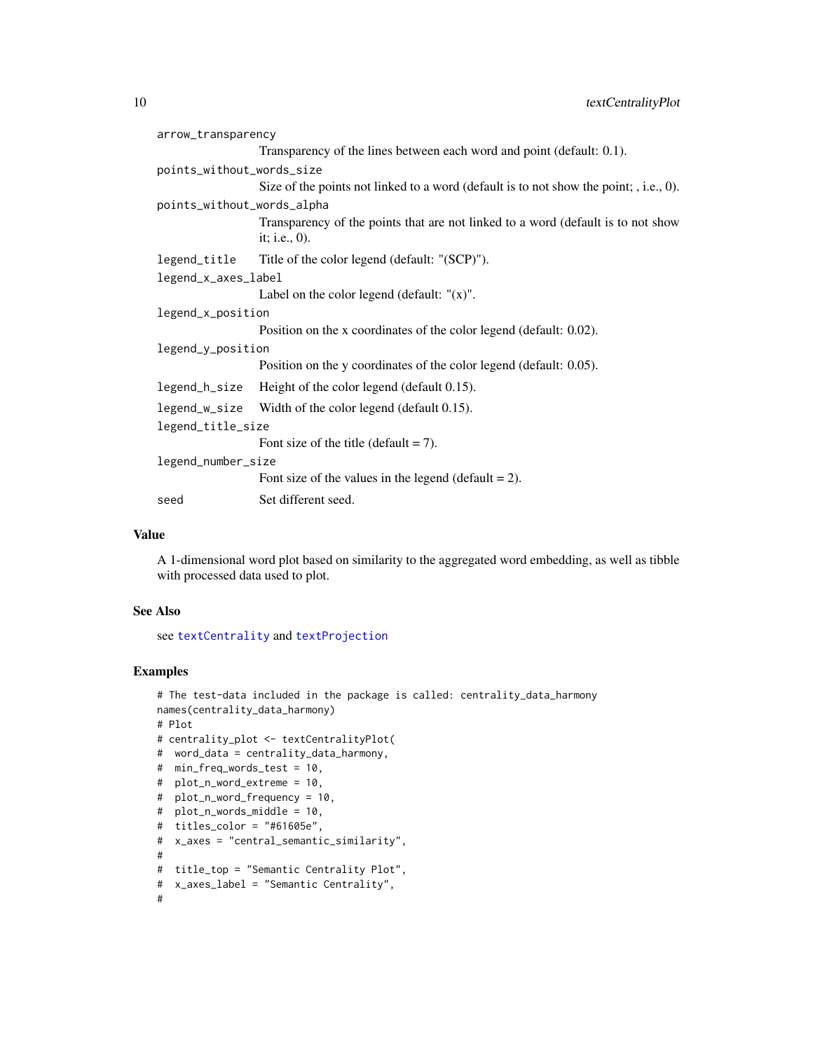`arrow_transparency`
: Transparency of the lines between each word and point (default: 0.1).

`points_without_words_size`
: Size of the points not linked to a word (default is to not show the point; , i.e., 0).

`points_without_words_alpha`
: Transparency of the points that are not linked to a word (default is to not show it; i.e., 0).

`legend_title`
: Title of the color legend (default: "(SCP)").

`legend_x_axes_label`
: Label on the color legend (default: "(x)".

`legend_x_position`
: Position on the x coordinates of the color legend (default: 0.02).

`legend_y_position`
: Position on the y coordinates of the color legend (default: 0.05).

`legend_h_size`
: Height of the color legend (default 0.15).

`legend_w_size`
: Width of the color legend (default 0.15).

`legend_title_size`
: Font size of the title (default = 7).

`legend_number_size`
: Font size of the values in the legend (default = 2).

`seed`
: Set different seed.

## Value

A 1-dimensional word plot based on similarity to the aggregated word embedding, as well as tibble with processed data used to plot.

## See Also

see `textCentrality` and `textProjection`

## Examples

```
# The test-data included in the package is called: centrality_data_harmony
names(centrality_data_harmony)
# Plot
# centrality_plot <- textCentralityPlot(
#  word_data = centrality_data_harmony,
#  min_freq_words_test = 10,
#  plot_n_word_extreme = 10,
#  plot_n_word_frequency = 10,
#  plot_n_words_middle = 10,
#  titles_color = "#61605e",
#  x_axes = "central_semantic_similarity",
#
#  title_top = "Semantic Centrality Plot",
#  x_axes_label = "Semantic Centrality",
#
```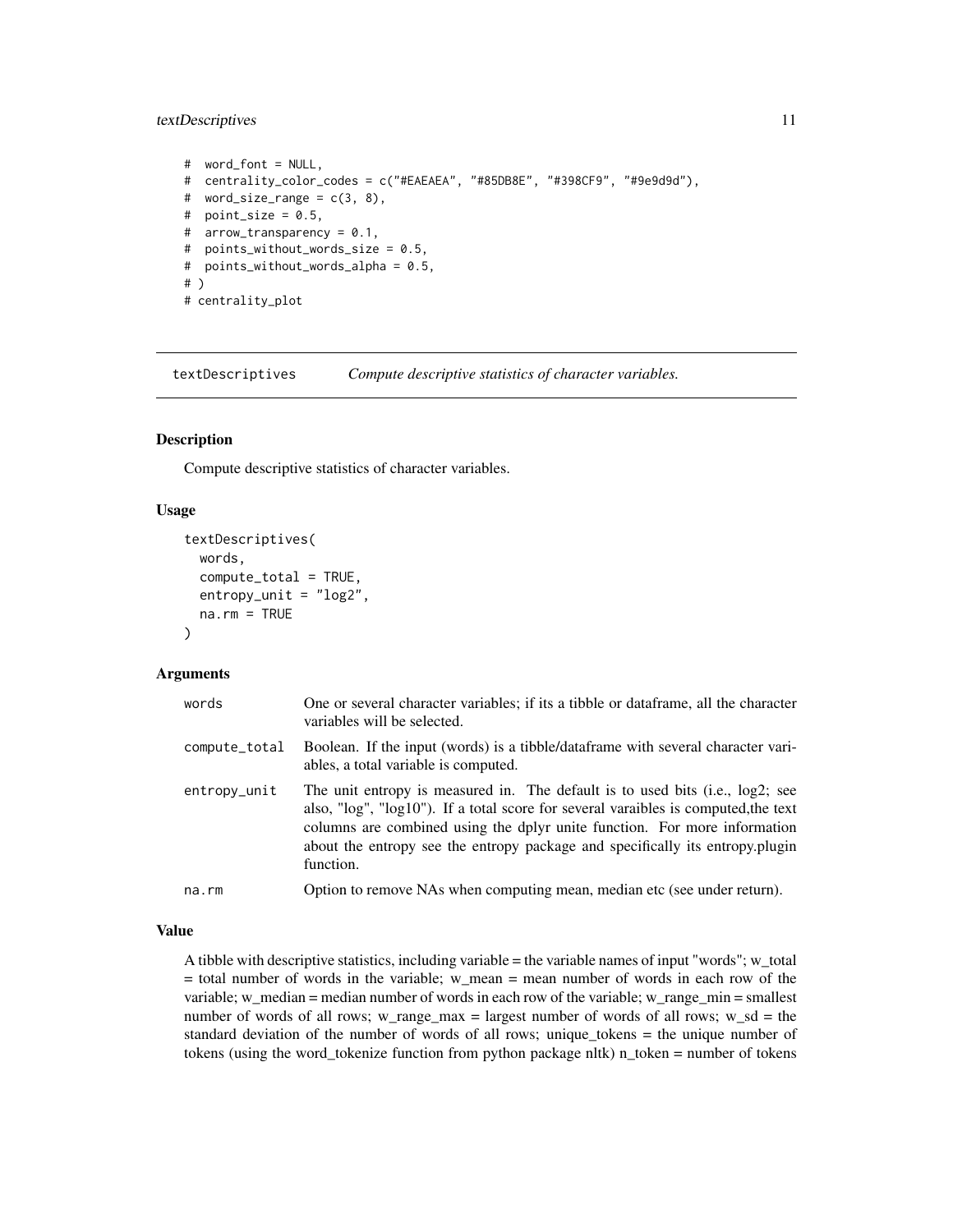```
#  word_font = NULL,
#  centrality_color_codes = c("#EAEAEA", "#85DB8E", "#398CF9", "#9e9d9d"),
#  word_size_range = c(3, 8),
#  point_size = 0.5,
#  arrow_transparency = 0.1,
#  points_without_words_size = 0.5,
#  points_without_words_alpha = 0.5,
# )
# centrality_plot
```

## textDescriptives — *Compute descriptive statistics of character variables.*

### Description

Compute descriptive statistics of character variables.

### Usage

```
textDescriptives(
  words,
  compute_total = TRUE,
  entropy_unit = "log2",
  na.rm = TRUE
)
```

### Arguments

| | |
|---|---|
| words | One or several character variables; if its a tibble or dataframe, all the character variables will be selected. |
| compute_total | Boolean. If the input (words) is a tibble/dataframe with several character variables, a total variable is computed. |
| entropy_unit | The unit entropy is measured in. The default is to used bits (i.e., log2; see also, "log", "log10"). If a total score for several varaibles is computed,the text columns are combined using the dplyr unite function. For more information about the entropy see the entropy package and specifically its entropy.plugin function. |
| na.rm | Option to remove NAs when computing mean, median etc (see under return). |

### Value

A tibble with descriptive statistics, including variable = the variable names of input "words"; w_total = total number of words in the variable; w_mean = mean number of words in each row of the variable; w_median = median number of words in each row of the variable; w_range_min = smallest number of words of all rows; w_range_max = largest number of words of all rows; w_sd = the standard deviation of the number of words of all rows; unique_tokens = the unique number of tokens (using the word_tokenize function from python package nltk) n_token = number of tokens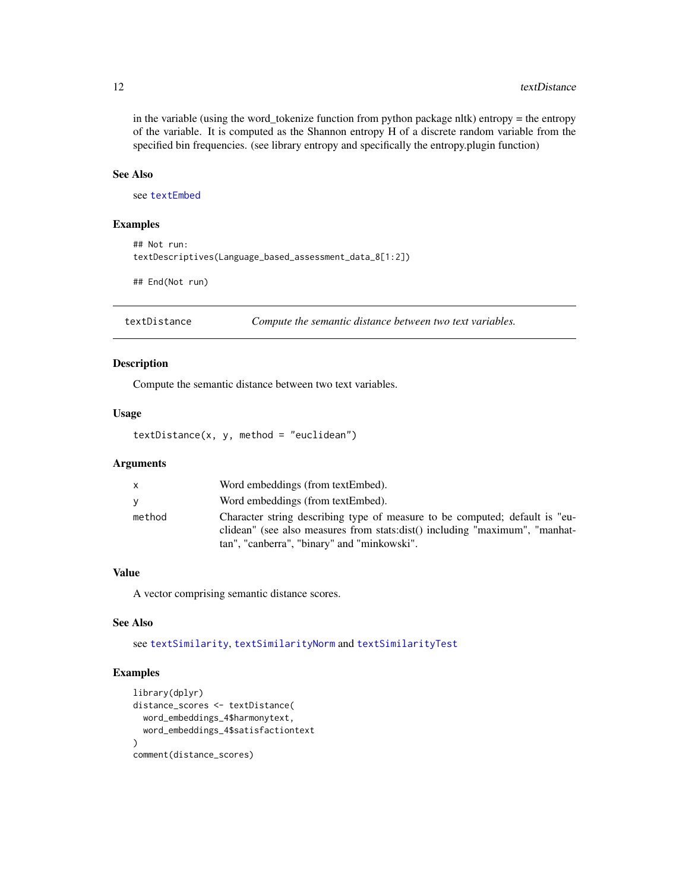in the variable (using the word_tokenize function from python package nltk) entropy = the entropy of the variable. It is computed as the Shannon entropy H of a discrete random variable from the specified bin frequencies. (see library entropy and specifically the entropy.plugin function)

### See Also

see textEmbed

### Examples

```
## Not run:
textDescriptives(Language_based_assessment_data_8[1:2])

## End(Not run)
```

---

## textDistance — *Compute the semantic distance between two text variables.*

---

### Description

Compute the semantic distance between two text variables.

### Usage

```
textDistance(x, y, method = "euclidean")
```

### Arguments

| | |
|---|---|
| x | Word embeddings (from textEmbed). |
| y | Word embeddings (from textEmbed). |
| method | Character string describing type of measure to be computed; default is "euclidean" (see also measures from stats:dist() including "maximum", "manhattan", "canberra", "binary" and "minkowski". |

### Value

A vector comprising semantic distance scores.

### See Also

see textSimilarity, textSimilarityNorm and textSimilarityTest

### Examples

```
library(dplyr)
distance_scores <- textDistance(
  word_embeddings_4$harmonytext,
  word_embeddings_4$satisfactiontext
)
comment(distance_scores)
```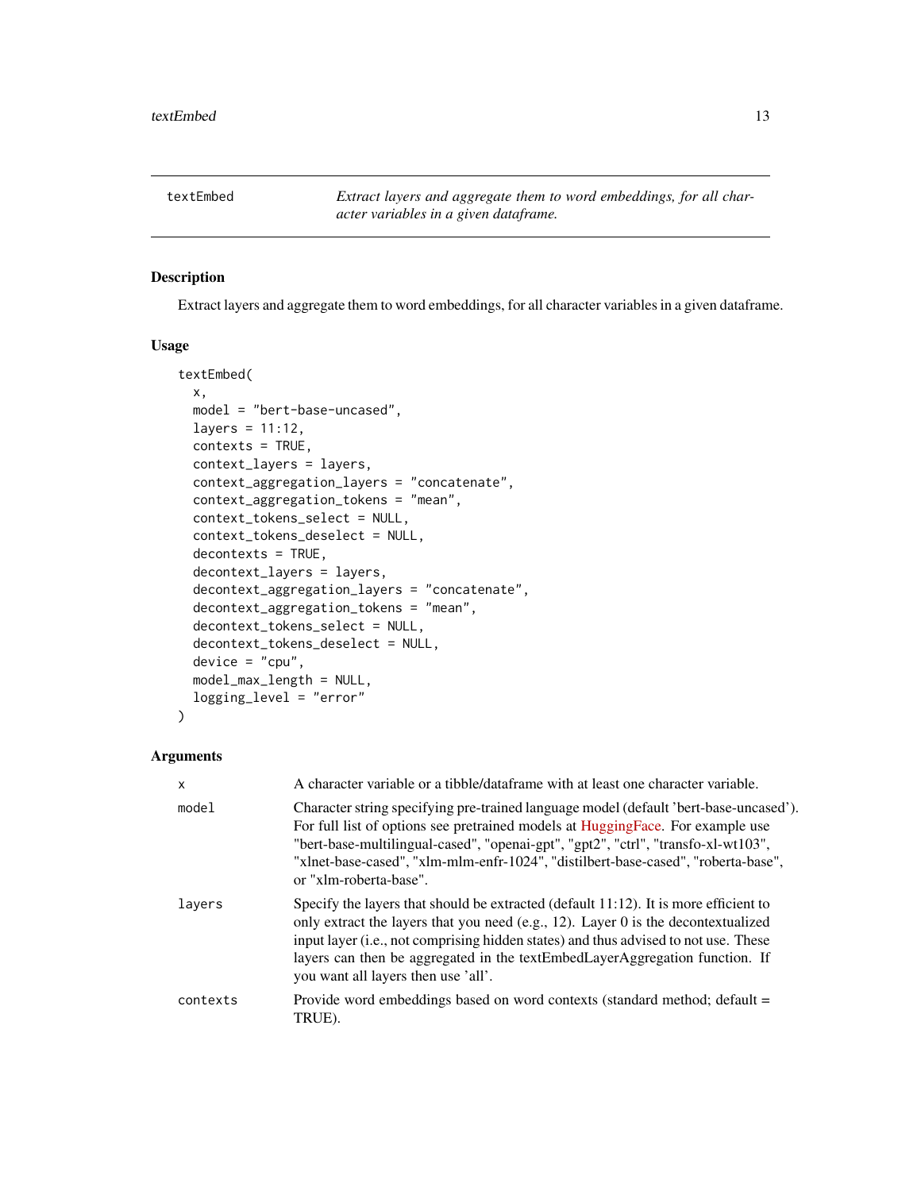## textEmbed

*Extract layers and aggregate them to word embeddings, for all character variables in a given dataframe.*

### Description

Extract layers and aggregate them to word embeddings, for all character variables in a given dataframe.

### Usage

```
textEmbed(
  x,
  model = "bert-base-uncased",
  layers = 11:12,
  contexts = TRUE,
  context_layers = layers,
  context_aggregation_layers = "concatenate",
  context_aggregation_tokens = "mean",
  context_tokens_select = NULL,
  context_tokens_deselect = NULL,
  decontexts = TRUE,
  decontext_layers = layers,
  decontext_aggregation_layers = "concatenate",
  decontext_aggregation_tokens = "mean",
  decontext_tokens_select = NULL,
  decontext_tokens_deselect = NULL,
  device = "cpu",
  model_max_length = NULL,
  logging_level = "error"
)
```

### Arguments

| | |
|---|---|
| `x` | A character variable or a tibble/dataframe with at least one character variable. |
| `model` | Character string specifying pre-trained language model (default 'bert-base-uncased'). For full list of options see pretrained models at HuggingFace. For example use "bert-base-multilingual-cased", "openai-gpt", "gpt2", "ctrl", "transfo-xl-wt103", "xlnet-base-cased", "xlm-mlm-enfr-1024", "distilbert-base-cased", "roberta-base", or "xlm-roberta-base". |
| `layers` | Specify the layers that should be extracted (default 11:12). It is more efficient to only extract the layers that you need (e.g., 12). Layer 0 is the decontextualized input layer (i.e., not comprising hidden states) and thus advised to not use. These layers can then be aggregated in the textEmbedLayerAggregation function. If you want all layers then use 'all'. |
| `contexts` | Provide word embeddings based on word contexts (standard method; default = TRUE). |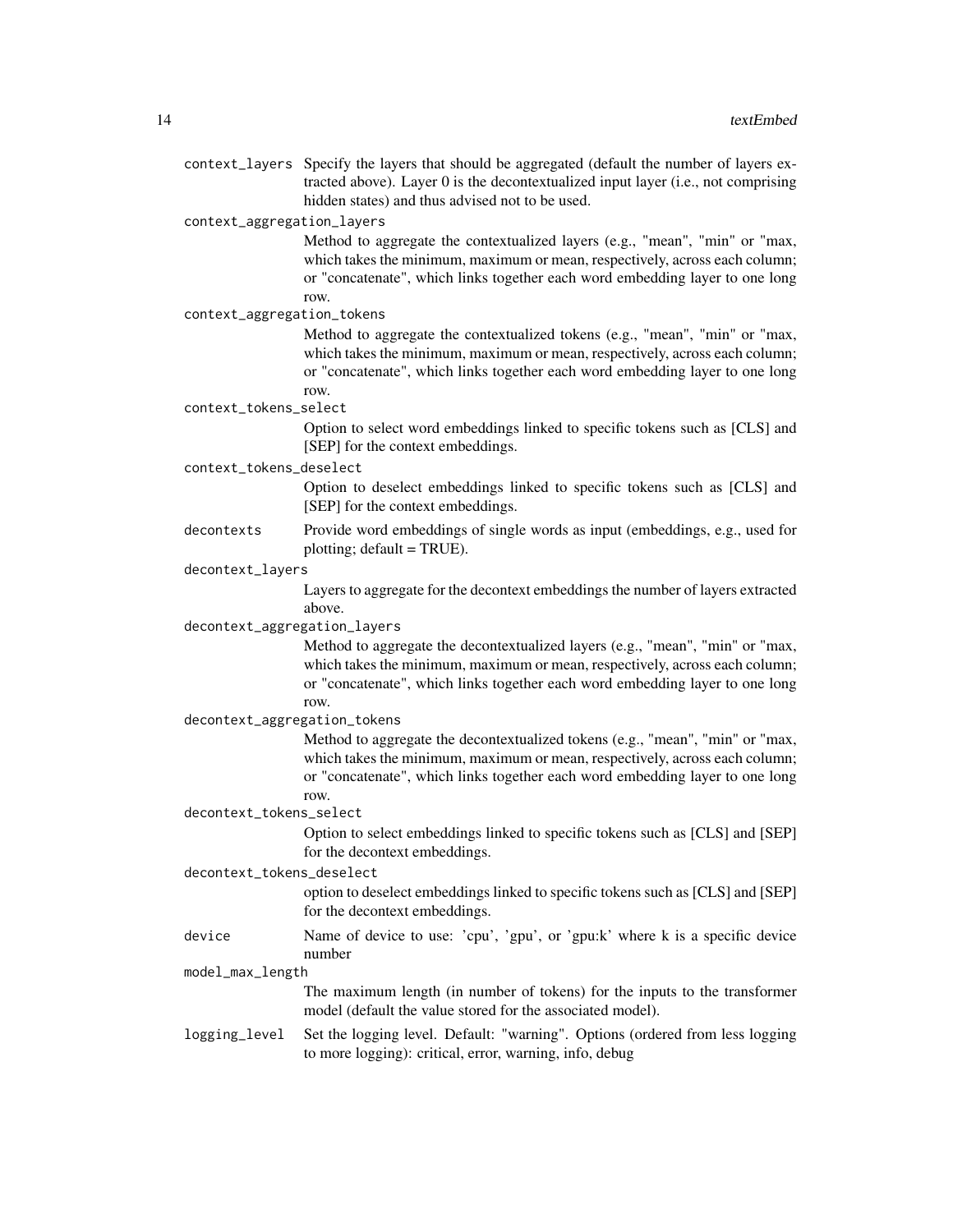`context_layers` Specify the layers that should be aggregated (default the number of layers extracted above). Layer 0 is the decontextualized input layer (i.e., not comprising hidden states) and thus advised not to be used.

`context_aggregation_layers`
Method to aggregate the contextualized layers (e.g., "mean", "min" or "max, which takes the minimum, maximum or mean, respectively, across each column; or "concatenate", which links together each word embedding layer to one long row.

`context_aggregation_tokens`
Method to aggregate the contextualized tokens (e.g., "mean", "min" or "max, which takes the minimum, maximum or mean, respectively, across each column; or "concatenate", which links together each word embedding layer to one long row.

`context_tokens_select`
Option to select word embeddings linked to specific tokens such as [CLS] and [SEP] for the context embeddings.

`context_tokens_deselect`
Option to deselect embeddings linked to specific tokens such as [CLS] and [SEP] for the context embeddings.

`decontexts` Provide word embeddings of single words as input (embeddings, e.g., used for plotting; default = TRUE).

`decontext_layers`
Layers to aggregate for the decontext embeddings the number of layers extracted above.

`decontext_aggregation_layers`
Method to aggregate the decontextualized layers (e.g., "mean", "min" or "max, which takes the minimum, maximum or mean, respectively, across each column; or "concatenate", which links together each word embedding layer to one long row.

`decontext_aggregation_tokens`
Method to aggregate the decontextualized tokens (e.g., "mean", "min" or "max, which takes the minimum, maximum or mean, respectively, across each column; or "concatenate", which links together each word embedding layer to one long row.

`decontext_tokens_select`
Option to select embeddings linked to specific tokens such as [CLS] and [SEP] for the decontext embeddings.

`decontext_tokens_deselect`
option to deselect embeddings linked to specific tokens such as [CLS] and [SEP] for the decontext embeddings.

`device` Name of device to use: 'cpu', 'gpu', or 'gpu:k' where k is a specific device number

`model_max_length`
The maximum length (in number of tokens) for the inputs to the transformer model (default the value stored for the associated model).

`logging_level` Set the logging level. Default: "warning". Options (ordered from less logging to more logging): critical, error, warning, info, debug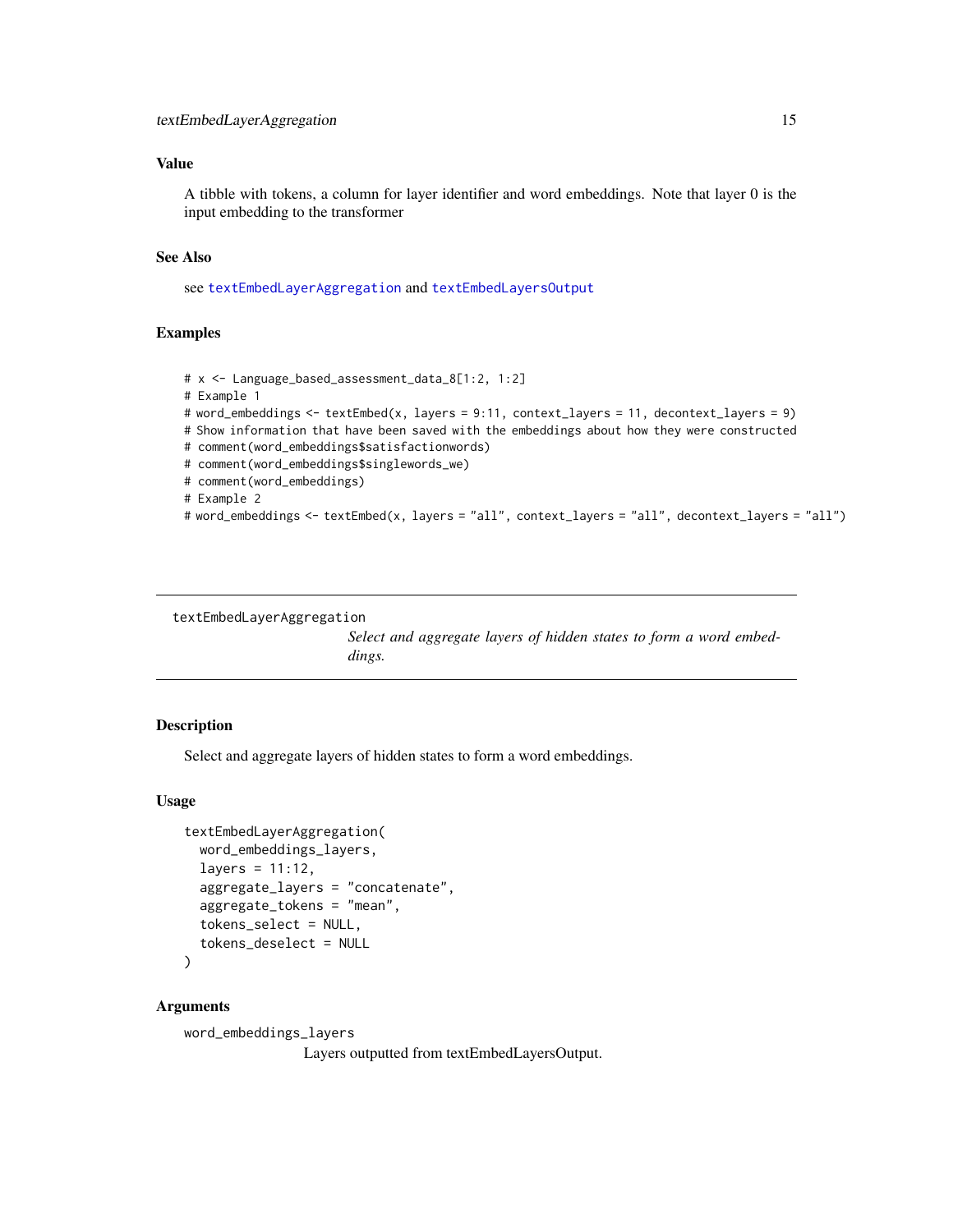### Value

A tibble with tokens, a column for layer identifier and word embeddings. Note that layer 0 is the input embedding to the transformer

### See Also

see textEmbedLayerAggregation and textEmbedLayersOutput

### Examples

```
# x <- Language_based_assessment_data_8[1:2, 1:2]
# Example 1
# word_embeddings <- textEmbed(x, layers = 9:11, context_layers = 11, decontext_layers = 9)
# Show information that have been saved with the embeddings about how they were constructed
# comment(word_embeddings$satisfactionwords)
# comment(word_embeddings$singlewords_we)
# comment(word_embeddings)
# Example 2
# word_embeddings <- textEmbed(x, layers = "all", context_layers = "all", decontext_layers = "all")
```

---

## textEmbedLayerAggregation

*Select and aggregate layers of hidden states to form a word embeddings.*

---

### Description

Select and aggregate layers of hidden states to form a word embeddings.

### Usage

```
textEmbedLayerAggregation(
  word_embeddings_layers,
  layers = 11:12,
  aggregate_layers = "concatenate",
  aggregate_tokens = "mean",
  tokens_select = NULL,
  tokens_deselect = NULL
)
```

### Arguments

`word_embeddings_layers`
Layers outputted from textEmbedLayersOutput.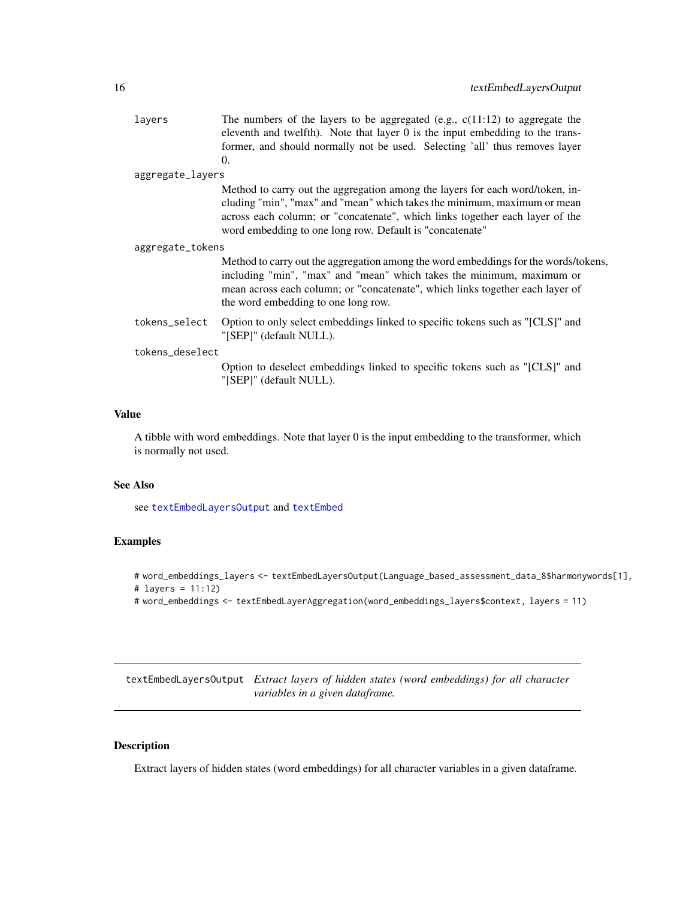| | |
|---|---|
| layers | The numbers of the layers to be aggregated (e.g., c(11:12) to aggregate the eleventh and twelfth). Note that layer 0 is the input embedding to the transformer, and should normally not be used. Selecting 'all' thus removes layer 0. |
| aggregate_layers | Method to carry out the aggregation among the layers for each word/token, including "min", "max" and "mean" which takes the minimum, maximum or mean across each column; or "concatenate", which links together each layer of the word embedding to one long row. Default is "concatenate" |
| aggregate_tokens | Method to carry out the aggregation among the word embeddings for the words/tokens, including "min", "max" and "mean" which takes the minimum, maximum or mean across each column; or "concatenate", which links together each layer of the word embedding to one long row. |
| tokens_select | Option to only select embeddings linked to specific tokens such as "[CLS]" and "[SEP]" (default NULL). |
| tokens_deselect | Option to deselect embeddings linked to specific tokens such as "[CLS]" and "[SEP]" (default NULL). |

### Value

A tibble with word embeddings. Note that layer 0 is the input embedding to the transformer, which is normally not used.

### See Also

see textEmbedLayersOutput and textEmbed

### Examples

```
# word_embeddings_layers <- textEmbedLayersOutput(Language_based_assessment_data_8$harmonywords[1],
# layers = 11:12)
# word_embeddings <- textEmbedLayerAggregation(word_embeddings_layers$context, layers = 11)
```

---

## textEmbedLayersOutput *Extract layers of hidden states (word embeddings) for all character variables in a given dataframe.*

---

### Description

Extract layers of hidden states (word embeddings) for all character variables in a given dataframe.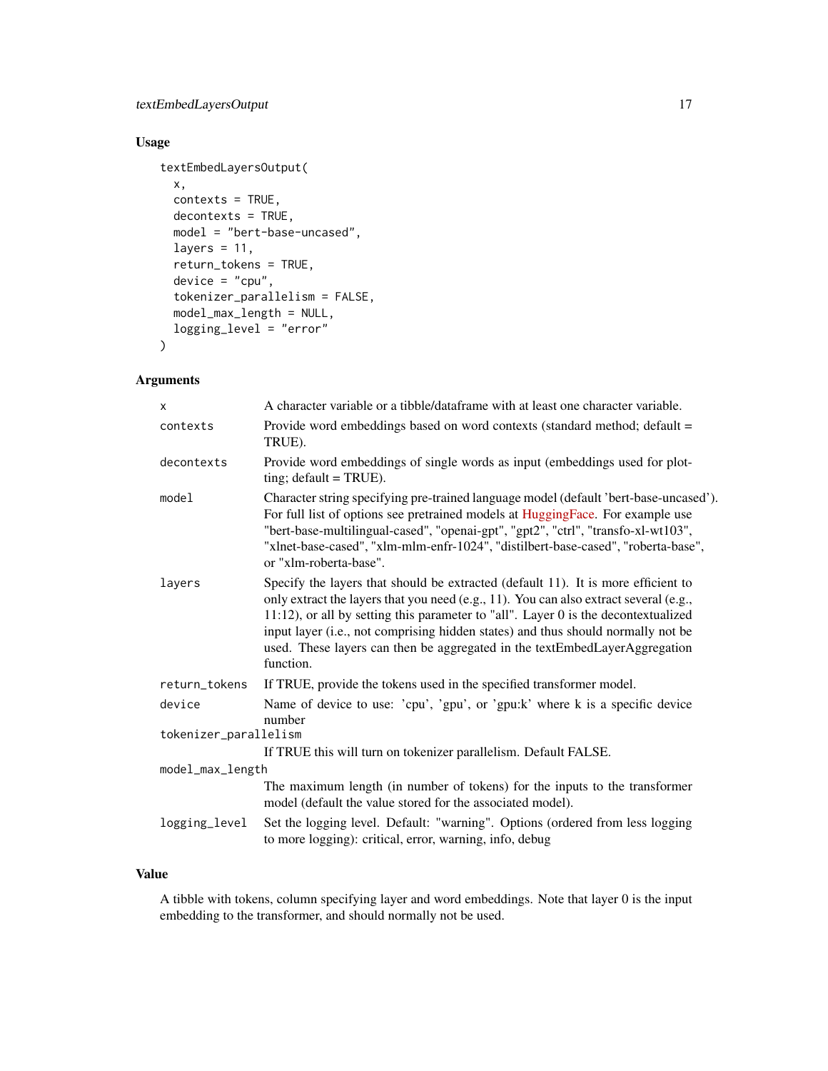## Usage

```
textEmbedLayersOutput(
  x,
  contexts = TRUE,
  decontexts = TRUE,
  model = "bert-base-uncased",
  layers = 11,
  return_tokens = TRUE,
  device = "cpu",
  tokenizer_parallelism = FALSE,
  model_max_length = NULL,
  logging_level = "error"
)
```

## Arguments

| | |
|---|---|
| `x` | A character variable or a tibble/dataframe with at least one character variable. |
| `contexts` | Provide word embeddings based on word contexts (standard method; default = TRUE). |
| `decontexts` | Provide word embeddings of single words as input (embeddings used for plotting; default = TRUE). |
| `model` | Character string specifying pre-trained language model (default 'bert-base-uncased'). For full list of options see pretrained models at HuggingFace. For example use "bert-base-multilingual-cased", "openai-gpt", "gpt2", "ctrl", "transfo-xl-wt103", "xlnet-base-cased", "xlm-mlm-enfr-1024", "distilbert-base-cased", "roberta-base", or "xlm-roberta-base". |
| `layers` | Specify the layers that should be extracted (default 11). It is more efficient to only extract the layers that you need (e.g., 11). You can also extract several (e.g., 11:12), or all by setting this parameter to "all". Layer 0 is the decontextualized input layer (i.e., not comprising hidden states) and thus should normally not be used. These layers can then be aggregated in the textEmbedLayerAggregation function. |
| `return_tokens` | If TRUE, provide the tokens used in the specified transformer model. |
| `device` | Name of device to use: 'cpu', 'gpu', or 'gpu:k' where k is a specific device number |
| `tokenizer_parallelism` | If TRUE this will turn on tokenizer parallelism. Default FALSE. |
| `model_max_length` | The maximum length (in number of tokens) for the inputs to the transformer model (default the value stored for the associated model). |
| `logging_level` | Set the logging level. Default: "warning". Options (ordered from less logging to more logging): critical, error, warning, info, debug |

## Value

A tibble with tokens, column specifying layer and word embeddings. Note that layer 0 is the input embedding to the transformer, and should normally not be used.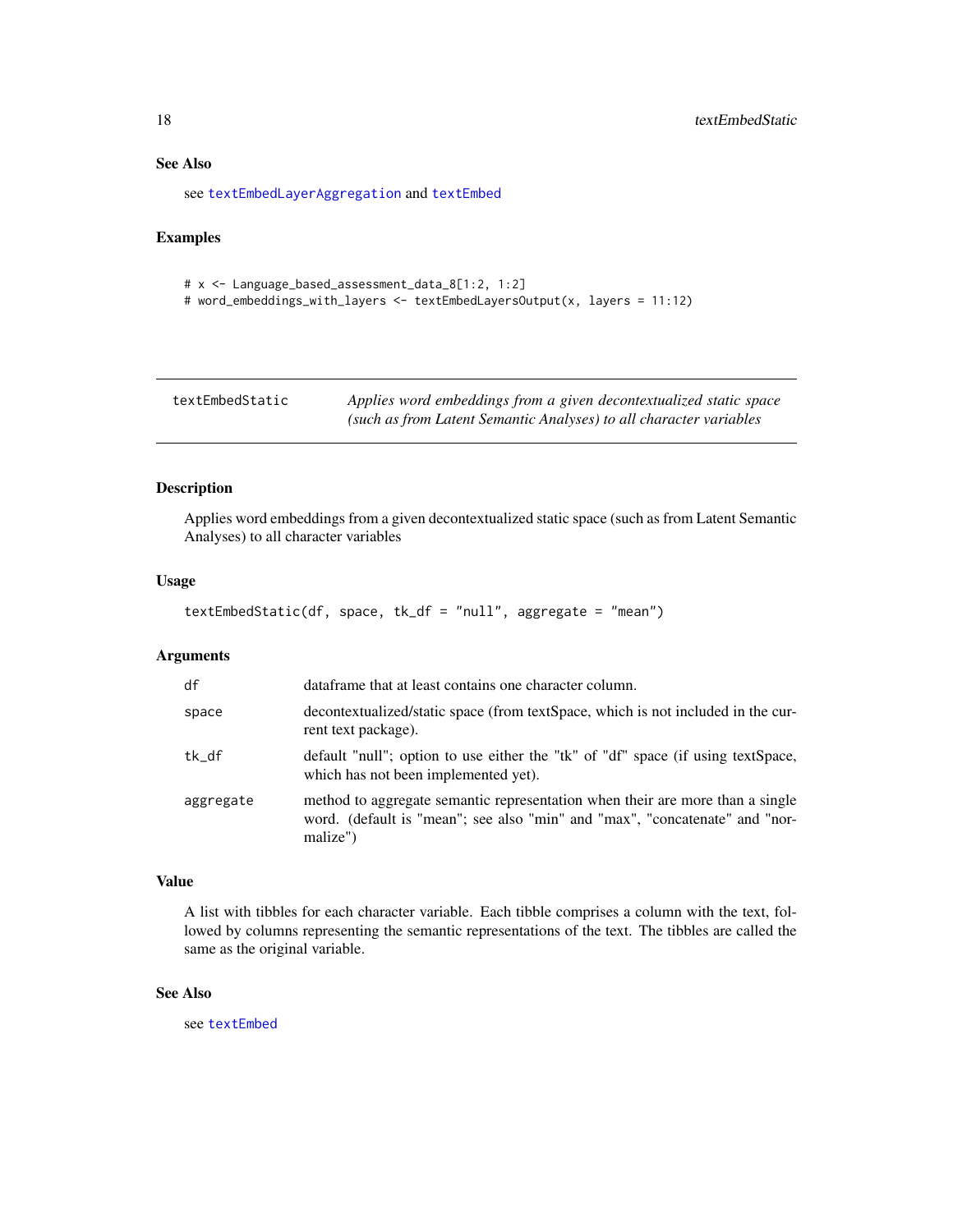## See Also

see `textEmbedLayerAggregation` and `textEmbed`

## Examples

```
# x <- Language_based_assessment_data_8[1:2, 1:2]
# word_embeddings_with_layers <- textEmbedLayersOutput(x, layers = 11:12)
```

---

# textEmbedStatic

*Applies word embeddings from a given decontextualized static space (such as from Latent Semantic Analyses) to all character variables*

---

## Description

Applies word embeddings from a given decontextualized static space (such as from Latent Semantic Analyses) to all character variables

## Usage

```
textEmbedStatic(df, space, tk_df = "null", aggregate = "mean")
```

## Arguments

| | |
|---|---|
| `df` | dataframe that at least contains one character column. |
| `space` | decontextualized/static space (from textSpace, which is not included in the current text package). |
| `tk_df` | default "null"; option to use either the "tk" of "df" space (if using textSpace, which has not been implemented yet). |
| `aggregate` | method to aggregate semantic representation when their are more than a single word. (default is "mean"; see also "min" and "max", "concatenate" and "normalize") |

## Value

A list with tibbles for each character variable. Each tibble comprises a column with the text, followed by columns representing the semantic representations of the text. The tibbles are called the same as the original variable.

## See Also

see `textEmbed`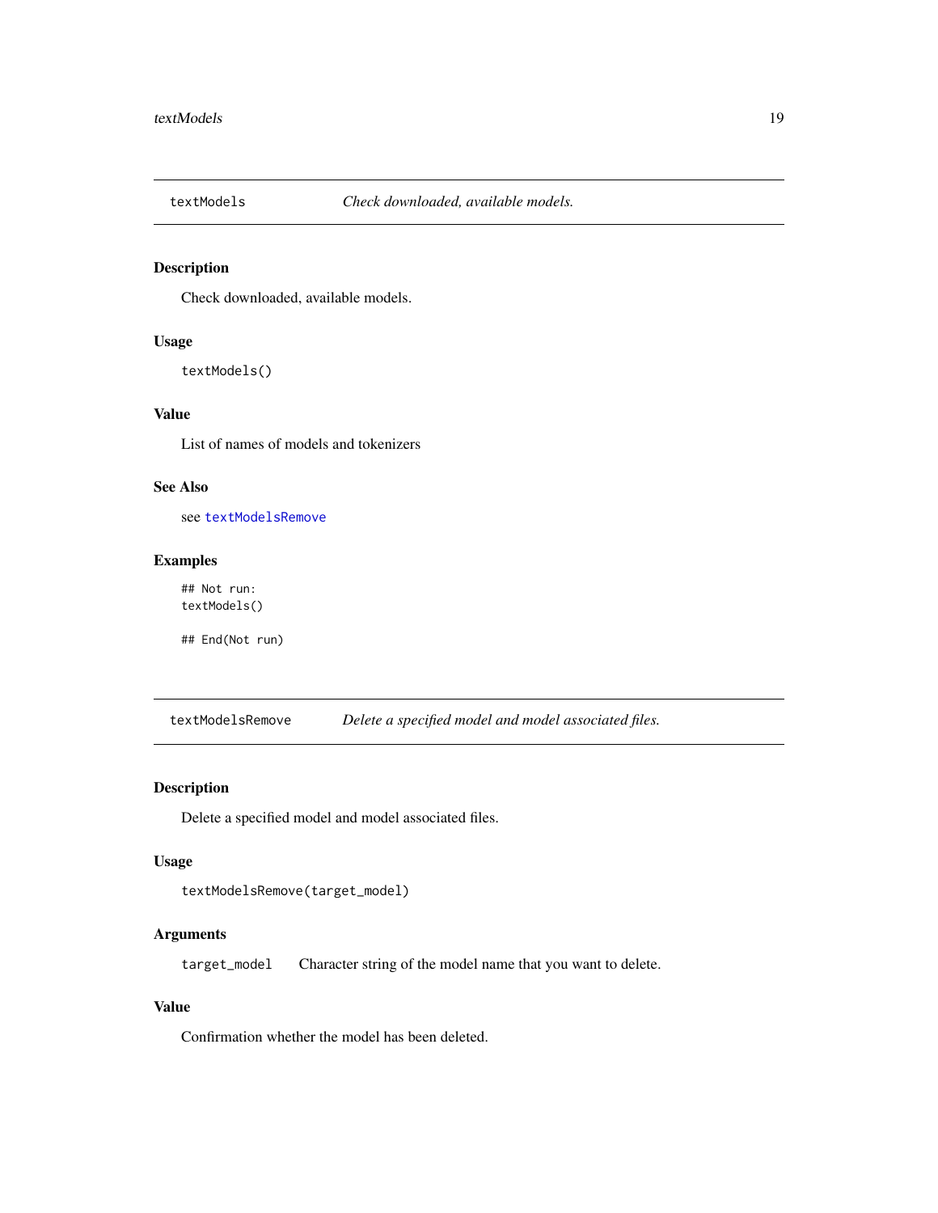## textModels — *Check downloaded, available models.*

### Description

Check downloaded, available models.

### Usage

```
textModels()
```

### Value

List of names of models and tokenizers

### See Also

see `textModelsRemove`

### Examples

```
## Not run:
textModels()

## End(Not run)
```

## textModelsRemove — *Delete a specified model and model associated files.*

### Description

Delete a specified model and model associated files.

### Usage

```
textModelsRemove(target_model)
```

### Arguments

`target_model` Character string of the model name that you want to delete.

### Value

Confirmation whether the model has been deleted.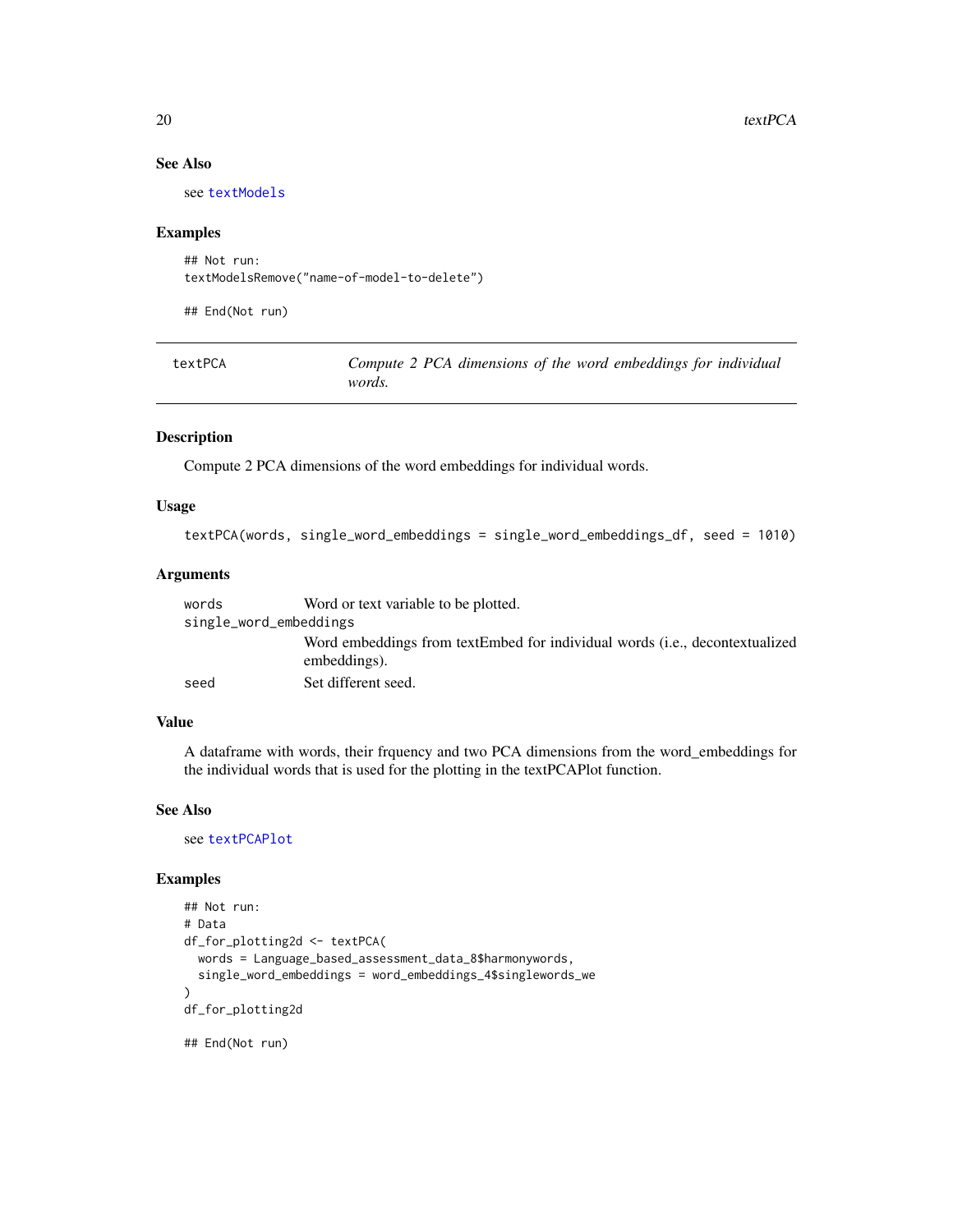### See Also

see `textModels`

### Examples

```
## Not run:
textModelsRemove("name-of-model-to-delete")

## End(Not run)
```

---

## textPCA — *Compute 2 PCA dimensions of the word embeddings for individual words.*

---

### Description

Compute 2 PCA dimensions of the word embeddings for individual words.

### Usage

```
textPCA(words, single_word_embeddings = single_word_embeddings_df, seed = 1010)
```

### Arguments

| Argument | Description |
|---|---|
| `words` | Word or text variable to be plotted. |
| `single_word_embeddings` | Word embeddings from textEmbed for individual words (i.e., decontextualized embeddings). |
| `seed` | Set different seed. |

### Value

A dataframe with words, their frquency and two PCA dimensions from the word_embeddings for the individual words that is used for the plotting in the textPCAPlot function.

### See Also

see `textPCAPlot`

### Examples

```
## Not run:
# Data
df_for_plotting2d <- textPCA(
  words = Language_based_assessment_data_8$harmonywords,
  single_word_embeddings = word_embeddings_4$singlewords_we
)
df_for_plotting2d

## End(Not run)
```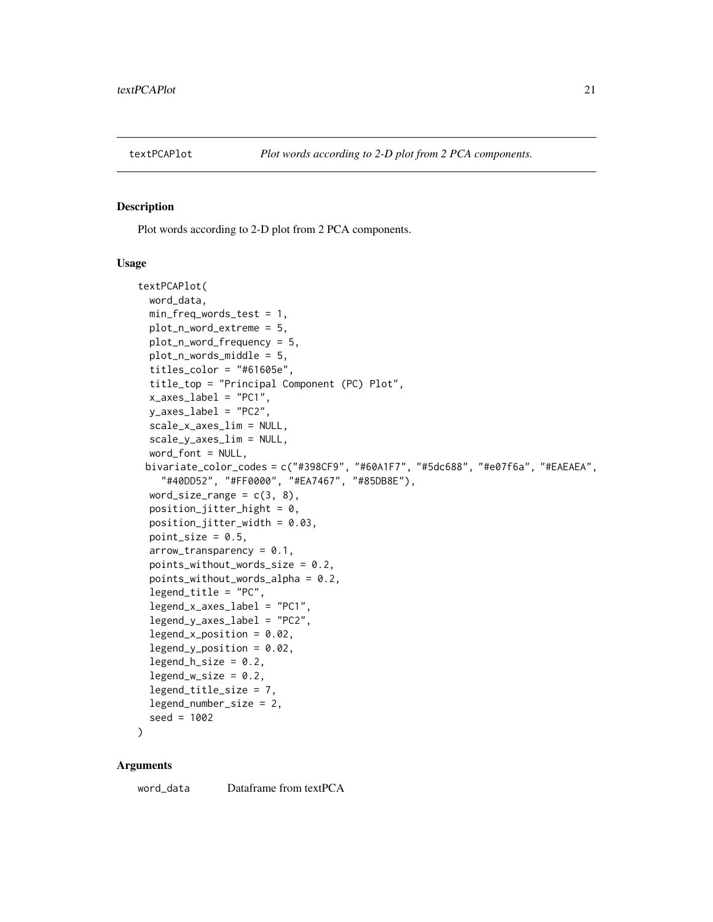textPCAPlot *Plot words according to 2-D plot from 2 PCA components.*

### Description

Plot words according to 2-D plot from 2 PCA components.

### Usage

```
textPCAPlot(
  word_data,
  min_freq_words_test = 1,
  plot_n_word_extreme = 5,
  plot_n_word_frequency = 5,
  plot_n_words_middle = 5,
  titles_color = "#61605e",
  title_top = "Principal Component (PC) Plot",
  x_axes_label = "PC1",
  y_axes_label = "PC2",
  scale_x_axes_lim = NULL,
  scale_y_axes_lim = NULL,
  word_font = NULL,
  bivariate_color_codes = c("#398CF9", "#60A1F7", "#5dc688", "#e07f6a", "#EAEAEA",
    "#40DD52", "#FF0000", "#EA7467", "#85DB8E"),
  word_size_range = c(3, 8),
  position_jitter_hight = 0,
  position_jitter_width = 0.03,
  point_size = 0.5,
  arrow_transparency = 0.1,
  points_without_words_size = 0.2,
  points_without_words_alpha = 0.2,
  legend_title = "PC",
  legend_x_axes_label = "PC1",
  legend_y_axes_label = "PC2",
  legend_x_position = 0.02,
  legend_y_position = 0.02,
  legend_h_size = 0.2,
  legend_w_size = 0.2,
  legend_title_size = 7,
  legend_number_size = 2,
  seed = 1002
)
```

### Arguments

`word_data` Dataframe from textPCA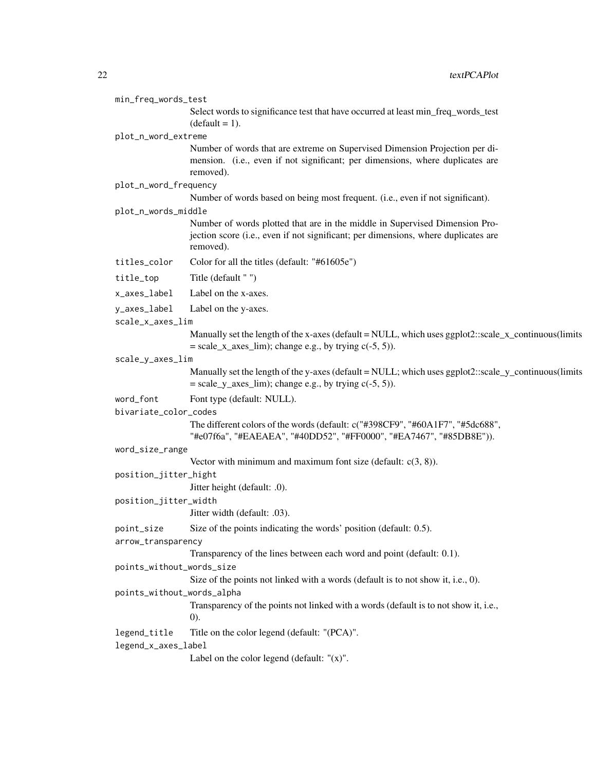`min_freq_words_test`
: Select words to significance test that have occurred at least min_freq_words_test (default = 1).

`plot_n_word_extreme`
: Number of words that are extreme on Supervised Dimension Projection per dimension. (i.e., even if not significant; per dimensions, where duplicates are removed).

`plot_n_word_frequency`
: Number of words based on being most frequent. (i.e., even if not significant).

`plot_n_words_middle`
: Number of words plotted that are in the middle in Supervised Dimension Projection score (i.e., even if not significant; per dimensions, where duplicates are removed).

`titles_color`
: Color for all the titles (default: "#61605e")

`title_top`
: Title (default " ")

`x_axes_label`
: Label on the x-axes.

`y_axes_label`
: Label on the y-axes.

`scale_x_axes_lim`
: Manually set the length of the x-axes (default = NULL, which uses ggplot2::scale_x_continuous(limits = scale_x_axes_lim); change e.g., by trying c(-5, 5)).

`scale_y_axes_lim`
: Manually set the length of the y-axes (default = NULL; which uses ggplot2::scale_y_continuous(limits = scale_y_axes_lim); change e.g., by trying c(-5, 5)).

`word_font`
: Font type (default: NULL).

`bivariate_color_codes`
: The different colors of the words (default: c("#398CF9", "#60A1F7", "#5dc688", "#e07f6a", "#EAEAEA", "#40DD52", "#FF0000", "#EA7467", "#85DB8E")).

`word_size_range`
: Vector with minimum and maximum font size (default: c(3, 8)).

`position_jitter_hight`
: Jitter height (default: .0).

`position_jitter_width`
: Jitter width (default: .03).

`point_size`
: Size of the points indicating the words' position (default: 0.5).

`arrow_transparency`
: Transparency of the lines between each word and point (default: 0.1).

`points_without_words_size`
: Size of the points not linked with a words (default is to not show it, i.e., 0).

`points_without_words_alpha`
: Transparency of the points not linked with a words (default is to not show it, i.e., 0).

`legend_title`
: Title on the color legend (default: "(PCA)".

`legend_x_axes_label`
: Label on the color legend (default: "(x)".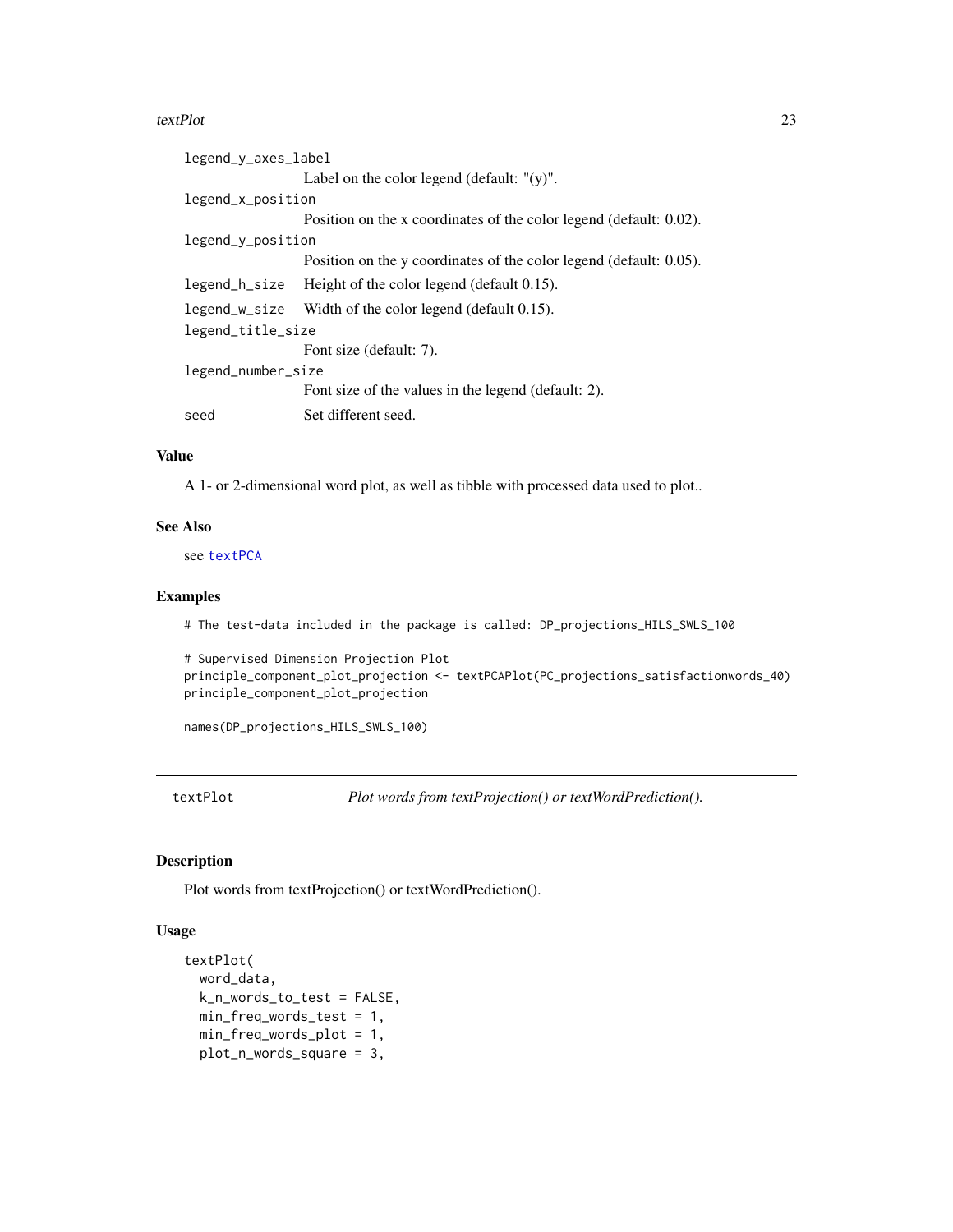`legend_y_axes_label`
: Label on the color legend (default: "(y)".

`legend_x_position`
: Position on the x coordinates of the color legend (default: 0.02).

`legend_y_position`
: Position on the y coordinates of the color legend (default: 0.05).

`legend_h_size`
: Height of the color legend (default 0.15).

`legend_w_size`
: Width of the color legend (default 0.15).

`legend_title_size`
: Font size (default: 7).

`legend_number_size`
: Font size of the values in the legend (default: 2).

`seed`
: Set different seed.

### Value

A 1- or 2-dimensional word plot, as well as tibble with processed data used to plot..

### See Also

see textPCA

### Examples

```
# The test-data included in the package is called: DP_projections_HILS_SWLS_100

# Supervised Dimension Projection Plot
principle_component_plot_projection <- textPCAPlot(PC_projections_satisfactionwords_40)
principle_component_plot_projection

names(DP_projections_HILS_SWLS_100)
```

---

## textPlot — *Plot words from textProjection() or textWordPrediction().*

### Description

Plot words from textProjection() or textWordPrediction().

### Usage

```
textPlot(
  word_data,
  k_n_words_to_test = FALSE,
  min_freq_words_test = 1,
  min_freq_words_plot = 1,
  plot_n_words_square = 3,
```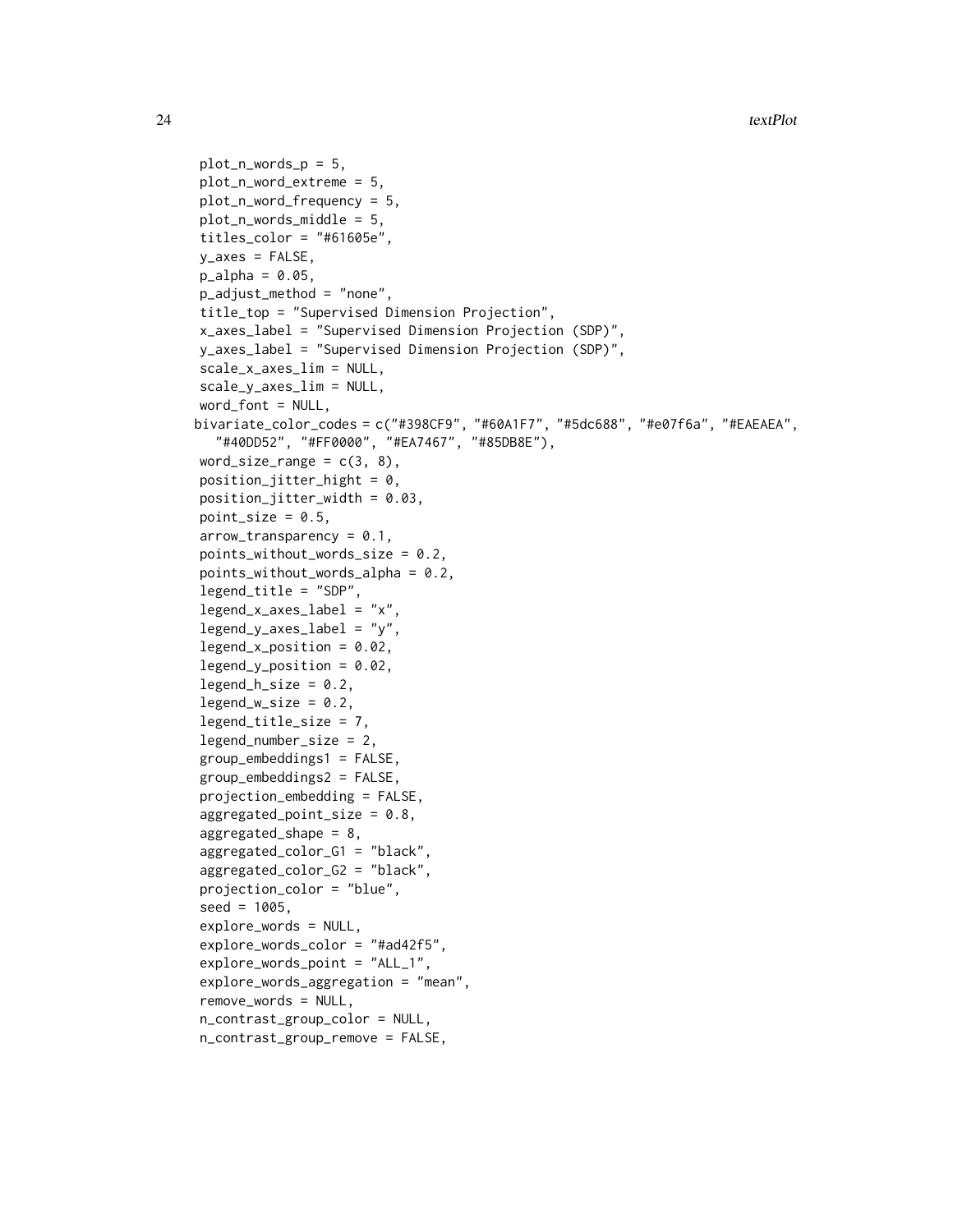```
  plot_n_words_p = 5,
  plot_n_word_extreme = 5,
  plot_n_word_frequency = 5,
  plot_n_words_middle = 5,
  titles_color = "#61605e",
  y_axes = FALSE,
  p_alpha = 0.05,
  p_adjust_method = "none",
  title_top = "Supervised Dimension Projection",
  x_axes_label = "Supervised Dimension Projection (SDP)",
  y_axes_label = "Supervised Dimension Projection (SDP)",
  scale_x_axes_lim = NULL,
  scale_y_axes_lim = NULL,
  word_font = NULL,
  bivariate_color_codes = c("#398CF9", "#60A1F7", "#5dc688", "#e07f6a", "#EAEAEA",
    "#40DD52", "#FF0000", "#EA7467", "#85DB8E"),
  word_size_range = c(3, 8),
  position_jitter_hight = 0,
  position_jitter_width = 0.03,
  point_size = 0.5,
  arrow_transparency = 0.1,
  points_without_words_size = 0.2,
  points_without_words_alpha = 0.2,
  legend_title = "SDP",
  legend_x_axes_label = "x",
  legend_y_axes_label = "y",
  legend_x_position = 0.02,
  legend_y_position = 0.02,
  legend_h_size = 0.2,
  legend_w_size = 0.2,
  legend_title_size = 7,
  legend_number_size = 2,
  group_embeddings1 = FALSE,
  group_embeddings2 = FALSE,
  projection_embedding = FALSE,
  aggregated_point_size = 0.8,
  aggregated_shape = 8,
  aggregated_color_G1 = "black",
  aggregated_color_G2 = "black",
  projection_color = "blue",
  seed = 1005,
  explore_words = NULL,
  explore_words_color = "#ad42f5",
  explore_words_point = "ALL_1",
  explore_words_aggregation = "mean",
  remove_words = NULL,
  n_contrast_group_color = NULL,
  n_contrast_group_remove = FALSE,
```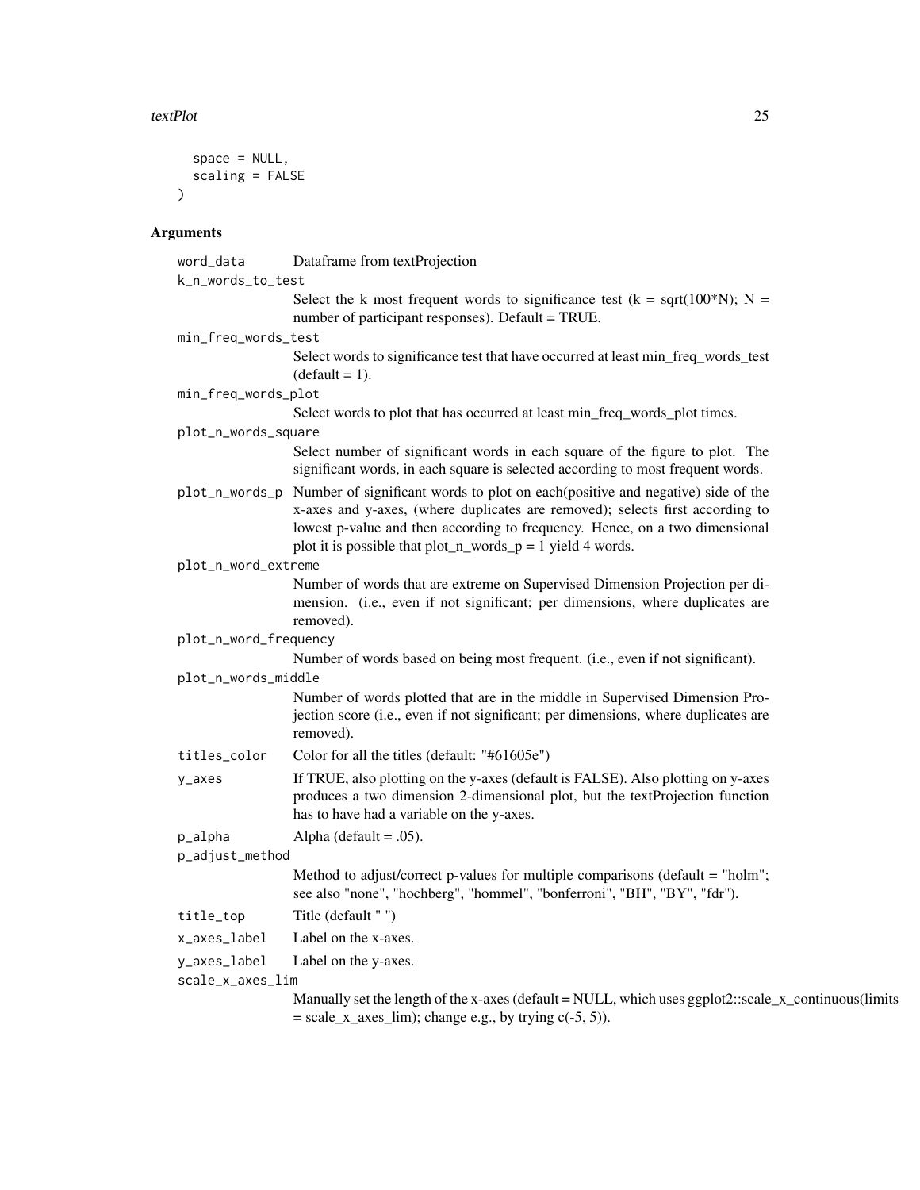```
  space = NULL,
  scaling = FALSE
)
```

## Arguments

| | |
|---|---|
| word_data | Dataframe from textProjection |
| k_n_words_to_test | Select the k most frequent words to significance test (k = sqrt(100*N); N = number of participant responses). Default = TRUE. |
| min_freq_words_test | Select words to significance test that have occurred at least min_freq_words_test (default = 1). |
| min_freq_words_plot | Select words to plot that has occurred at least min_freq_words_plot times. |
| plot_n_words_square | Select number of significant words in each square of the figure to plot. The significant words, in each square is selected according to most frequent words. |
| plot_n_words_p | Number of significant words to plot on each(positive and negative) side of the x-axes and y-axes, (where duplicates are removed); selects first according to lowest p-value and then according to frequency. Hence, on a two dimensional plot it is possible that plot_n_words_p = 1 yield 4 words. |
| plot_n_word_extreme | Number of words that are extreme on Supervised Dimension Projection per dimension. (i.e., even if not significant; per dimensions, where duplicates are removed). |
| plot_n_word_frequency | Number of words based on being most frequent. (i.e., even if not significant). |
| plot_n_words_middle | Number of words plotted that are in the middle in Supervised Dimension Projection score (i.e., even if not significant; per dimensions, where duplicates are removed). |
| titles_color | Color for all the titles (default: "#61605e") |
| y_axes | If TRUE, also plotting on the y-axes (default is FALSE). Also plotting on y-axes produces a two dimension 2-dimensional plot, but the textProjection function has to have had a variable on the y-axes. |
| p_alpha | Alpha (default = .05). |
| p_adjust_method | Method to adjust/correct p-values for multiple comparisons (default = "holm"; see also "none", "hochberg", "hommel", "bonferroni", "BH", "BY", "fdr"). |
| title_top | Title (default " ") |
| x_axes_label | Label on the x-axes. |
| y_axes_label | Label on the y-axes. |
| scale_x_axes_lim | Manually set the length of the x-axes (default = NULL, which uses ggplot2::scale_x_continuous(limits = scale_x_axes_lim); change e.g., by trying c(-5, 5)). |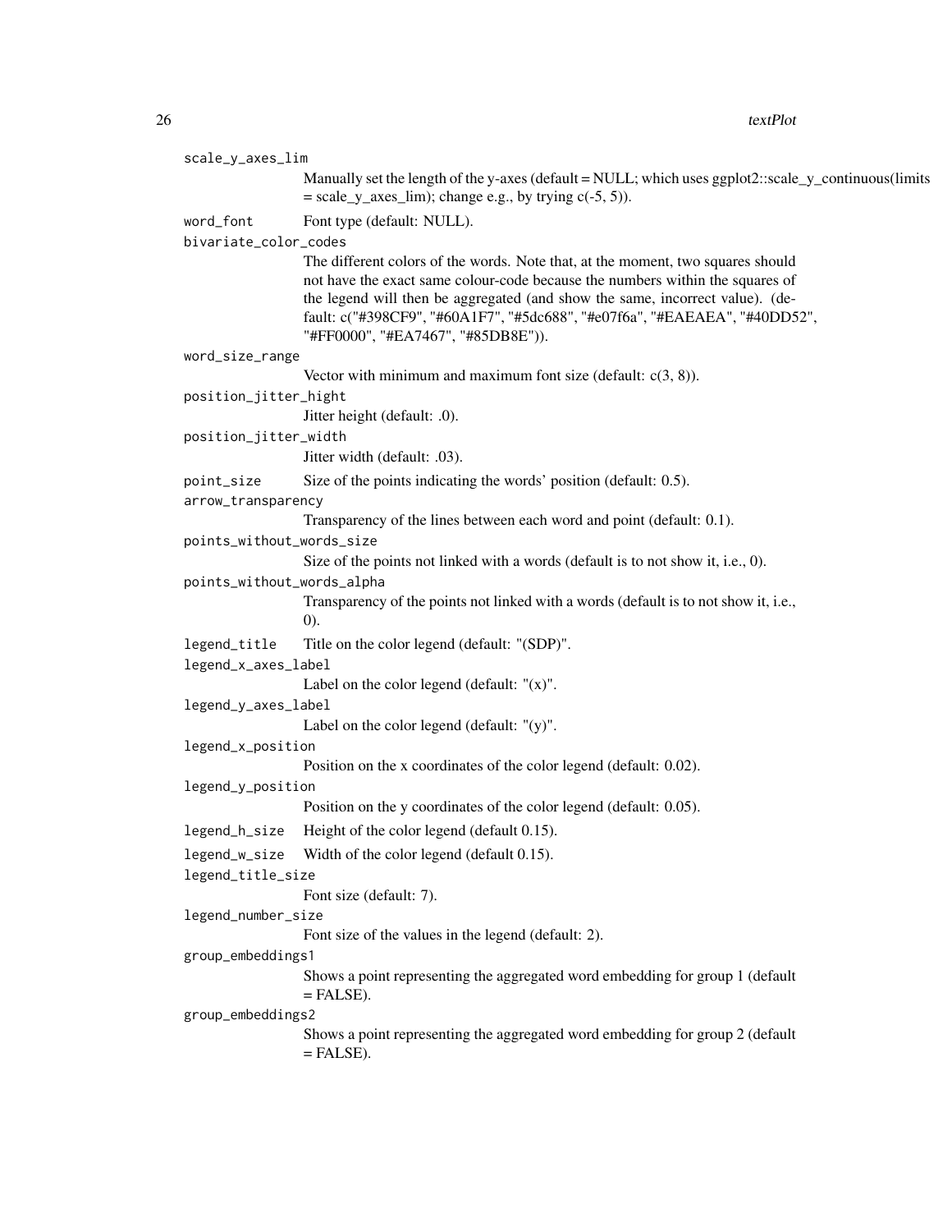`scale_y_axes_lim`
: Manually set the length of the y-axes (default = NULL; which uses ggplot2::scale_y_continuous(limits = scale_y_axes_lim); change e.g., by trying c(-5, 5)).

`word_font`
: Font type (default: NULL).

`bivariate_color_codes`
: The different colors of the words. Note that, at the moment, two squares should not have the exact same colour-code because the numbers within the squares of the legend will then be aggregated (and show the same, incorrect value). (default: c("#398CF9", "#60A1F7", "#5dc688", "#e07f6a", "#EAEAEA", "#40DD52", "#FF0000", "#EA7467", "#85DB8E")).

`word_size_range`
: Vector with minimum and maximum font size (default: c(3, 8)).

`position_jitter_hight`
: Jitter height (default: .0).

`position_jitter_width`
: Jitter width (default: .03).

`point_size`
: Size of the points indicating the words' position (default: 0.5).

`arrow_transparency`
: Transparency of the lines between each word and point (default: 0.1).

`points_without_words_size`
: Size of the points not linked with a words (default is to not show it, i.e., 0).

`points_without_words_alpha`
: Transparency of the points not linked with a words (default is to not show it, i.e., 0).

`legend_title`
: Title on the color legend (default: "(SDP)".

`legend_x_axes_label`
: Label on the color legend (default: "(x)".

`legend_y_axes_label`
: Label on the color legend (default: "(y)".

`legend_x_position`
: Position on the x coordinates of the color legend (default: 0.02).

`legend_y_position`
: Position on the y coordinates of the color legend (default: 0.05).

`legend_h_size`
: Height of the color legend (default 0.15).

`legend_w_size`
: Width of the color legend (default 0.15).

`legend_title_size`
: Font size (default: 7).

`legend_number_size`
: Font size of the values in the legend (default: 2).

`group_embeddings1`
: Shows a point representing the aggregated word embedding for group 1 (default = FALSE).

`group_embeddings2`
: Shows a point representing the aggregated word embedding for group 2 (default = FALSE).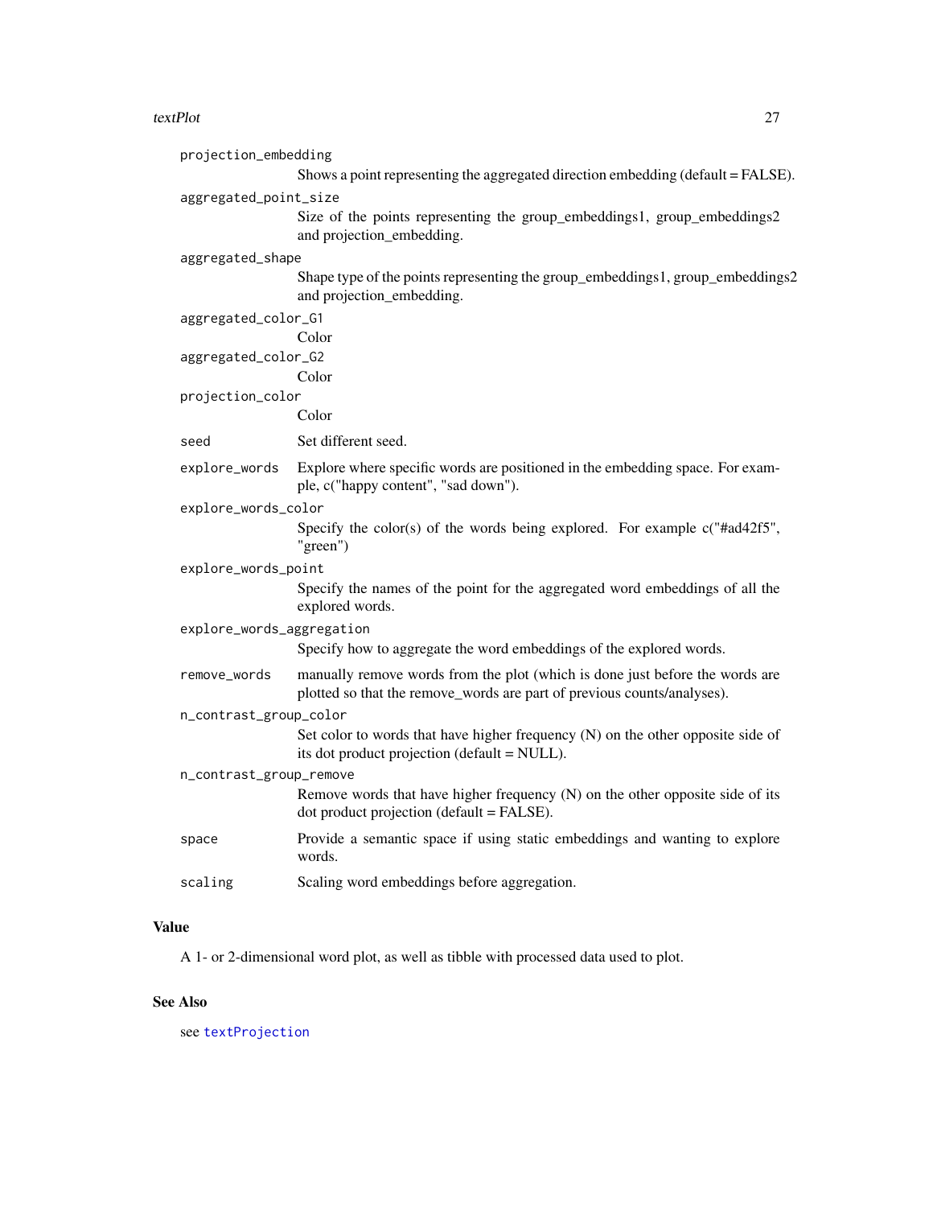`projection_embedding`
: Shows a point representing the aggregated direction embedding (default = FALSE).

`aggregated_point_size`
: Size of the points representing the group_embeddings1, group_embeddings2 and projection_embedding.

`aggregated_shape`
: Shape type of the points representing the group_embeddings1, group_embeddings2 and projection_embedding.

`aggregated_color_G1`
: Color

`aggregated_color_G2`
: Color

`projection_color`
: Color

`seed`
: Set different seed.

`explore_words`
: Explore where specific words are positioned in the embedding space. For example, c("happy content", "sad down").

`explore_words_color`
: Specify the color(s) of the words being explored. For example c("#ad42f5", "green")

`explore_words_point`
: Specify the names of the point for the aggregated word embeddings of all the explored words.

`explore_words_aggregation`
: Specify how to aggregate the word embeddings of the explored words.

`remove_words`
: manually remove words from the plot (which is done just before the words are plotted so that the remove_words are part of previous counts/analyses).

`n_contrast_group_color`
: Set color to words that have higher frequency (N) on the other opposite side of its dot product projection (default = NULL).

`n_contrast_group_remove`
: Remove words that have higher frequency (N) on the other opposite side of its dot product projection (default = FALSE).

`space`
: Provide a semantic space if using static embeddings and wanting to explore words.

`scaling`
: Scaling word embeddings before aggregation.

## Value

A 1- or 2-dimensional word plot, as well as tibble with processed data used to plot.

## See Also

see `textProjection`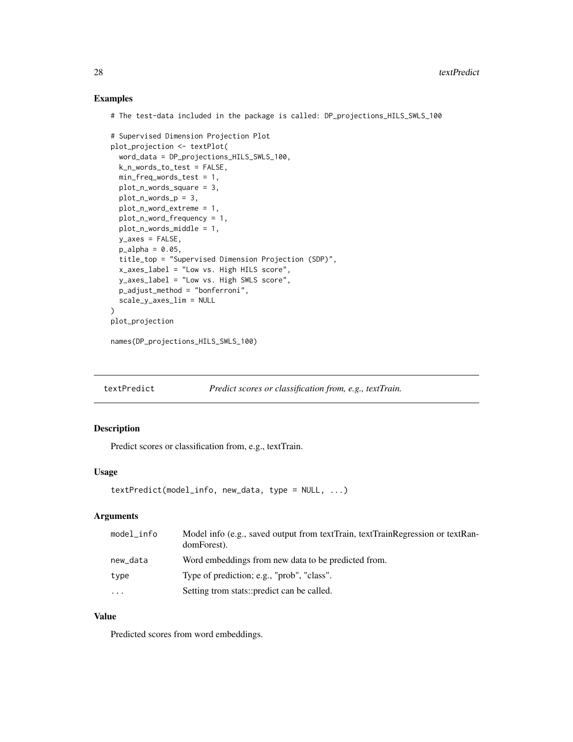## Examples

```
# The test-data included in the package is called: DP_projections_HILS_SWLS_100

# Supervised Dimension Projection Plot
plot_projection <- textPlot(
  word_data = DP_projections_HILS_SWLS_100,
  k_n_words_to_test = FALSE,
  min_freq_words_test = 1,
  plot_n_words_square = 3,
  plot_n_words_p = 3,
  plot_n_word_extreme = 1,
  plot_n_word_frequency = 1,
  plot_n_words_middle = 1,
  y_axes = FALSE,
  p_alpha = 0.05,
  title_top = "Supervised Dimension Projection (SDP)",
  x_axes_label = "Low vs. High HILS score",
  y_axes_label = "Low vs. High SWLS score",
  p_adjust_method = "bonferroni",
  scale_y_axes_lim = NULL
)
plot_projection

names(DP_projections_HILS_SWLS_100)
```

---

# textPredict — *Predict scores or classification from, e.g., textTrain.*

---

## Description

Predict scores or classification from, e.g., textTrain.

## Usage

```
textPredict(model_info, new_data, type = NULL, ...)
```

## Arguments

| | |
|---|---|
| model_info | Model info (e.g., saved output from textTrain, textTrainRegression or textRandomForest). |
| new_data | Word embeddings from new data to be predicted from. |
| type | Type of prediction; e.g., "prob", "class". |
| ... | Setting trom stats::predict can be called. |

## Value

Predicted scores from word embeddings.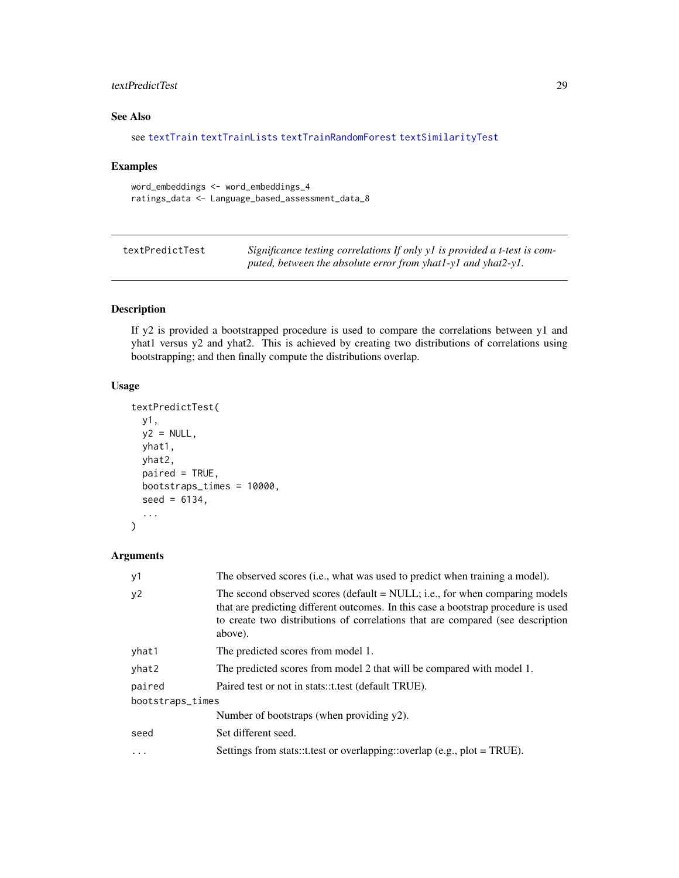## See Also

see `textTrain` `textTrainLists` `textTrainRandomForest` `textSimilarityTest`

## Examples

```
word_embeddings <- word_embeddings_4
ratings_data <- Language_based_assessment_data_8
```

---

`textPredictTest` *Significance testing correlations If only y1 is provided a t-test is computed, between the absolute error from yhat1-y1 and yhat2-y1.*

---

## Description

If y2 is provided a bootstrapped procedure is used to compare the correlations between y1 and yhat1 versus y2 and yhat2. This is achieved by creating two distributions of correlations using bootstrapping; and then finally compute the distributions overlap.

## Usage

```
textPredictTest(
  y1,
  y2 = NULL,
  yhat1,
  yhat2,
  paired = TRUE,
  bootstraps_times = 10000,
  seed = 6134,
  ...
)
```

## Arguments

| | |
|---|---|
| `y1` | The observed scores (i.e., what was used to predict when training a model). |
| `y2` | The second observed scores (default = NULL; i.e., for when comparing models that are predicting different outcomes. In this case a bootstrap procedure is used to create two distributions of correlations that are compared (see description above). |
| `yhat1` | The predicted scores from model 1. |
| `yhat2` | The predicted scores from model 2 that will be compared with model 1. |
| `paired` | Paired test or not in stats::t.test (default TRUE). |
| `bootstraps_times` | Number of bootstraps (when providing y2). |
| `seed` | Set different seed. |
| `...` | Settings from stats::t.test or overlapping::overlap (e.g., plot = TRUE). |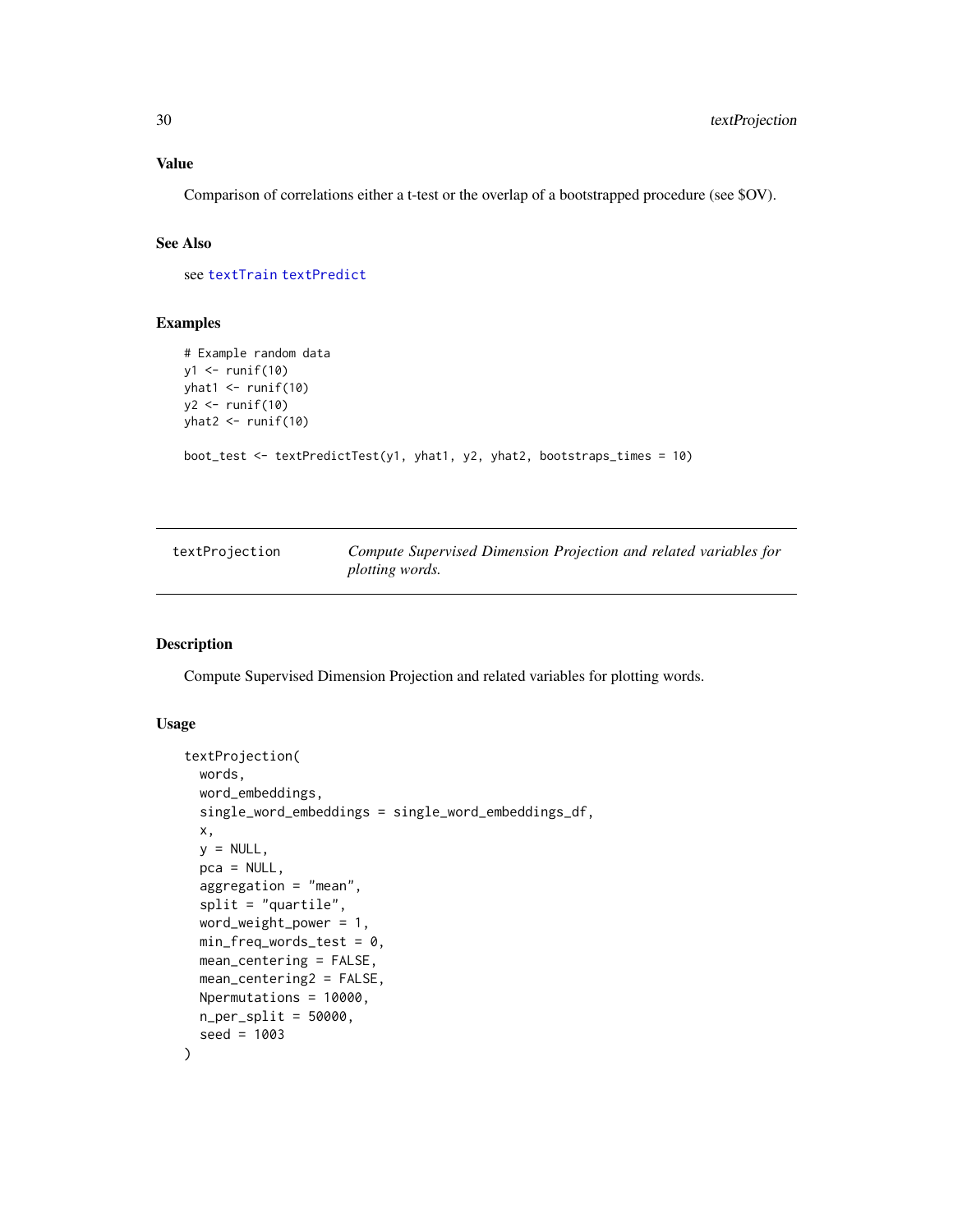### Value

Comparison of correlations either a t-test or the overlap of a bootstrapped procedure (see $OV).

### See Also

see textTrain textPredict

### Examples

```
# Example random data
y1 <- runif(10)
yhat1 <- runif(10)
y2 <- runif(10)
yhat2 <- runif(10)

boot_test <- textPredictTest(y1, yhat1, y2, yhat2, bootstraps_times = 10)
```

---

## textProjection — *Compute Supervised Dimension Projection and related variables for plotting words.*

---

### Description

Compute Supervised Dimension Projection and related variables for plotting words.

### Usage

```
textProjection(
  words,
  word_embeddings,
  single_word_embeddings = single_word_embeddings_df,
  x,
  y = NULL,
  pca = NULL,
  aggregation = "mean",
  split = "quartile",
  word_weight_power = 1,
  min_freq_words_test = 0,
  mean_centering = FALSE,
  mean_centering2 = FALSE,
  Npermutations = 10000,
  n_per_split = 50000,
  seed = 1003
)
```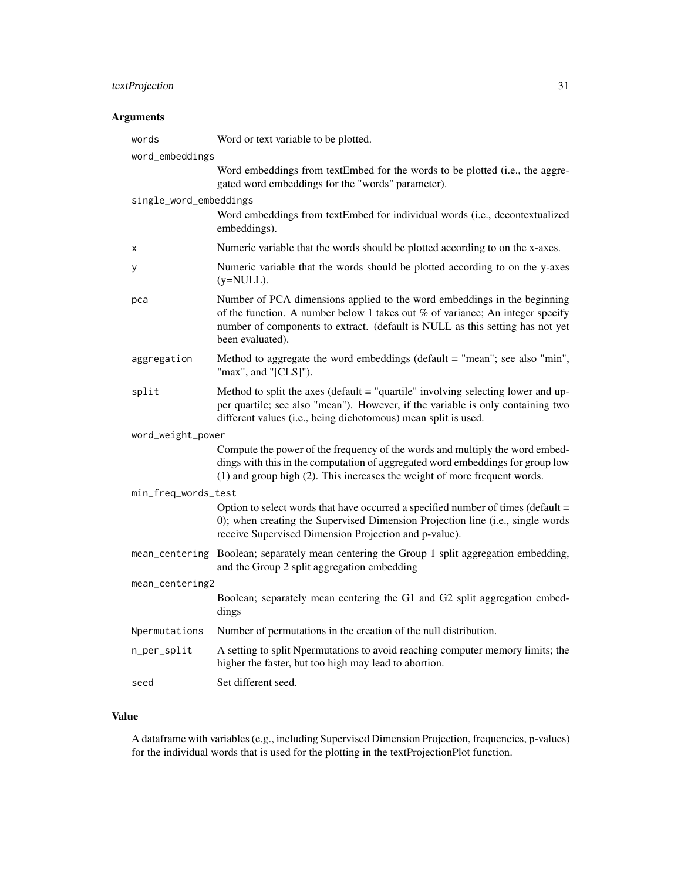## Arguments

| | |
|---|---|
| `words` | Word or text variable to be plotted. |
| `word_embeddings` | Word embeddings from textEmbed for the words to be plotted (i.e., the aggregated word embeddings for the "words" parameter). |
| `single_word_embeddings` | Word embeddings from textEmbed for individual words (i.e., decontextualized embeddings). |
| `x` | Numeric variable that the words should be plotted according to on the x-axes. |
| `y` | Numeric variable that the words should be plotted according to on the y-axes (y=NULL). |
| `pca` | Number of PCA dimensions applied to the word embeddings in the beginning of the function. A number below 1 takes out % of variance; An integer specify number of components to extract. (default is NULL as this setting has not yet been evaluated). |
| `aggregation` | Method to aggregate the word embeddings (default = "mean"; see also "min", "max", and "[CLS]"). |
| `split` | Method to split the axes (default = "quartile" involving selecting lower and upper quartile; see also "mean"). However, if the variable is only containing two different values (i.e., being dichotomous) mean split is used. |
| `word_weight_power` | Compute the power of the frequency of the words and multiply the word embeddings with this in the computation of aggregated word embeddings for group low (1) and group high (2). This increases the weight of more frequent words. |
| `min_freq_words_test` | Option to select words that have occurred a specified number of times (default = 0); when creating the Supervised Dimension Projection line (i.e., single words receive Supervised Dimension Projection and p-value). |
| `mean_centering` | Boolean; separately mean centering the Group 1 split aggregation embedding, and the Group 2 split aggregation embedding |
| `mean_centering2` | Boolean; separately mean centering the G1 and G2 split aggregation embeddings |
| `Npermutations` | Number of permutations in the creation of the null distribution. |
| `n_per_split` | A setting to split Npermutations to avoid reaching computer memory limits; the higher the faster, but too high may lead to abortion. |
| `seed` | Set different seed. |

## Value

A dataframe with variables (e.g., including Supervised Dimension Projection, frequencies, p-values) for the individual words that is used for the plotting in the textProjectionPlot function.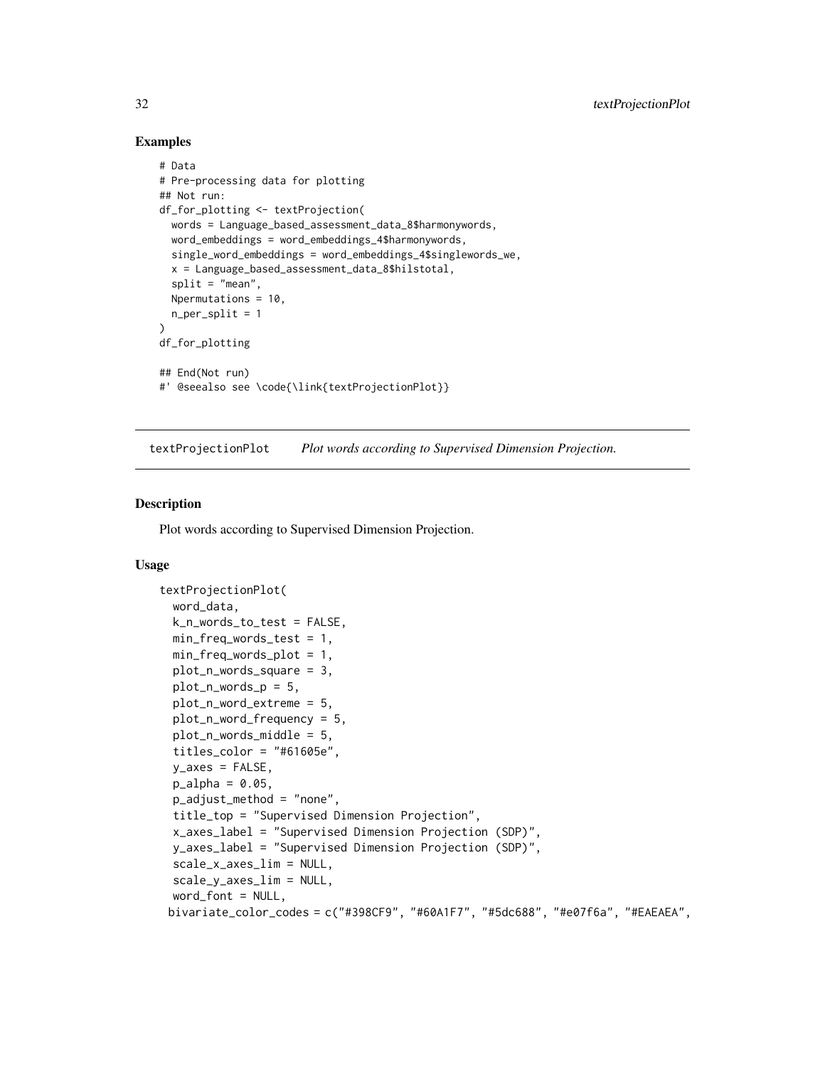## Examples

```
# Data
# Pre-processing data for plotting
## Not run:
df_for_plotting <- textProjection(
  words = Language_based_assessment_data_8$harmonywords,
  word_embeddings = word_embeddings_4$harmonywords,
  single_word_embeddings = word_embeddings_4$singlewords_we,
  x = Language_based_assessment_data_8$hilstotal,
  split = "mean",
  Npermutations = 10,
  n_per_split = 1
)
df_for_plotting

## End(Not run)
#' @seealso see \code{\link{textProjectionPlot}}
```

---

# textProjectionPlot — *Plot words according to Supervised Dimension Projection.*

---

## Description

Plot words according to Supervised Dimension Projection.

## Usage

```
textProjectionPlot(
  word_data,
  k_n_words_to_test = FALSE,
  min_freq_words_test = 1,
  min_freq_words_plot = 1,
  plot_n_words_square = 3,
  plot_n_words_p = 5,
  plot_n_word_extreme = 5,
  plot_n_word_frequency = 5,
  plot_n_words_middle = 5,
  titles_color = "#61605e",
  y_axes = FALSE,
  p_alpha = 0.05,
  p_adjust_method = "none",
  title_top = "Supervised Dimension Projection",
  x_axes_label = "Supervised Dimension Projection (SDP)",
  y_axes_label = "Supervised Dimension Projection (SDP)",
  scale_x_axes_lim = NULL,
  scale_y_axes_lim = NULL,
  word_font = NULL,
 bivariate_color_codes = c("#398CF9", "#60A1F7", "#5dc688", "#e07f6a", "#EAEAEA",
```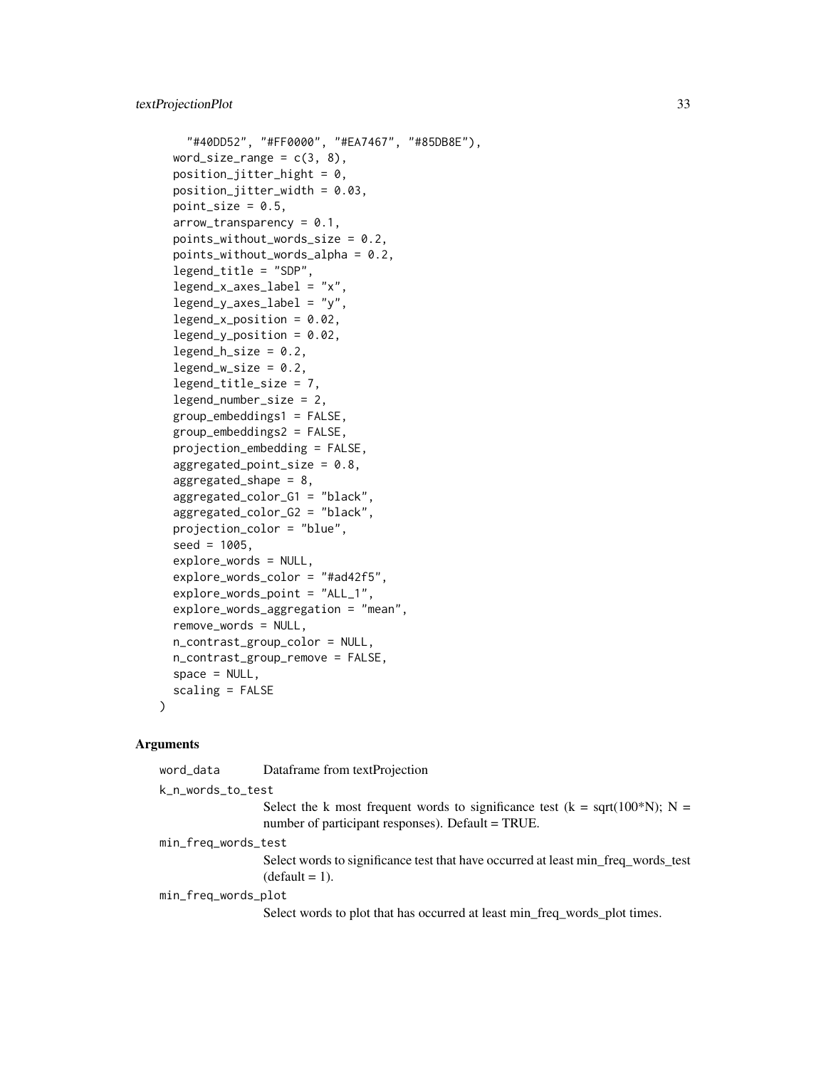```
    "#40DD52", "#FF0000", "#EA7467", "#85DB8E"),
  word_size_range = c(3, 8),
  position_jitter_hight = 0,
  position_jitter_width = 0.03,
  point_size = 0.5,
  arrow_transparency = 0.1,
  points_without_words_size = 0.2,
  points_without_words_alpha = 0.2,
  legend_title = "SDP",
  legend_x_axes_label = "x",
  legend_y_axes_label = "y",
  legend_x_position = 0.02,
  legend_y_position = 0.02,
  legend_h_size = 0.2,
  legend_w_size = 0.2,
  legend_title_size = 7,
  legend_number_size = 2,
  group_embeddings1 = FALSE,
  group_embeddings2 = FALSE,
  projection_embedding = FALSE,
  aggregated_point_size = 0.8,
  aggregated_shape = 8,
  aggregated_color_G1 = "black",
  aggregated_color_G2 = "black",
  projection_color = "blue",
  seed = 1005,
  explore_words = NULL,
  explore_words_color = "#ad42f5",
  explore_words_point = "ALL_1",
  explore_words_aggregation = "mean",
  remove_words = NULL,
  n_contrast_group_color = NULL,
  n_contrast_group_remove = FALSE,
  space = NULL,
  scaling = FALSE
)
```

### Arguments

`word_data` Dataframe from textProjection

`k_n_words_to_test`
: Select the k most frequent words to significance test (k = sqrt(100*N); N = number of participant responses). Default = TRUE.

`min_freq_words_test`
: Select words to significance test that have occurred at least min_freq_words_test (default = 1).

`min_freq_words_plot`
: Select words to plot that has occurred at least min_freq_words_plot times.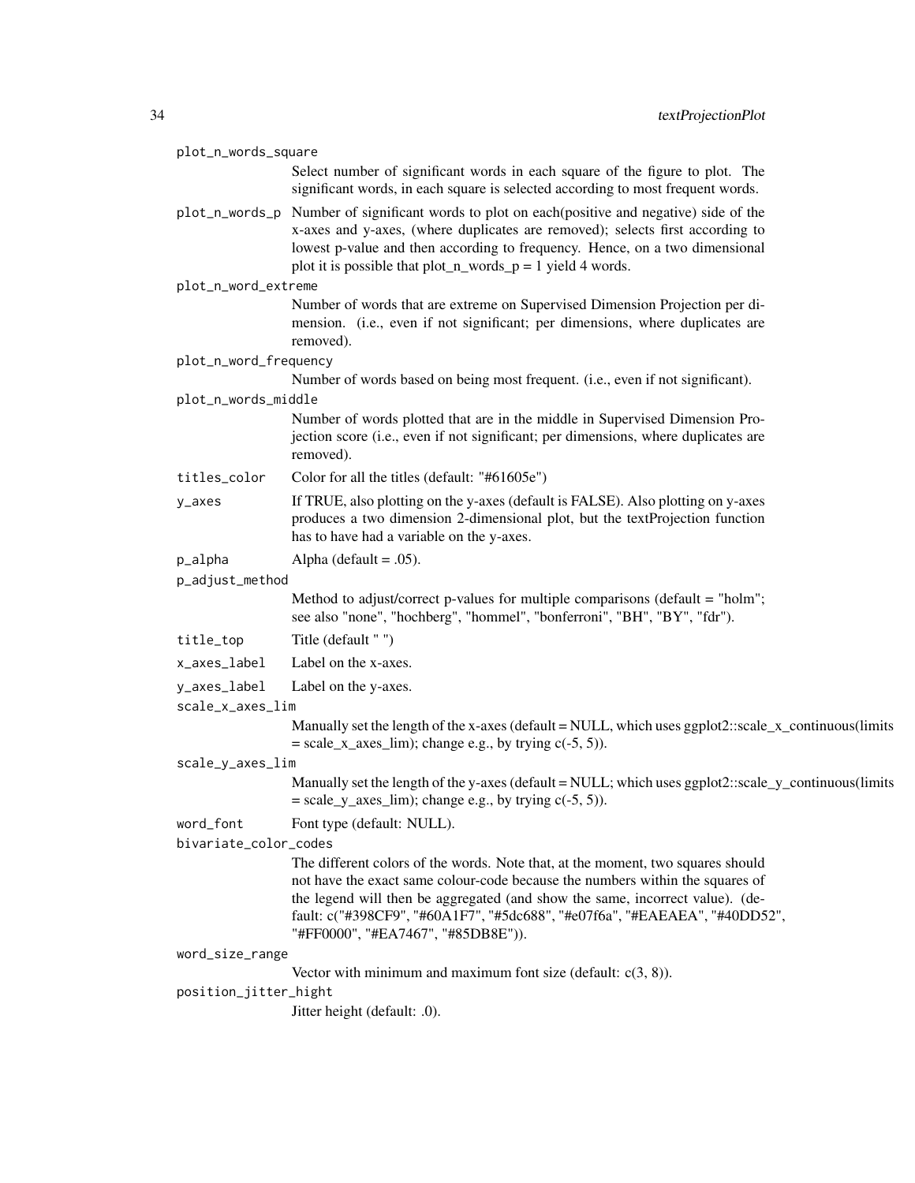`plot_n_words_square`
: Select number of significant words in each square of the figure to plot. The significant words, in each square is selected according to most frequent words.

`plot_n_words_p`
: Number of significant words to plot on each(positive and negative) side of the x-axes and y-axes, (where duplicates are removed); selects first according to lowest p-value and then according to frequency. Hence, on a two dimensional plot it is possible that plot_n_words_p = 1 yield 4 words.

`plot_n_word_extreme`
: Number of words that are extreme on Supervised Dimension Projection per dimension. (i.e., even if not significant; per dimensions, where duplicates are removed).

`plot_n_word_frequency`
: Number of words based on being most frequent. (i.e., even if not significant).

`plot_n_words_middle`
: Number of words plotted that are in the middle in Supervised Dimension Projection score (i.e., even if not significant; per dimensions, where duplicates are removed).

`titles_color`
: Color for all the titles (default: "#61605e")

`y_axes`
: If TRUE, also plotting on the y-axes (default is FALSE). Also plotting on y-axes produces a two dimension 2-dimensional plot, but the textProjection function has to have had a variable on the y-axes.

`p_alpha`
: Alpha (default = .05).

`p_adjust_method`
: Method to adjust/correct p-values for multiple comparisons (default = "holm"; see also "none", "hochberg", "hommel", "bonferroni", "BH", "BY", "fdr").

`title_top`
: Title (default " ")

`x_axes_label`
: Label on the x-axes.

`y_axes_label`
: Label on the y-axes.

`scale_x_axes_lim`
: Manually set the length of the x-axes (default = NULL, which uses ggplot2::scale_x_continuous(limits = scale_x_axes_lim); change e.g., by trying c(-5, 5)).

`scale_y_axes_lim`
: Manually set the length of the y-axes (default = NULL; which uses ggplot2::scale_y_continuous(limits = scale_y_axes_lim); change e.g., by trying c(-5, 5)).

`word_font`
: Font type (default: NULL).

`bivariate_color_codes`
: The different colors of the words. Note that, at the moment, two squares should not have the exact same colour-code because the numbers within the squares of the legend will then be aggregated (and show the same, incorrect value). (default: c("#398CF9", "#60A1F7", "#5dc688", "#e07f6a", "#EAEAEA", "#40DD52", "#FF0000", "#EA7467", "#85DB8E")).

`word_size_range`
: Vector with minimum and maximum font size (default: c(3, 8)).

`position_jitter_hight`
: Jitter height (default: .0).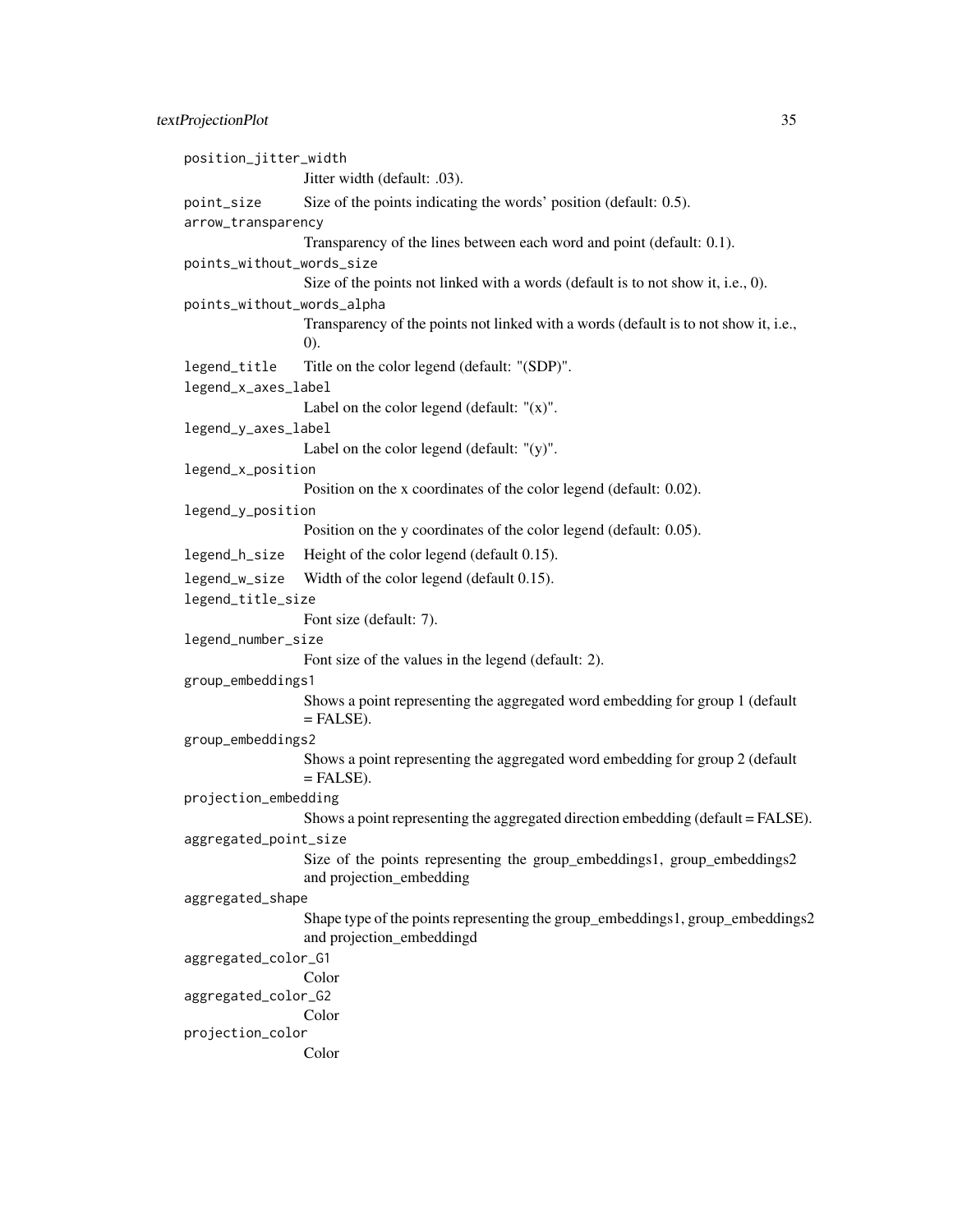`position_jitter_width`
: Jitter width (default: .03).

`point_size`
: Size of the points indicating the words' position (default: 0.5).

`arrow_transparency`
: Transparency of the lines between each word and point (default: 0.1).

`points_without_words_size`
: Size of the points not linked with a words (default is to not show it, i.e., 0).

`points_without_words_alpha`
: Transparency of the points not linked with a words (default is to not show it, i.e., 0).

`legend_title`
: Title on the color legend (default: "(SDP)".

`legend_x_axes_label`
: Label on the color legend (default: "(x)".

`legend_y_axes_label`
: Label on the color legend (default: "(y)".

`legend_x_position`
: Position on the x coordinates of the color legend (default: 0.02).

`legend_y_position`
: Position on the y coordinates of the color legend (default: 0.05).

`legend_h_size`
: Height of the color legend (default 0.15).

`legend_w_size`
: Width of the color legend (default 0.15).

`legend_title_size`
: Font size (default: 7).

`legend_number_size`
: Font size of the values in the legend (default: 2).

`group_embeddings1`
: Shows a point representing the aggregated word embedding for group 1 (default = FALSE).

`group_embeddings2`
: Shows a point representing the aggregated word embedding for group 2 (default = FALSE).

`projection_embedding`
: Shows a point representing the aggregated direction embedding (default = FALSE).

`aggregated_point_size`
: Size of the points representing the group_embeddings1, group_embeddings2 and projection_embedding

`aggregated_shape`
: Shape type of the points representing the group_embeddings1, group_embeddings2 and projection_embeddingd

`aggregated_color_G1`
: Color

`aggregated_color_G2`
: Color

`projection_color`
: Color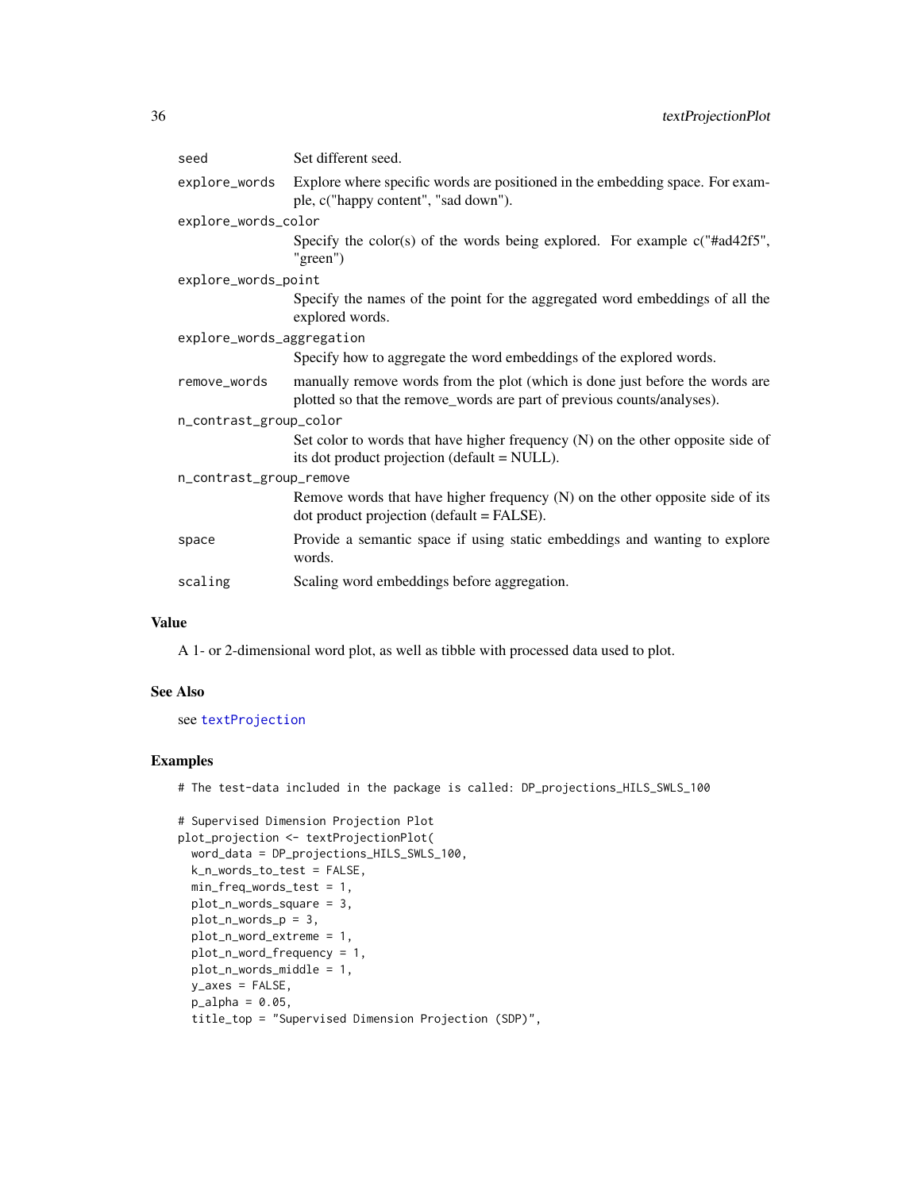| | |
|---|---|
| `seed` | Set different seed. |
| `explore_words` | Explore where specific words are positioned in the embedding space. For example, c("happy content", "sad down"). |
| `explore_words_color` | Specify the color(s) of the words being explored. For example c("#ad42f5", "green") |
| `explore_words_point` | Specify the names of the point for the aggregated word embeddings of all the explored words. |
| `explore_words_aggregation` | Specify how to aggregate the word embeddings of the explored words. |
| `remove_words` | manually remove words from the plot (which is done just before the words are plotted so that the remove_words are part of previous counts/analyses). |
| `n_contrast_group_color` | Set color to words that have higher frequency (N) on the other opposite side of its dot product projection (default = NULL). |
| `n_contrast_group_remove` | Remove words that have higher frequency (N) on the other opposite side of its dot product projection (default = FALSE). |
| `space` | Provide a semantic space if using static embeddings and wanting to explore words. |
| `scaling` | Scaling word embeddings before aggregation. |

### Value

A 1- or 2-dimensional word plot, as well as tibble with processed data used to plot.

### See Also

see `textProjection`

### Examples

```
# The test-data included in the package is called: DP_projections_HILS_SWLS_100

# Supervised Dimension Projection Plot
plot_projection <- textProjectionPlot(
  word_data = DP_projections_HILS_SWLS_100,
  k_n_words_to_test = FALSE,
  min_freq_words_test = 1,
  plot_n_words_square = 3,
  plot_n_words_p = 3,
  plot_n_word_extreme = 1,
  plot_n_word_frequency = 1,
  plot_n_words_middle = 1,
  y_axes = FALSE,
  p_alpha = 0.05,
  title_top = "Supervised Dimension Projection (SDP)",
```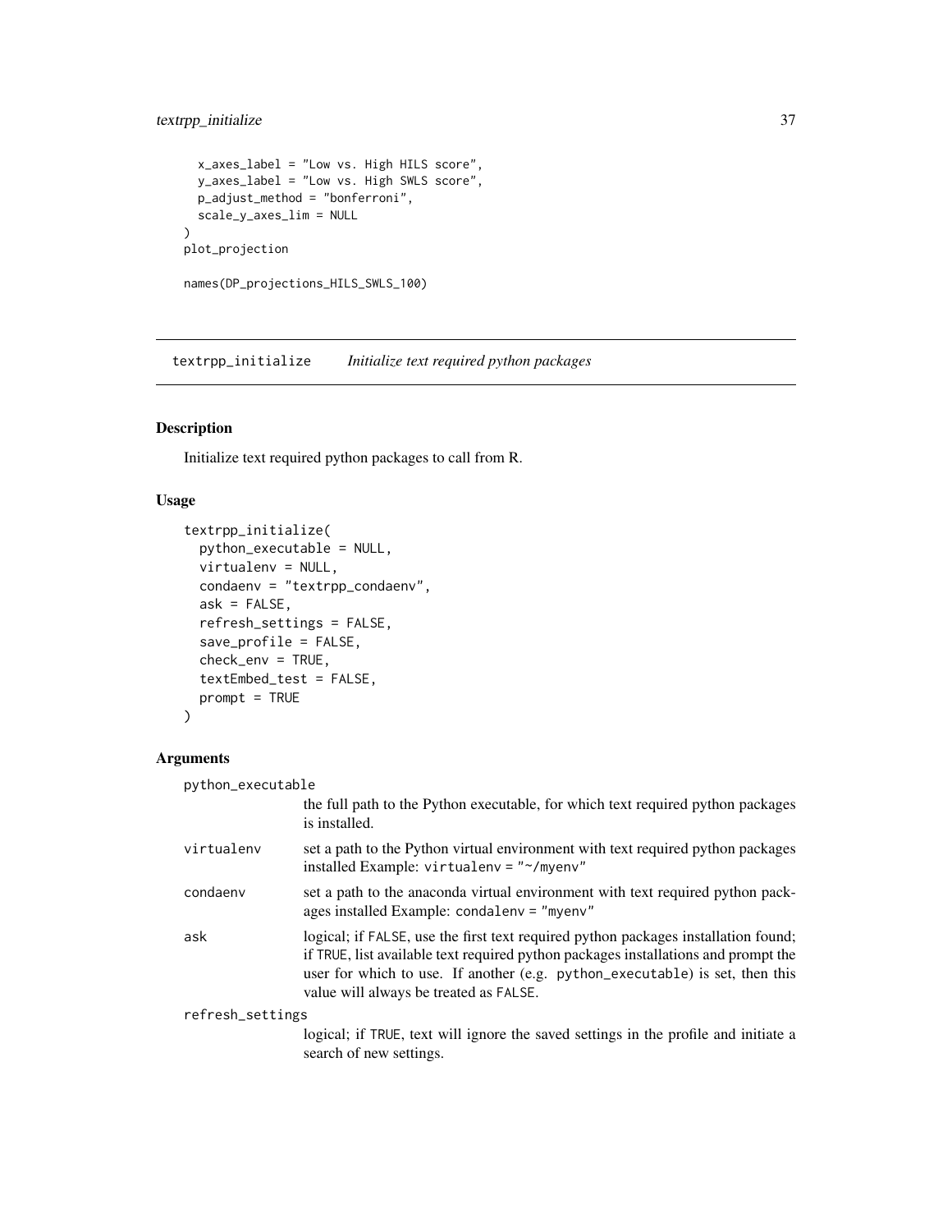```
  x_axes_label = "Low vs. High HILS score",
  y_axes_label = "Low vs. High SWLS score",
  p_adjust_method = "bonferroni",
  scale_y_axes_lim = NULL
)
plot_projection

names(DP_projections_HILS_SWLS_100)
```

---

## textrpp_initialize    *Initialize text required python packages*

---

### Description

Initialize text required python packages to call from R.

### Usage

```
textrpp_initialize(
  python_executable = NULL,
  virtualenv = NULL,
  condaenv = "textrpp_condaenv",
  ask = FALSE,
  refresh_settings = FALSE,
  save_profile = FALSE,
  check_env = TRUE,
  textEmbed_test = FALSE,
  prompt = TRUE
)
```

### Arguments

| | |
|---|---|
| python_executable | the full path to the Python executable, for which text required python packages is installed. |
| virtualenv | set a path to the Python virtual environment with text required python packages installed Example: `virtualenv = "~/myenv"` |
| condaenv | set a path to the anaconda virtual environment with text required python packages installed Example: `condalenv = "myenv"` |
| ask | logical; if `FALSE`, use the first text required python packages installation found; if `TRUE`, list available text required python packages installations and prompt the user for which to use. If another (e.g. `python_executable`) is set, then this value will always be treated as `FALSE`. |
| refresh_settings | logical; if `TRUE`, text will ignore the saved settings in the profile and initiate a search of new settings. |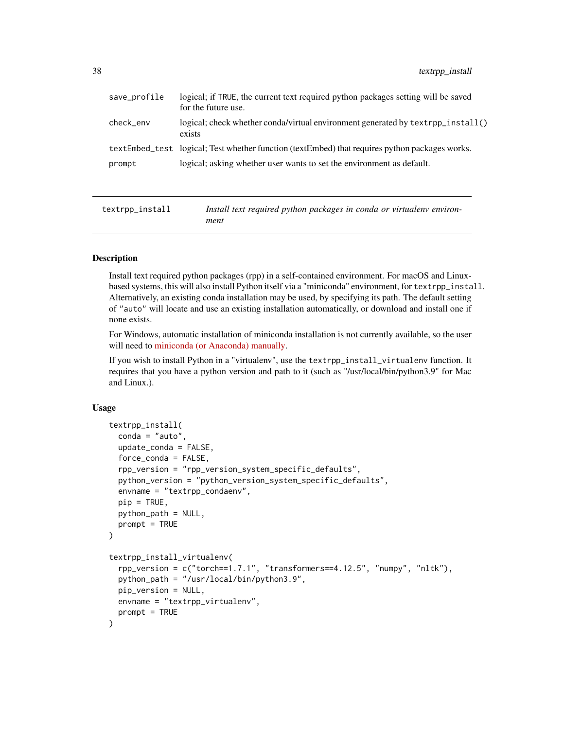| | |
|---|---|
| save_profile | logical; if TRUE, the current text required python packages setting will be saved for the future use. |
| check_env | logical; check whether conda/virtual environment generated by textrpp_install() exists |
| textEmbed_test | logical; Test whether function (textEmbed) that requires python packages works. |
| prompt | logical; asking whether user wants to set the environment as default. |

## textrpp_install — *Install text required python packages in conda or virtualenv environment*

### Description

Install text required python packages (rpp) in a self-contained environment. For macOS and Linux-based systems, this will also install Python itself via a "miniconda" environment, for textrpp_install. Alternatively, an existing conda installation may be used, by specifying its path. The default setting of "auto" will locate and use an existing installation automatically, or download and install one if none exists.

For Windows, automatic installation of miniconda installation is not currently available, so the user will need to miniconda (or Anaconda) manually.

If you wish to install Python in a "virtualenv", use the textrpp_install_virtualenv function. It requires that you have a python version and path to it (such as "/usr/local/bin/python3.9" for Mac and Linux.).

### Usage

```
textrpp_install(
  conda = "auto",
  update_conda = FALSE,
  force_conda = FALSE,
  rpp_version = "rpp_version_system_specific_defaults",
  python_version = "python_version_system_specific_defaults",
  envname = "textrpp_condaenv",
  pip = TRUE,
  python_path = NULL,
  prompt = TRUE
)

textrpp_install_virtualenv(
  rpp_version = c("torch==1.7.1", "transformers==4.12.5", "numpy", "nltk"),
  python_path = "/usr/local/bin/python3.9",
  pip_version = NULL,
  envname = "textrpp_virtualenv",
  prompt = TRUE
)
```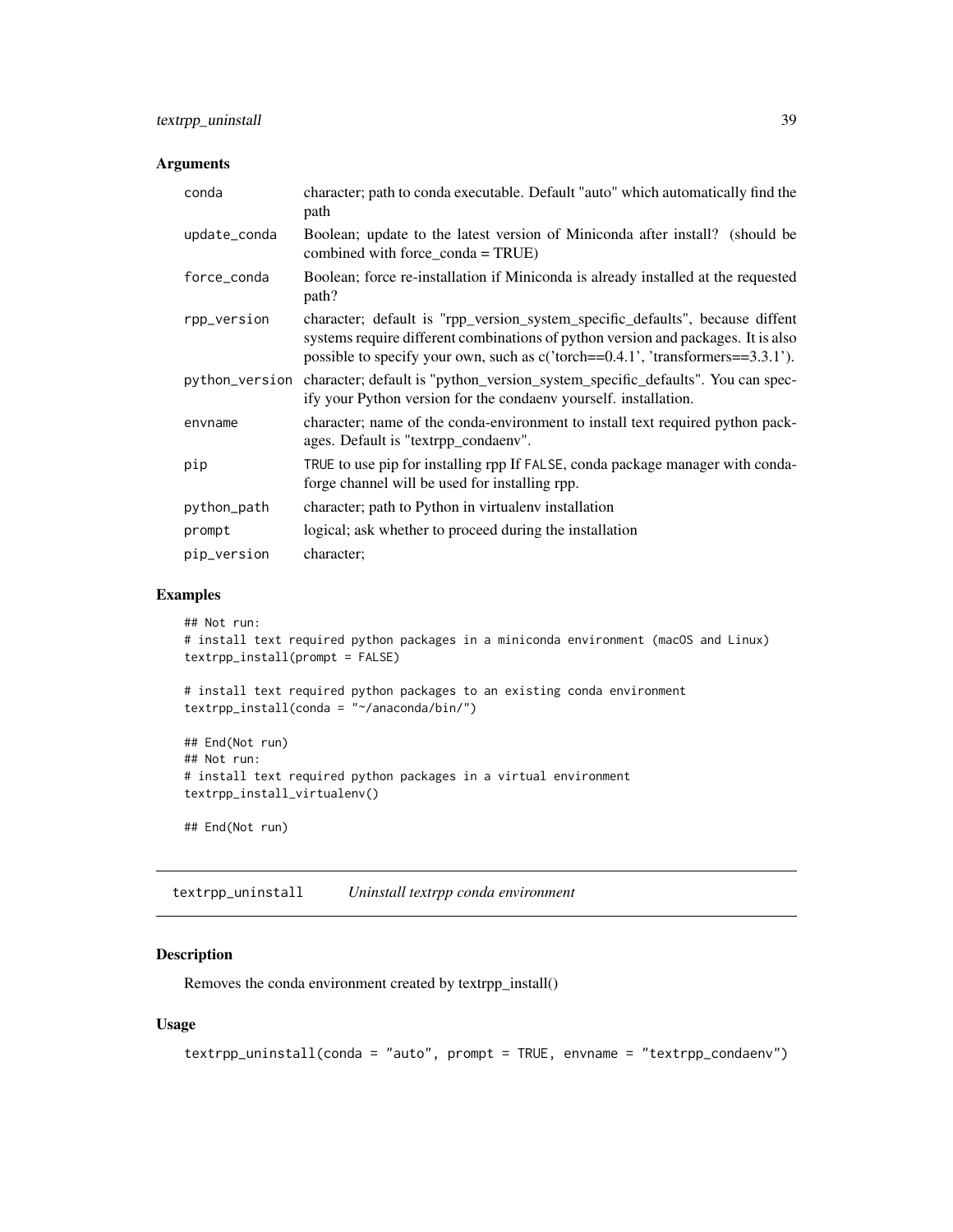## Arguments

| | |
|---|---|
| conda | character; path to conda executable. Default "auto" which automatically find the path |
| update_conda | Boolean; update to the latest version of Miniconda after install? (should be combined with force_conda = TRUE) |
| force_conda | Boolean; force re-installation if Miniconda is already installed at the requested path? |
| rpp_version | character; default is "rpp_version_system_specific_defaults", because diffent systems require different combinations of python version and packages. It is also possible to specify your own, such as c('torch==0.4.1', 'transformers==3.3.1'). |
| python_version | character; default is "python_version_system_specific_defaults". You can specify your Python version for the condaenv yourself. installation. |
| envname | character; name of the conda-environment to install text required python packages. Default is "textrpp_condaenv". |
| pip | TRUE to use pip for installing rpp If FALSE, conda package manager with conda-forge channel will be used for installing rpp. |
| python_path | character; path to Python in virtualenv installation |
| prompt | logical; ask whether to proceed during the installation |
| pip_version | character; |

## Examples

```
## Not run:
# install text required python packages in a miniconda environment (macOS and Linux)
textrpp_install(prompt = FALSE)

# install text required python packages to an existing conda environment
textrpp_install(conda = "~/anaconda/bin/")

## End(Not run)
## Not run:
# install text required python packages in a virtual environment
textrpp_install_virtualenv()

## End(Not run)
```

---

# textrpp_uninstall *Uninstall textrpp conda environment*

## Description

Removes the conda environment created by textrpp_install()

## Usage

```
textrpp_uninstall(conda = "auto", prompt = TRUE, envname = "textrpp_condaenv")
```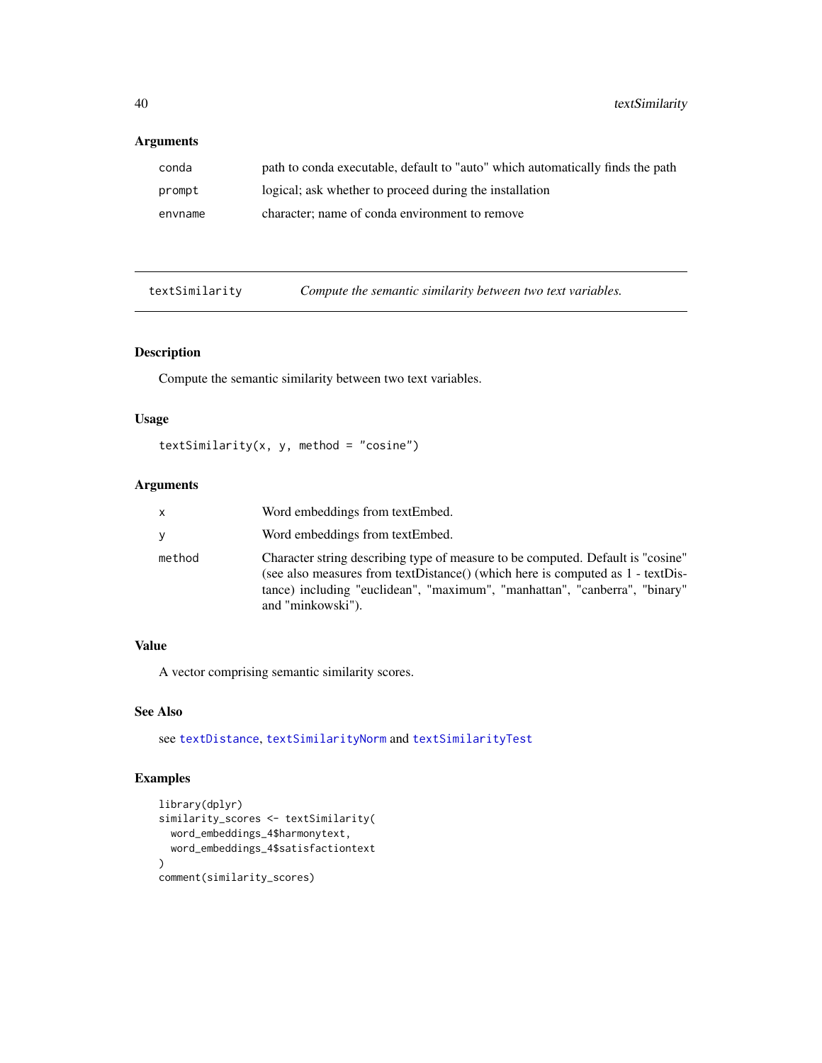## Arguments

| | |
|---|---|
| conda | path to conda executable, default to "auto" which automatically finds the path |
| prompt | logical; ask whether to proceed during the installation |
| envname | character; name of conda environment to remove |

---

# textSimilarity — *Compute the semantic similarity between two text variables.*

---

## Description

Compute the semantic similarity between two text variables.

## Usage

```
textSimilarity(x, y, method = "cosine")
```

## Arguments

| | |
|---|---|
| x | Word embeddings from textEmbed. |
| y | Word embeddings from textEmbed. |
| method | Character string describing type of measure to be computed. Default is "cosine" (see also measures from textDistance() (which here is computed as 1 - textDistance) including "euclidean", "maximum", "manhattan", "canberra", "binary" and "minkowski"). |

## Value

A vector comprising semantic similarity scores.

## See Also

see textDistance, textSimilarityNorm and textSimilarityTest

## Examples

```
library(dplyr)
similarity_scores <- textSimilarity(
  word_embeddings_4$harmonytext,
  word_embeddings_4$satisfactiontext
)
comment(similarity_scores)
```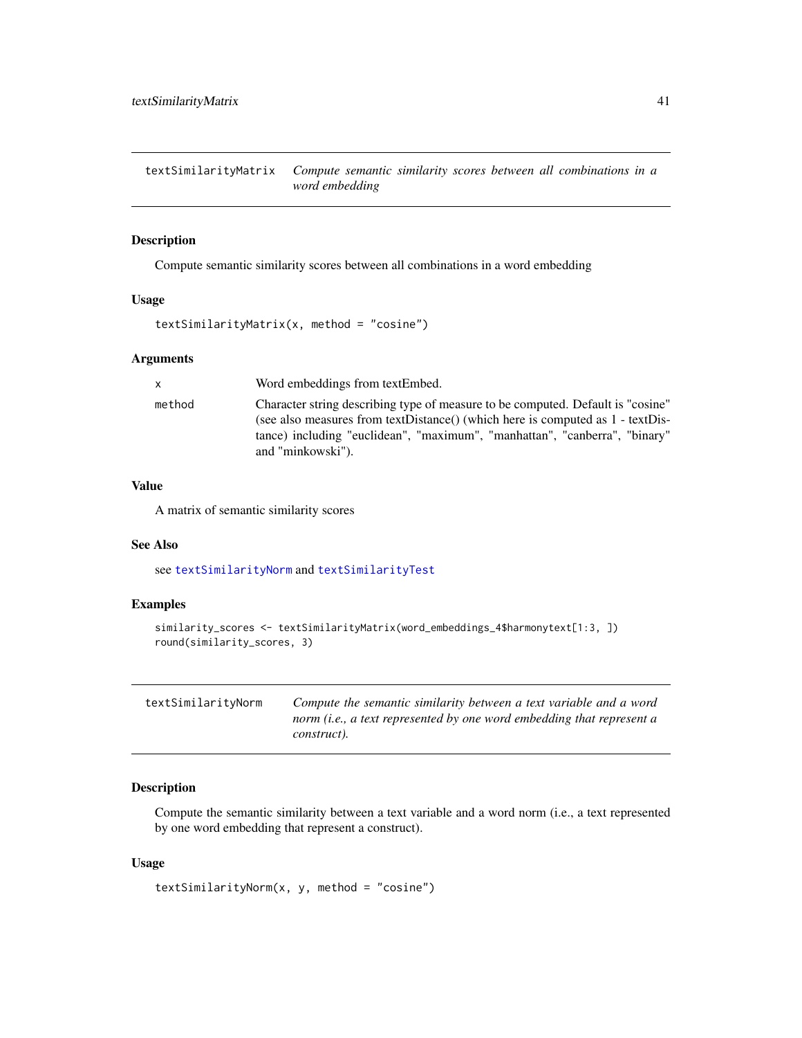## textSimilarityMatrix — *Compute semantic similarity scores between all combinations in a word embedding*

### Description

Compute semantic similarity scores between all combinations in a word embedding

### Usage

```
textSimilarityMatrix(x, method = "cosine")
```

### Arguments

| | |
|---|---|
| x | Word embeddings from textEmbed. |
| method | Character string describing type of measure to be computed. Default is "cosine" (see also measures from textDistance() (which here is computed as 1 - textDistance) including "euclidean", "maximum", "manhattan", "canberra", "binary" and "minkowski"). |

### Value

A matrix of semantic similarity scores

### See Also

see textSimilarityNorm and textSimilarityTest

### Examples

```
similarity_scores <- textSimilarityMatrix(word_embeddings_4$harmonytext[1:3, ])
round(similarity_scores, 3)
```

## textSimilarityNorm — *Compute the semantic similarity between a text variable and a word norm (i.e., a text represented by one word embedding that represent a construct).*

### Description

Compute the semantic similarity between a text variable and a word norm (i.e., a text represented by one word embedding that represent a construct).

### Usage

```
textSimilarityNorm(x, y, method = "cosine")
```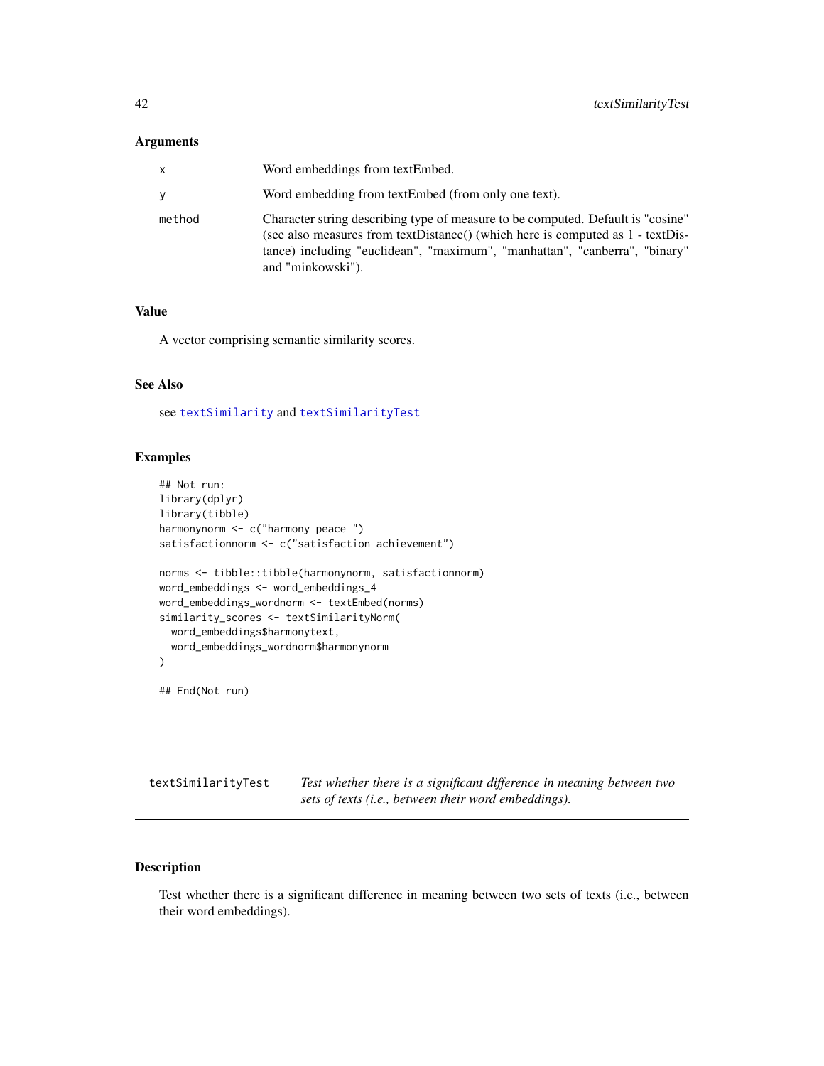### Arguments

| | |
|---|---|
| x | Word embeddings from textEmbed. |
| y | Word embedding from textEmbed (from only one text). |
| method | Character string describing type of measure to be computed. Default is "cosine" (see also measures from textDistance() (which here is computed as 1 - textDistance) including "euclidean", "maximum", "manhattan", "canberra", "binary" and "minkowski"). |

### Value

A vector comprising semantic similarity scores.

### See Also

see `textSimilarity` and `textSimilarityTest`

### Examples

```
## Not run:
library(dplyr)
library(tibble)
harmonynorm <- c("harmony peace ")
satisfactionnorm <- c("satisfaction achievement")

norms <- tibble::tibble(harmonynorm, satisfactionnorm)
word_embeddings <- word_embeddings_4
word_embeddings_wordnorm <- textEmbed(norms)
similarity_scores <- textSimilarityNorm(
  word_embeddings$harmonytext,
  word_embeddings_wordnorm$harmonynorm
)

## End(Not run)
```

---

## textSimilarityTest    *Test whether there is a significant difference in meaning between two sets of texts (i.e., between their word embeddings).*

---

### Description

Test whether there is a significant difference in meaning between two sets of texts (i.e., between their word embeddings).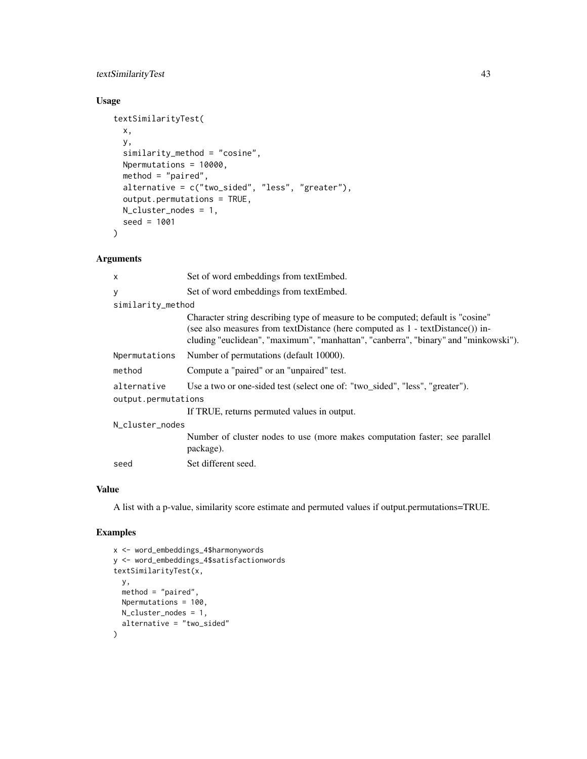## Usage

```
textSimilarityTest(
  x,
  y,
  similarity_method = "cosine",
  Npermutations = 10000,
  method = "paired",
  alternative = c("two_sided", "less", "greater"),
  output.permutations = TRUE,
  N_cluster_nodes = 1,
  seed = 1001
)
```

## Arguments

| | |
|---|---|
| `x` | Set of word embeddings from textEmbed. |
| `y` | Set of word embeddings from textEmbed. |
| `similarity_method` | Character string describing type of measure to be computed; default is "cosine" (see also measures from textDistance (here computed as 1 - textDistance()) including "euclidean", "maximum", "manhattan", "canberra", "binary" and "minkowski"). |
| `Npermutations` | Number of permutations (default 10000). |
| `method` | Compute a "paired" or an "unpaired" test. |
| `alternative` | Use a two or one-sided test (select one of: "two_sided", "less", "greater"). |
| `output.permutations` | If TRUE, returns permuted values in output. |
| `N_cluster_nodes` | Number of cluster nodes to use (more makes computation faster; see parallel package). |
| `seed` | Set different seed. |

## Value

A list with a p-value, similarity score estimate and permuted values if output.permutations=TRUE.

## Examples

```
x <- word_embeddings_4$harmonywords
y <- word_embeddings_4$satisfactionwords
textSimilarityTest(x,
  y,
  method = "paired",
  Npermutations = 100,
  N_cluster_nodes = 1,
  alternative = "two_sided"
)
```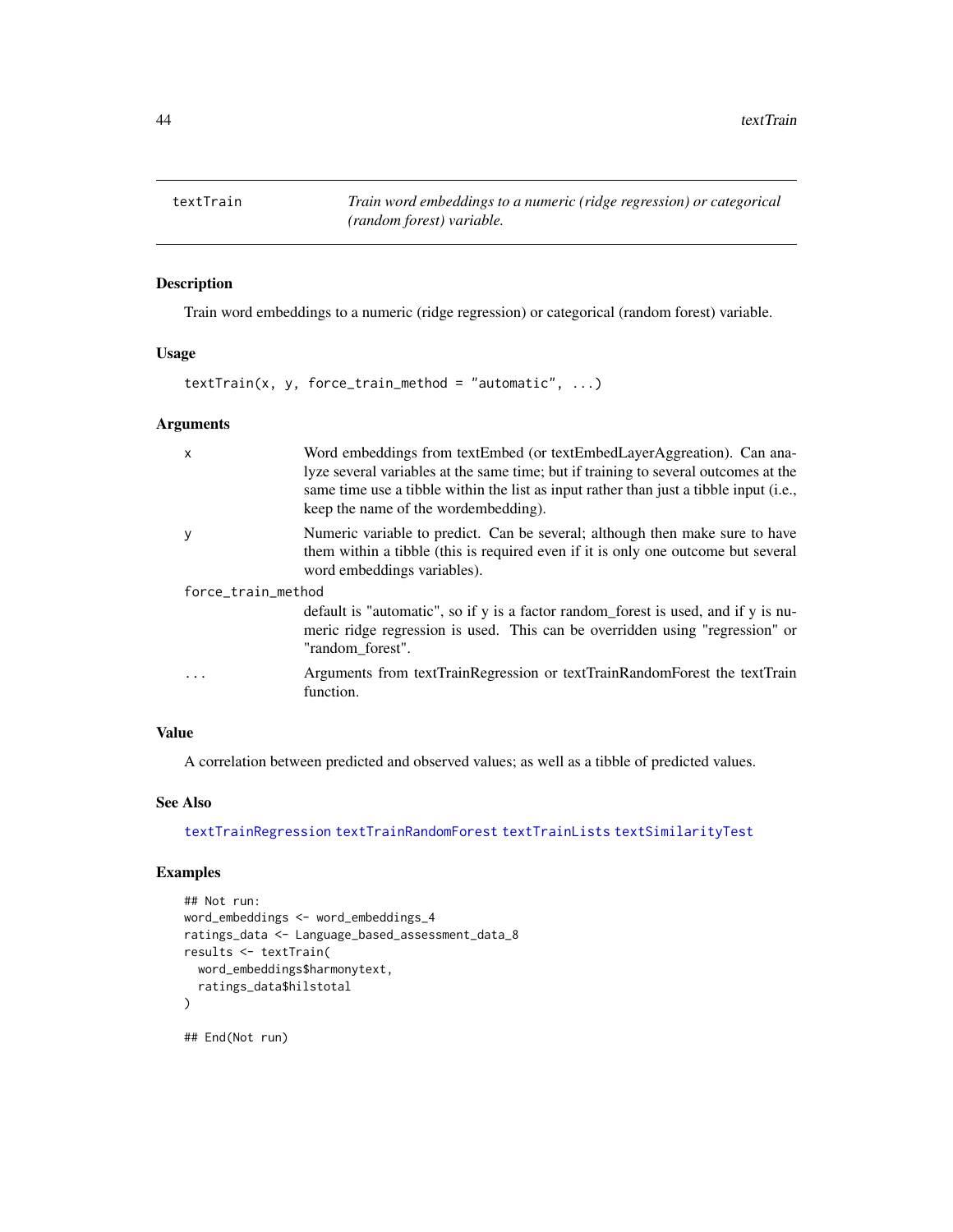textTrain — *Train word embeddings to a numeric (ridge regression) or categorical (random forest) variable.*

### Description

Train word embeddings to a numeric (ridge regression) or categorical (random forest) variable.

### Usage

```
textTrain(x, y, force_train_method = "automatic", ...)
```

### Arguments

- `x` — Word embeddings from textEmbed (or textEmbedLayerAggreation). Can analyze several variables at the same time; but if training to several outcomes at the same time use a tibble within the list as input rather than just a tibble input (i.e., keep the name of the wordembedding).
- `y` — Numeric variable to predict. Can be several; although then make sure to have them within a tibble (this is required even if it is only one outcome but several word embeddings variables).
- `force_train_method` — default is "automatic", so if y is a factor random_forest is used, and if y is numeric ridge regression is used. This can be overridden using "regression" or "random_forest".
- `...` — Arguments from textTrainRegression or textTrainRandomForest the textTrain function.

### Value

A correlation between predicted and observed values; as well as a tibble of predicted values.

### See Also

`textTrainRegression` `textTrainRandomForest` `textTrainLists` `textSimilarityTest`

### Examples

```
## Not run:
word_embeddings <- word_embeddings_4
ratings_data <- Language_based_assessment_data_8
results <- textTrain(
  word_embeddings$harmonytext,
  ratings_data$hilstotal
)

## End(Not run)
```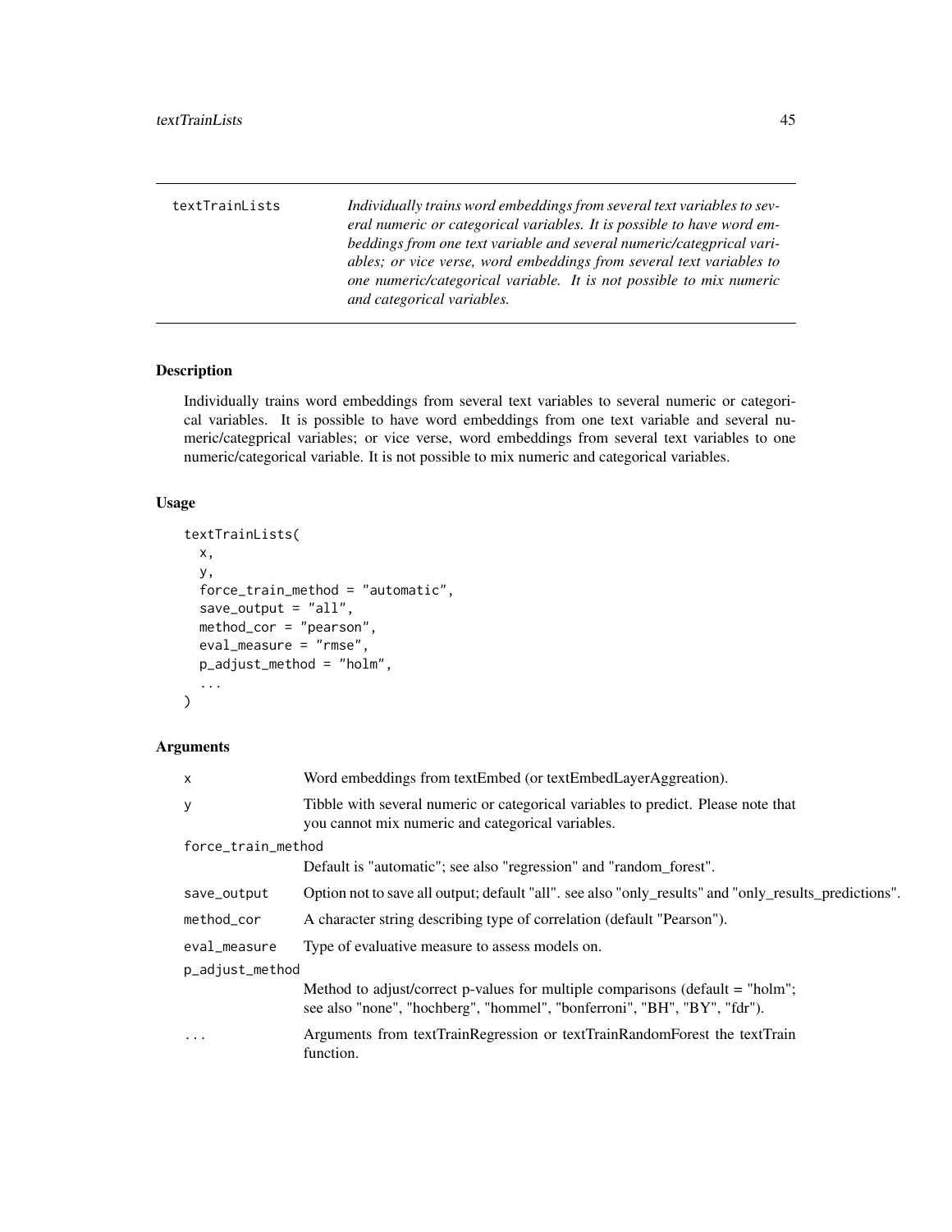# textTrainLists

*Individually trains word embeddings from several text variables to several numeric or categorical variables. It is possible to have word embeddings from one text variable and several numeric/categprical variables; or vice verse, word embeddings from several text variables to one numeric/categorical variable. It is not possible to mix numeric and categorical variables.*

## Description

Individually trains word embeddings from several text variables to several numeric or categorical variables. It is possible to have word embeddings from one text variable and several numeric/categprical variables; or vice verse, word embeddings from several text variables to one numeric/categorical variable. It is not possible to mix numeric and categorical variables.

## Usage

```
textTrainLists(
  x,
  y,
  force_train_method = "automatic",
  save_output = "all",
  method_cor = "pearson",
  eval_measure = "rmse",
  p_adjust_method = "holm",
  ...
)
```

## Arguments

| | |
|---|---|
| x | Word embeddings from textEmbed (or textEmbedLayerAggreation). |
| y | Tibble with several numeric or categorical variables to predict. Please note that you cannot mix numeric and categorical variables. |
| force_train_method | Default is "automatic"; see also "regression" and "random_forest". |
| save_output | Option not to save all output; default "all". see also "only_results" and "only_results_predictions". |
| method_cor | A character string describing type of correlation (default "Pearson"). |
| eval_measure | Type of evaluative measure to assess models on. |
| p_adjust_method | Method to adjust/correct p-values for multiple comparisons (default = "holm"; see also "none", "hochberg", "hommel", "bonferroni", "BH", "BY", "fdr"). |
| ... | Arguments from textTrainRegression or textTrainRandomForest the textTrain function. |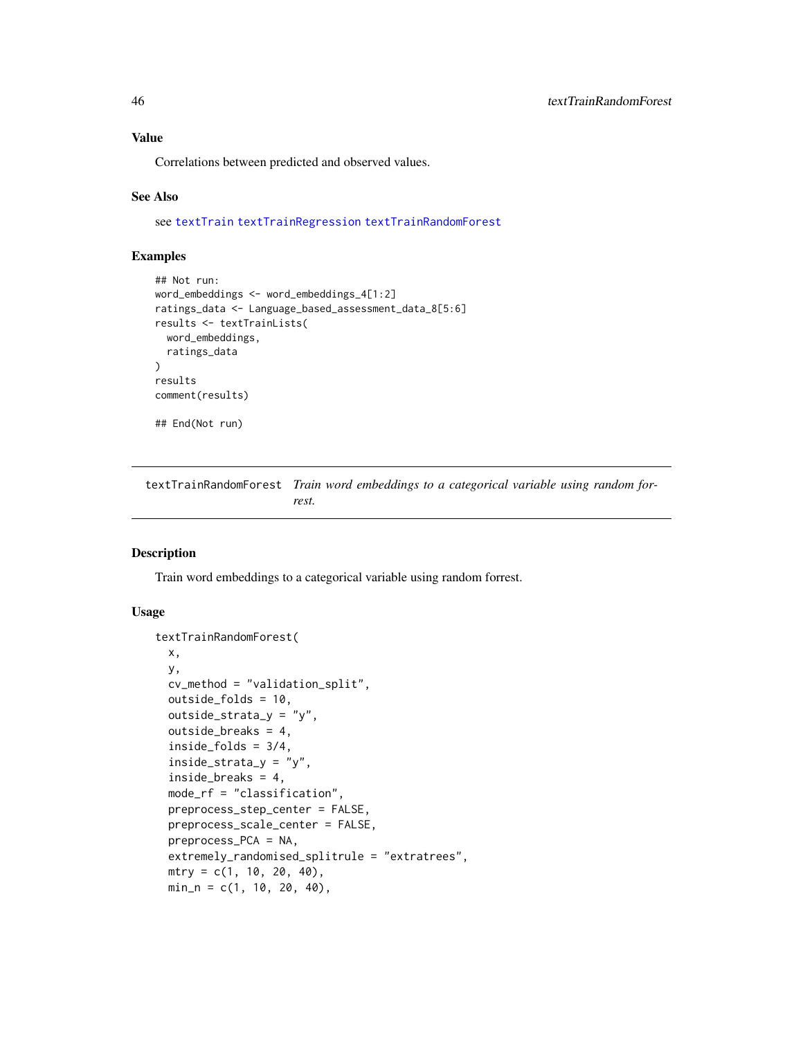### Value

Correlations between predicted and observed values.

### See Also

see textTrain textTrainRegression textTrainRandomForest

### Examples

```
## Not run:
word_embeddings <- word_embeddings_4[1:2]
ratings_data <- Language_based_assessment_data_8[5:6]
results <- textTrainLists(
  word_embeddings,
  ratings_data
)
results
comment(results)

## End(Not run)
```

---

## textTrainRandomForest *Train word embeddings to a categorical variable using random forest.*

---

### Description

Train word embeddings to a categorical variable using random forrest.

### Usage

```
textTrainRandomForest(
  x,
  y,
  cv_method = "validation_split",
  outside_folds = 10,
  outside_strata_y = "y",
  outside_breaks = 4,
  inside_folds = 3/4,
  inside_strata_y = "y",
  inside_breaks = 4,
  mode_rf = "classification",
  preprocess_step_center = FALSE,
  preprocess_scale_center = FALSE,
  preprocess_PCA = NA,
  extremely_randomised_splitrule = "extratrees",
  mtry = c(1, 10, 20, 40),
  min_n = c(1, 10, 20, 40),
```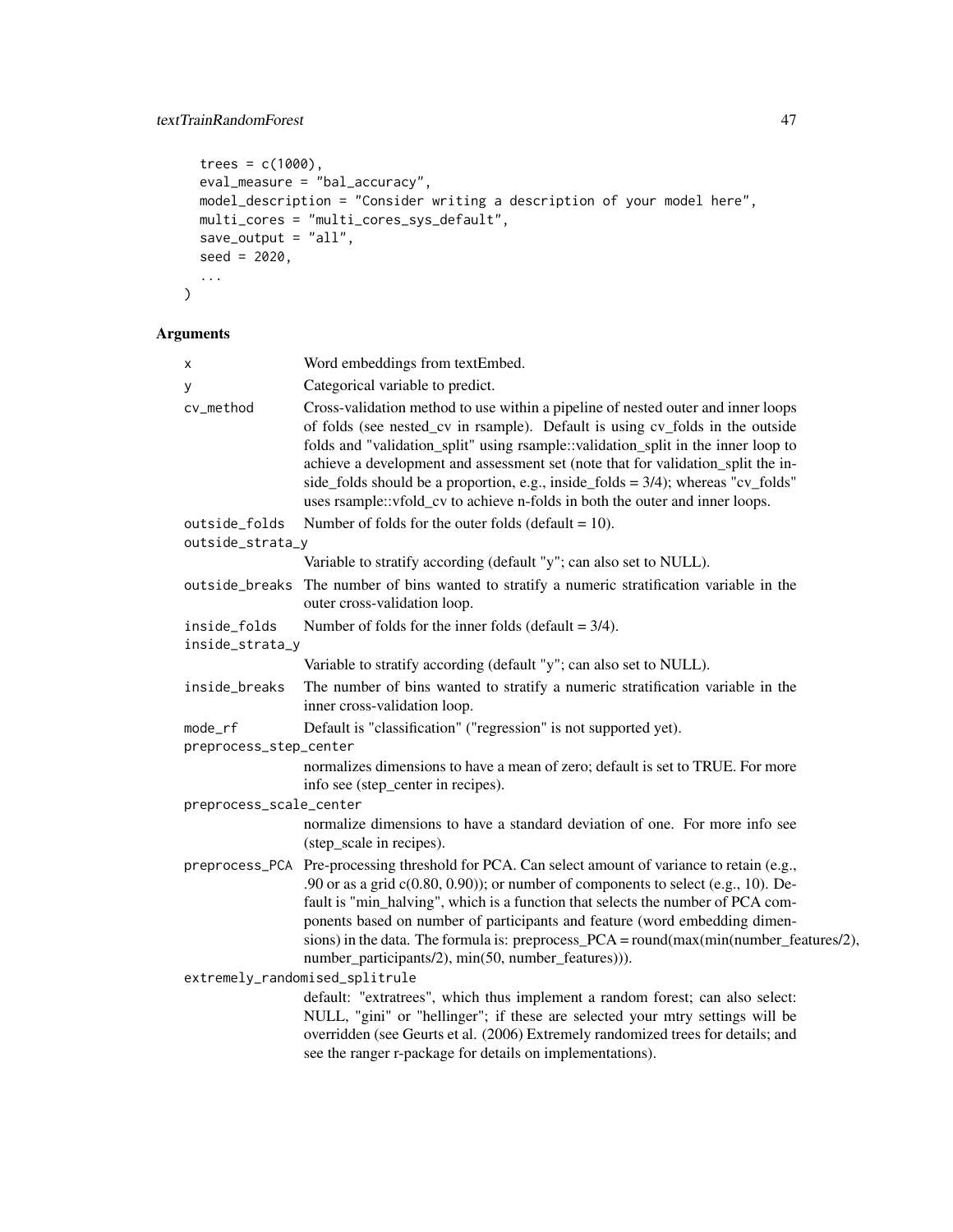```
  trees = c(1000),
  eval_measure = "bal_accuracy",
  model_description = "Consider writing a description of your model here",
  multi_cores = "multi_cores_sys_default",
  save_output = "all",
  seed = 2020,
  ...
)
```

## Arguments

| | |
|---|---|
| `x` | Word embeddings from textEmbed. |
| `y` | Categorical variable to predict. |
| `cv_method` | Cross-validation method to use within a pipeline of nested outer and inner loops of folds (see nested_cv in rsample). Default is using cv_folds in the outside folds and "validation_split" using rsample::validation_split in the inner loop to achieve a development and assessment set (note that for validation_split the inside_folds should be a proportion, e.g., inside_folds = 3/4); whereas "cv_folds" uses rsample::vfold_cv to achieve n-folds in both the outer and inner loops. |
| `outside_folds` | Number of folds for the outer folds (default = 10). |
| `outside_strata_y` | Variable to stratify according (default "y"; can also set to NULL). |
| `outside_breaks` | The number of bins wanted to stratify a numeric stratification variable in the outer cross-validation loop. |
| `inside_folds` | Number of folds for the inner folds (default = 3/4). |
| `inside_strata_y` | Variable to stratify according (default "y"; can also set to NULL). |
| `inside_breaks` | The number of bins wanted to stratify a numeric stratification variable in the inner cross-validation loop. |
| `mode_rf` | Default is "classification" ("regression" is not supported yet). |
| `preprocess_step_center` | normalizes dimensions to have a mean of zero; default is set to TRUE. For more info see (step_center in recipes). |
| `preprocess_scale_center` | normalize dimensions to have a standard deviation of one. For more info see (step_scale in recipes). |
| `preprocess_PCA` | Pre-processing threshold for PCA. Can select amount of variance to retain (e.g., .90 or as a grid c(0.80, 0.90)); or number of components to select (e.g., 10). Default is "min_halving", which is a function that selects the number of PCA components based on number of participants and feature (word embedding dimensions) in the data. The formula is: preprocess_PCA = round(max(min(number_features/2), number_participants/2), min(50, number_features))). |
| `extremely_randomised_splitrule` | default: "extratrees", which thus implement a random forest; can also select: NULL, "gini" or "hellinger"; if these are selected your mtry settings will be overridden (see Geurts et al. (2006) Extremely randomized trees for details; and see the ranger r-package for details on implementations). |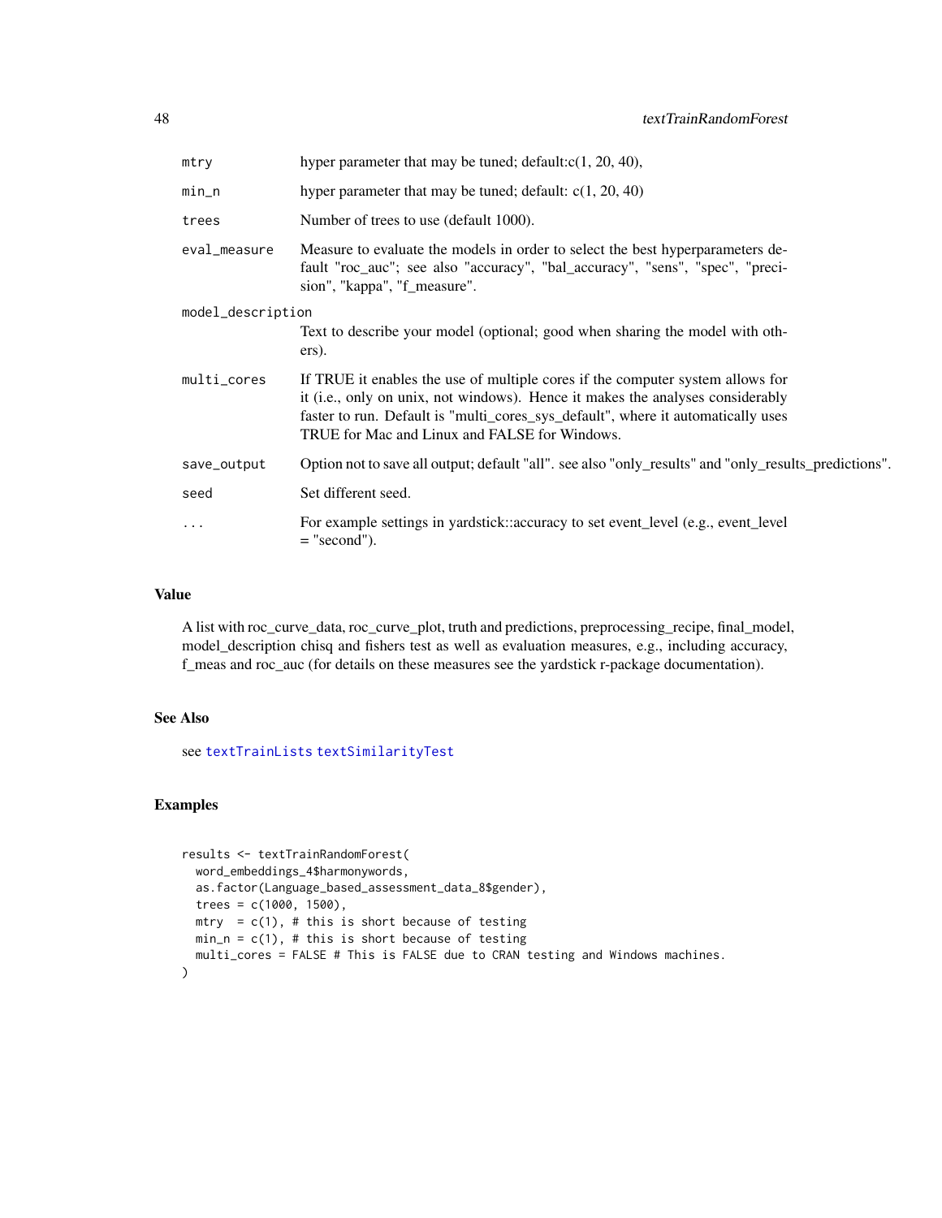| | |
|---|---|
| mtry | hyper parameter that may be tuned; default:c(1, 20, 40), |
| min_n | hyper parameter that may be tuned; default: c(1, 20, 40) |
| trees | Number of trees to use (default 1000). |
| eval_measure | Measure to evaluate the models in order to select the best hyperparameters default "roc_auc"; see also "accuracy", "bal_accuracy", "sens", "spec", "precision", "kappa", "f_measure". |
| model_description | Text to describe your model (optional; good when sharing the model with others). |
| multi_cores | If TRUE it enables the use of multiple cores if the computer system allows for it (i.e., only on unix, not windows). Hence it makes the analyses considerably faster to run. Default is "multi_cores_sys_default", where it automatically uses TRUE for Mac and Linux and FALSE for Windows. |
| save_output | Option not to save all output; default "all". see also "only_results" and "only_results_predictions". |
| seed | Set different seed. |
| ... | For example settings in yardstick::accuracy to set event_level (e.g., event_level = "second"). |

## Value

A list with roc_curve_data, roc_curve_plot, truth and predictions, preprocessing_recipe, final_model, model_description chisq and fishers test as well as evaluation measures, e.g., including accuracy, f_meas and roc_auc (for details on these measures see the yardstick r-package documentation).

## See Also

see textTrainLists textSimilarityTest

## Examples

```
results <- textTrainRandomForest(
  word_embeddings_4$harmonywords,
  as.factor(Language_based_assessment_data_8$gender),
  trees = c(1000, 1500),
  mtry  = c(1), # this is short because of testing
  min_n = c(1), # this is short because of testing
  multi_cores = FALSE # This is FALSE due to CRAN testing and Windows machines.
)
```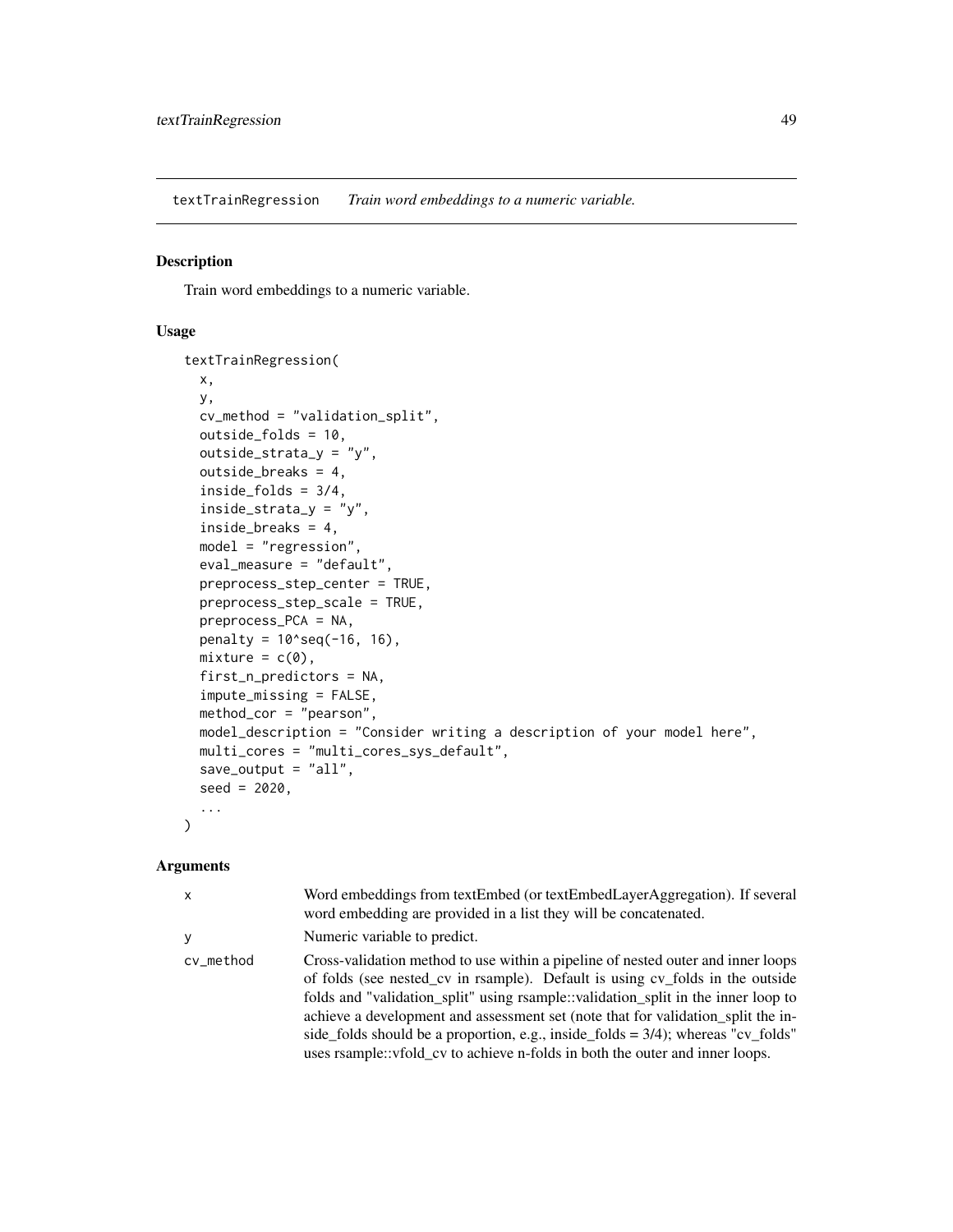## textTrainRegression *Train word embeddings to a numeric variable.*

### Description

Train word embeddings to a numeric variable.

### Usage

```
textTrainRegression(
  x,
  y,
  cv_method = "validation_split",
  outside_folds = 10,
  outside_strata_y = "y",
  outside_breaks = 4,
  inside_folds = 3/4,
  inside_strata_y = "y",
  inside_breaks = 4,
  model = "regression",
  eval_measure = "default",
  preprocess_step_center = TRUE,
  preprocess_step_scale = TRUE,
  preprocess_PCA = NA,
  penalty = 10^seq(-16, 16),
  mixture = c(0),
  first_n_predictors = NA,
  impute_missing = FALSE,
  method_cor = "pearson",
  model_description = "Consider writing a description of your model here",
  multi_cores = "multi_cores_sys_default",
  save_output = "all",
  seed = 2020,
  ...
)
```

### Arguments

| | |
|---|---|
| x | Word embeddings from textEmbed (or textEmbedLayerAggregation). If several word embedding are provided in a list they will be concatenated. |
| y | Numeric variable to predict. |
| cv_method | Cross-validation method to use within a pipeline of nested outer and inner loops of folds (see nested_cv in rsample). Default is using cv_folds in the outside folds and "validation_split" using rsample::validation_split in the inner loop to achieve a development and assessment set (note that for validation_split the inside_folds should be a proportion, e.g., inside_folds = 3/4); whereas "cv_folds" uses rsample::vfold_cv to achieve n-folds in both the outer and inner loops. |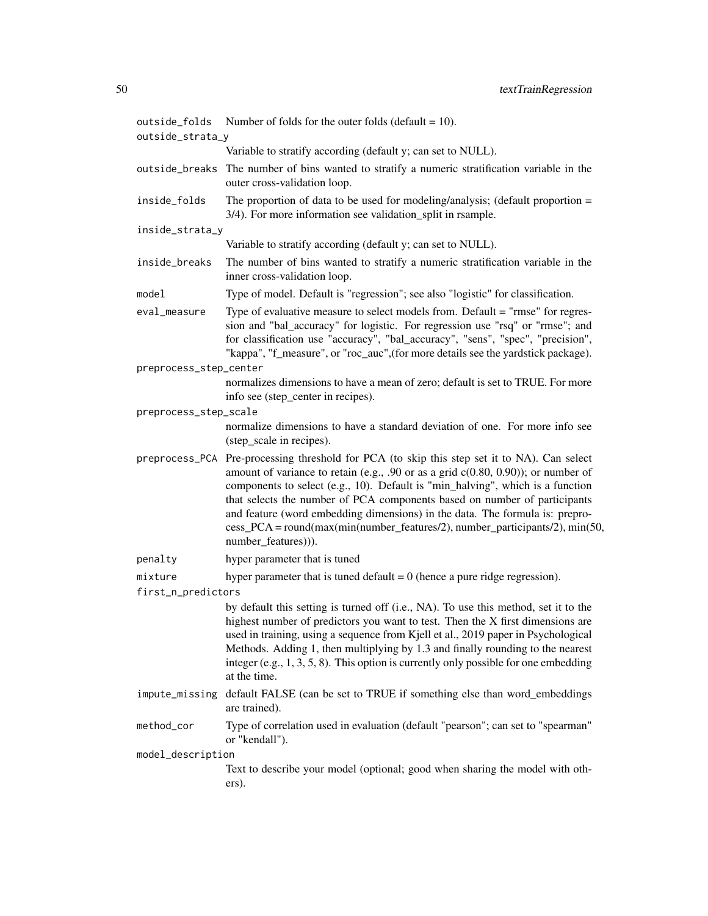`outside_folds`
: Number of folds for the outer folds (default = 10).

`outside_strata_y`
: Variable to stratify according (default y; can set to NULL).

`outside_breaks`
: The number of bins wanted to stratify a numeric stratification variable in the outer cross-validation loop.

`inside_folds`
: The proportion of data to be used for modeling/analysis; (default proportion = 3/4). For more information see validation_split in rsample.

`inside_strata_y`
: Variable to stratify according (default y; can set to NULL).

`inside_breaks`
: The number of bins wanted to stratify a numeric stratification variable in the inner cross-validation loop.

`model`
: Type of model. Default is "regression"; see also "logistic" for classification.

`eval_measure`
: Type of evaluative measure to select models from. Default = "rmse" for regression and "bal_accuracy" for logistic. For regression use "rsq" or "rmse"; and for classification use "accuracy", "bal_accuracy", "sens", "spec", "precision", "kappa", "f_measure", or "roc_auc",(for more details see the yardstick package).

`preprocess_step_center`
: normalizes dimensions to have a mean of zero; default is set to TRUE. For more info see (step_center in recipes).

`preprocess_step_scale`
: normalize dimensions to have a standard deviation of one. For more info see (step_scale in recipes).

`preprocess_PCA`
: Pre-processing threshold for PCA (to skip this step set it to NA). Can select amount of variance to retain (e.g., .90 or as a grid c(0.80, 0.90)); or number of components to select (e.g., 10). Default is "min_halving", which is a function that selects the number of PCA components based on number of participants and feature (word embedding dimensions) in the data. The formula is: preprocess_PCA = round(max(min(number_features/2), number_participants/2), min(50, number_features))).

`penalty`
: hyper parameter that is tuned

`mixture`
: hyper parameter that is tuned default = 0 (hence a pure ridge regression).

`first_n_predictors`
: by default this setting is turned off (i.e., NA). To use this method, set it to the highest number of predictors you want to test. Then the X first dimensions are used in training, using a sequence from Kjell et al., 2019 paper in Psychological Methods. Adding 1, then multiplying by 1.3 and finally rounding to the nearest integer (e.g., 1, 3, 5, 8). This option is currently only possible for one embedding at the time.

`impute_missing`
: default FALSE (can be set to TRUE if something else than word_embeddings are trained).

`method_cor`
: Type of correlation used in evaluation (default "pearson"; can set to "spearman" or "kendall").

`model_description`
: Text to describe your model (optional; good when sharing the model with others).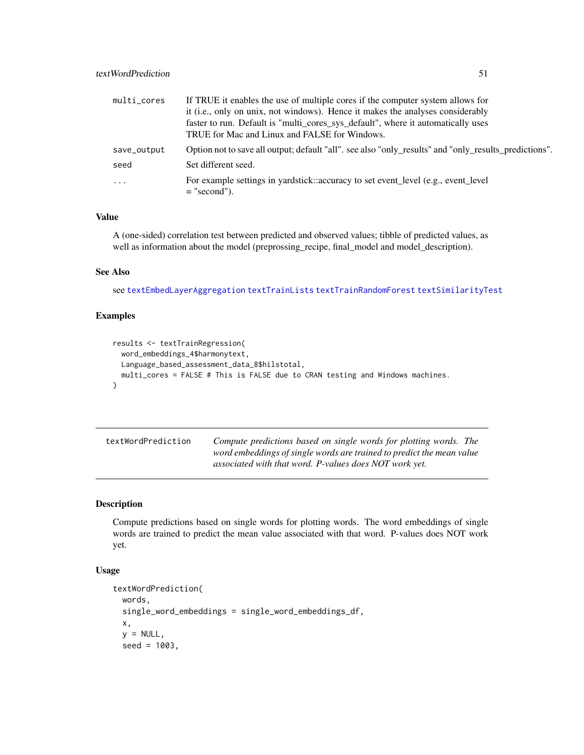| | |
|---|---|
| multi_cores | If TRUE it enables the use of multiple cores if the computer system allows for it (i.e., only on unix, not windows). Hence it makes the analyses considerably faster to run. Default is "multi_cores_sys_default", where it automatically uses TRUE for Mac and Linux and FALSE for Windows. |
| save_output | Option not to save all output; default "all". see also "only_results" and "only_results_predictions". |
| seed | Set different seed. |
| ... | For example settings in yardstick::accuracy to set event_level (e.g., event_level = "second"). |

### Value

A (one-sided) correlation test between predicted and observed values; tibble of predicted values, as well as information about the model (preprossing_recipe, final_model and model_description).

### See Also

see textEmbedLayerAggregation textTrainLists textTrainRandomForest textSimilarityTest

### Examples

```
results <- textTrainRegression(
  word_embeddings_4$harmonytext,
  Language_based_assessment_data_8$hilstotal,
  multi_cores = FALSE # This is FALSE due to CRAN testing and Windows machines.
)
```

---

## textWordPrediction

*Compute predictions based on single words for plotting words. The word embeddings of single words are trained to predict the mean value associated with that word. P-values does NOT work yet.*

---

### Description

Compute predictions based on single words for plotting words. The word embeddings of single words are trained to predict the mean value associated with that word. P-values does NOT work yet.

### Usage

```
textWordPrediction(
  words,
  single_word_embeddings = single_word_embeddings_df,
  x,
  y = NULL,
  seed = 1003,
```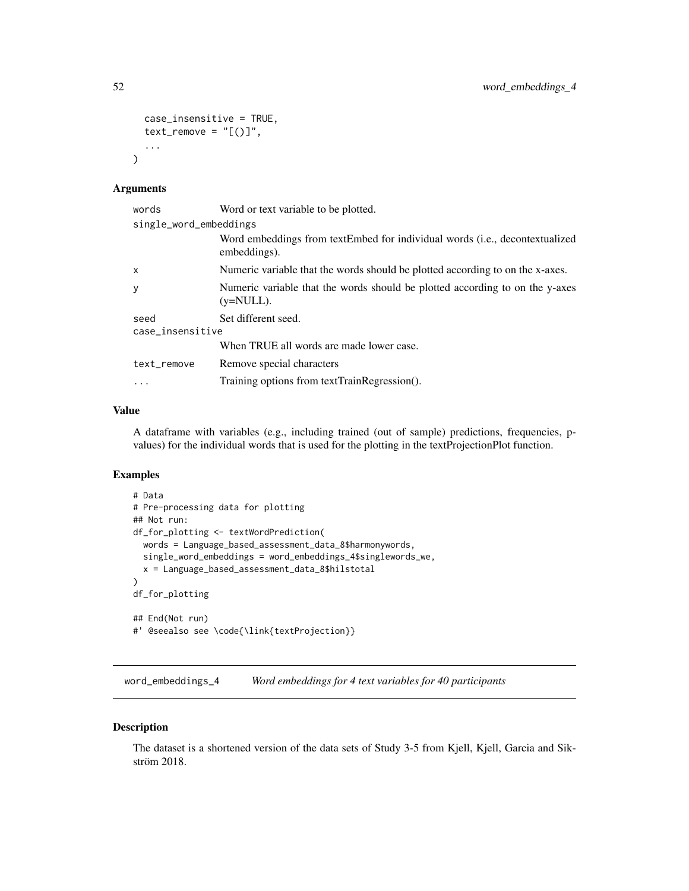```
  case_insensitive = TRUE,
  text_remove = "[()]",
  ...
)
```

### Arguments

| Argument | Description |
| --- | --- |
| words | Word or text variable to be plotted. |
| single_word_embeddings | Word embeddings from textEmbed for individual words (i.e., decontextualized embeddings). |
| x | Numeric variable that the words should be plotted according to on the x-axes. |
| y | Numeric variable that the words should be plotted according to on the y-axes (y=NULL). |
| seed | Set different seed. |
| case_insensitive | When TRUE all words are made lower case. |
| text_remove | Remove special characters |
| ... | Training options from textTrainRegression(). |

### Value

A dataframe with variables (e.g., including trained (out of sample) predictions, frequencies, p-values) for the individual words that is used for the plotting in the textProjectionPlot function.

### Examples

```
# Data
# Pre-processing data for plotting
## Not run:
df_for_plotting <- textWordPrediction(
  words = Language_based_assessment_data_8$harmonywords,
  single_word_embeddings = word_embeddings_4$singlewords_we,
  x = Language_based_assessment_data_8$hilstotal
)
df_for_plotting

## End(Not run)
#' @seealso see \code{\link{textProjection}}
```

---

## word_embeddings_4 — *Word embeddings for 4 text variables for 40 participants*

### Description

The dataset is a shortened version of the data sets of Study 3-5 from Kjell, Kjell, Garcia and Sikström 2018.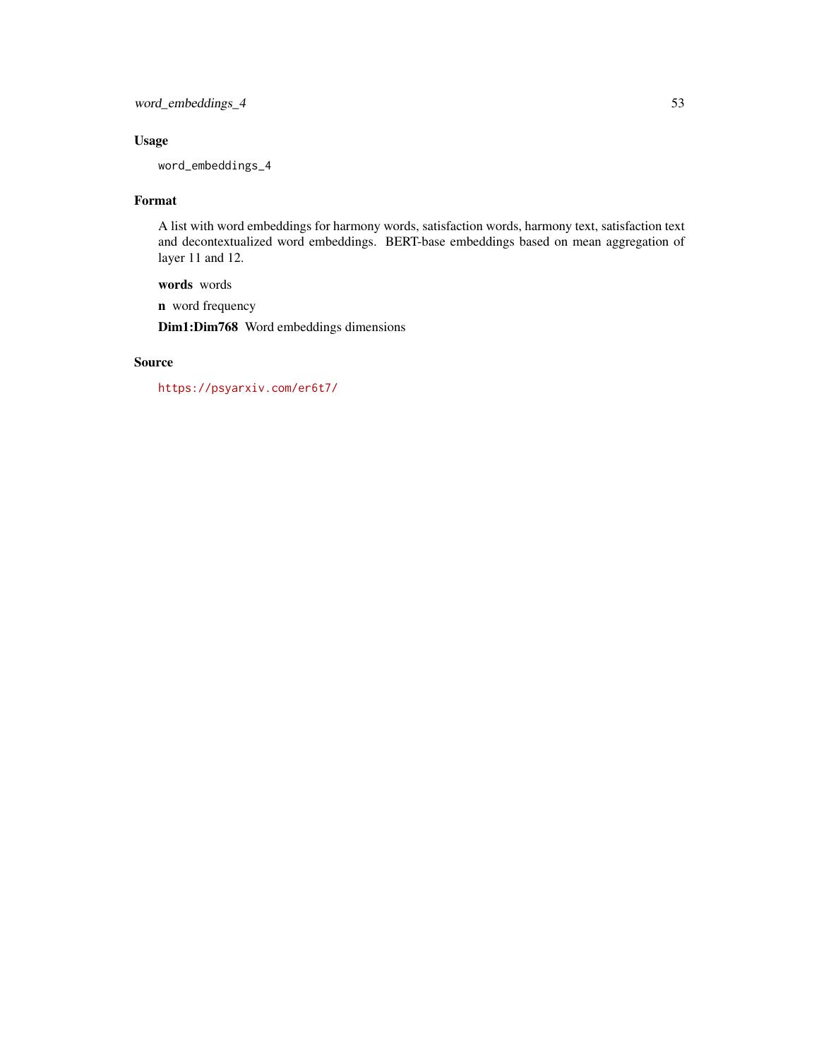### Usage

```
word_embeddings_4
```

### Format

A list with word embeddings for harmony words, satisfaction words, harmony text, satisfaction text and decontextualized word embeddings. BERT-base embeddings based on mean aggregation of layer 11 and 12.

**words** words

**n** word frequency

**Dim1:Dim768** Word embeddings dimensions

### Source

https://psyarxiv.com/er6t7/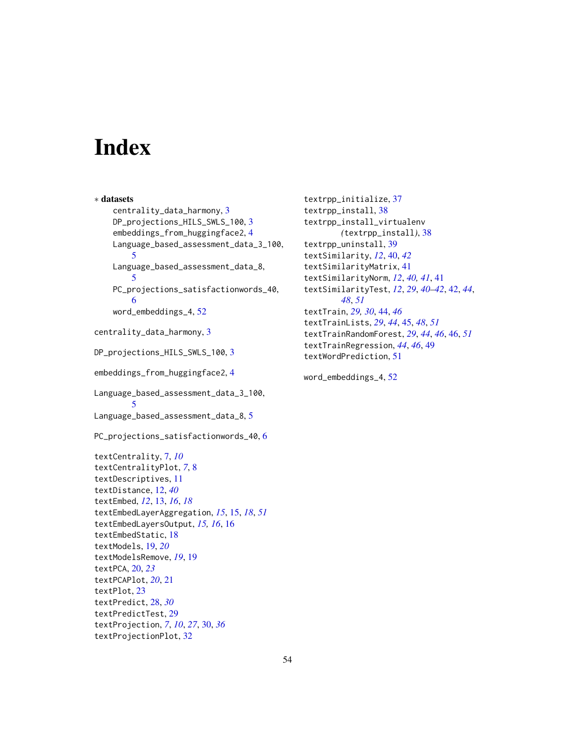# Index

∗ **datasets**
- centrality_data_harmony, 3
- DP_projections_HILS_SWLS_100, 3
- embeddings_from_huggingface2, 4
- Language_based_assessment_data_3_100, 5
- Language_based_assessment_data_8, 5
- PC_projections_satisfactionwords_40, 6
- word_embeddings_4, 52

centrality_data_harmony, 3

DP_projections_HILS_SWLS_100, 3

embeddings_from_huggingface2, 4

Language_based_assessment_data_3_100, 5

Language_based_assessment_data_8, 5

PC_projections_satisfactionwords_40, 6

textCentrality, 7, *10*
textCentralityPlot, *7*, 8
textDescriptives, 11
textDistance, 12, *40*
textEmbed, *12*, 13, *16*, *18*
textEmbedLayerAggregation, *15*, 15, *18*, *51*
textEmbedLayersOutput, *15, 16*, 16
textEmbedStatic, 18
textModels, 19, *20*
textModelsRemove, *19*, 19
textPCA, 20, *23*
textPCAPlot, *20*, 21
textPlot, 23
textPredict, 28, *30*
textPredictTest, 29
textProjection, *7*, *10*, *27*, 30, *36*
textProjectionPlot, 32
textrpp_initialize, 37
textrpp_install, 38
textrpp_install_virtualenv *(*textrpp_install*)*, 38
textrpp_uninstall, 39
textSimilarity, *12*, 40, *42*
textSimilarityMatrix, 41
textSimilarityNorm, *12*, *40, 41*, 41
textSimilarityTest, *12*, *29*, *40–42*, 42, *44*, *48*, *51*
textTrain, *29, 30*, 44, *46*
textTrainLists, *29*, *44*, 45, *48*, *51*
textTrainRandomForest, *29*, *44*, *46*, 46, *51*
textTrainRegression, *44*, *46*, 49
textWordPrediction, 51

word_embeddings_4, 52